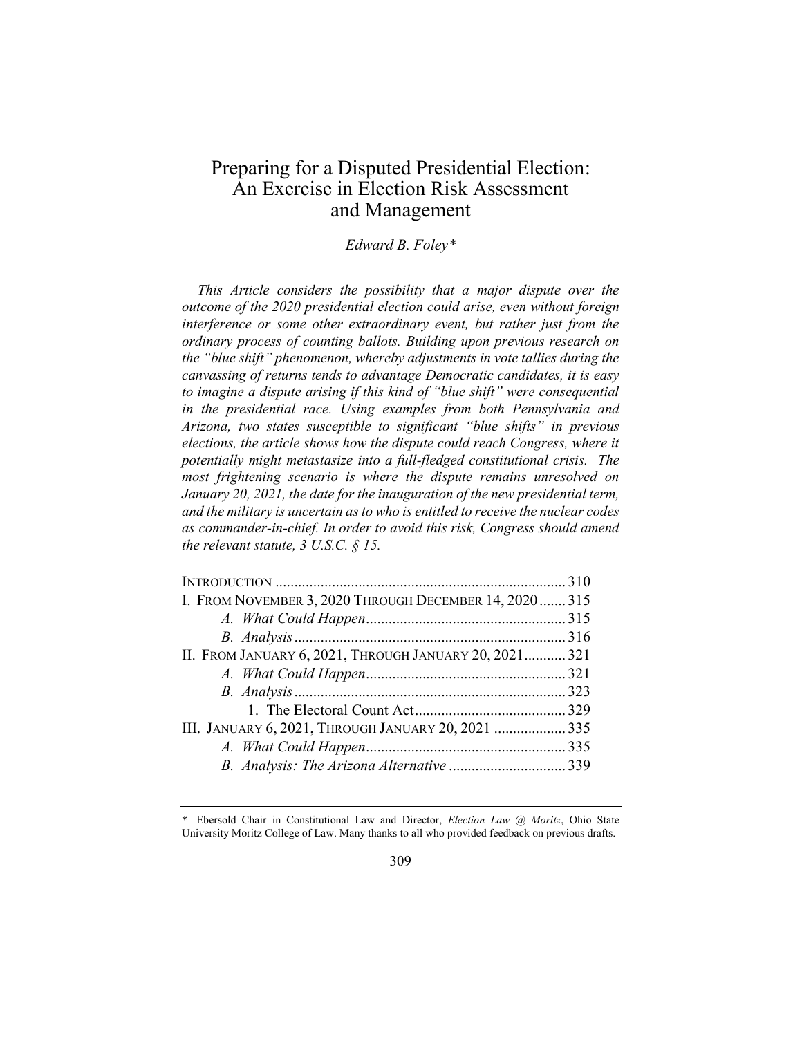# Preparing for a Disputed Presidential Election: An Exercise in Election Risk Assessment and Management

*Edward B. Foley\**

*This Article considers the possibility that a major dispute over the outcome of the 2020 presidential election could arise, even without foreign interference or some other extraordinary event, but rather just from the ordinary process of counting ballots. Building upon previous research on the "blue shift" phenomenon, whereby adjustments in vote tallies during the canvassing of returns tends to advantage Democratic candidates, it is easy to imagine a dispute arising if this kind of "blue shift" were consequential in the presidential race. Using examples from both Pennsylvania and Arizona, two states susceptible to significant "blue shifts" in previous elections, the article shows how the dispute could reach Congress, where it potentially might metastasize into a full-fledged constitutional crisis. The most frightening scenario is where the dispute remains unresolved on January 20, 2021, the date for the inauguration of the new presidential term, and the military is uncertain as to who is entitled to receive the nuclear codes as commander-in-chief. In order to avoid this risk, Congress should amend the relevant statute, 3 U.S.C. § 15.*

| | |
|---|---|
| INTRODUCTION | 310 |
| I. FROM NOVEMBER 3, 2020 THROUGH DECEMBER 14, 2020 | 315 |
| *A. What Could Happen* | 315 |
| *B. Analysis* | 316 |
| II. FROM JANUARY 6, 2021, THROUGH JANUARY 20, 2021 | 321 |
| *A. What Could Happen* | 321 |
| *B. Analysis* | 323 |
| 1. The Electoral Count Act | 329 |
| III. JANUARY 6, 2021, THROUGH JANUARY 20, 2021 | 335 |
| *A. What Could Happen* | 335 |
| *B. Analysis: The Arizona Alternative* | 339 |

\* Ebersold Chair in Constitutional Law and Director, *Election Law @ Moritz*, Ohio State University Moritz College of Law. Many thanks to all who provided feedback on previous drafts.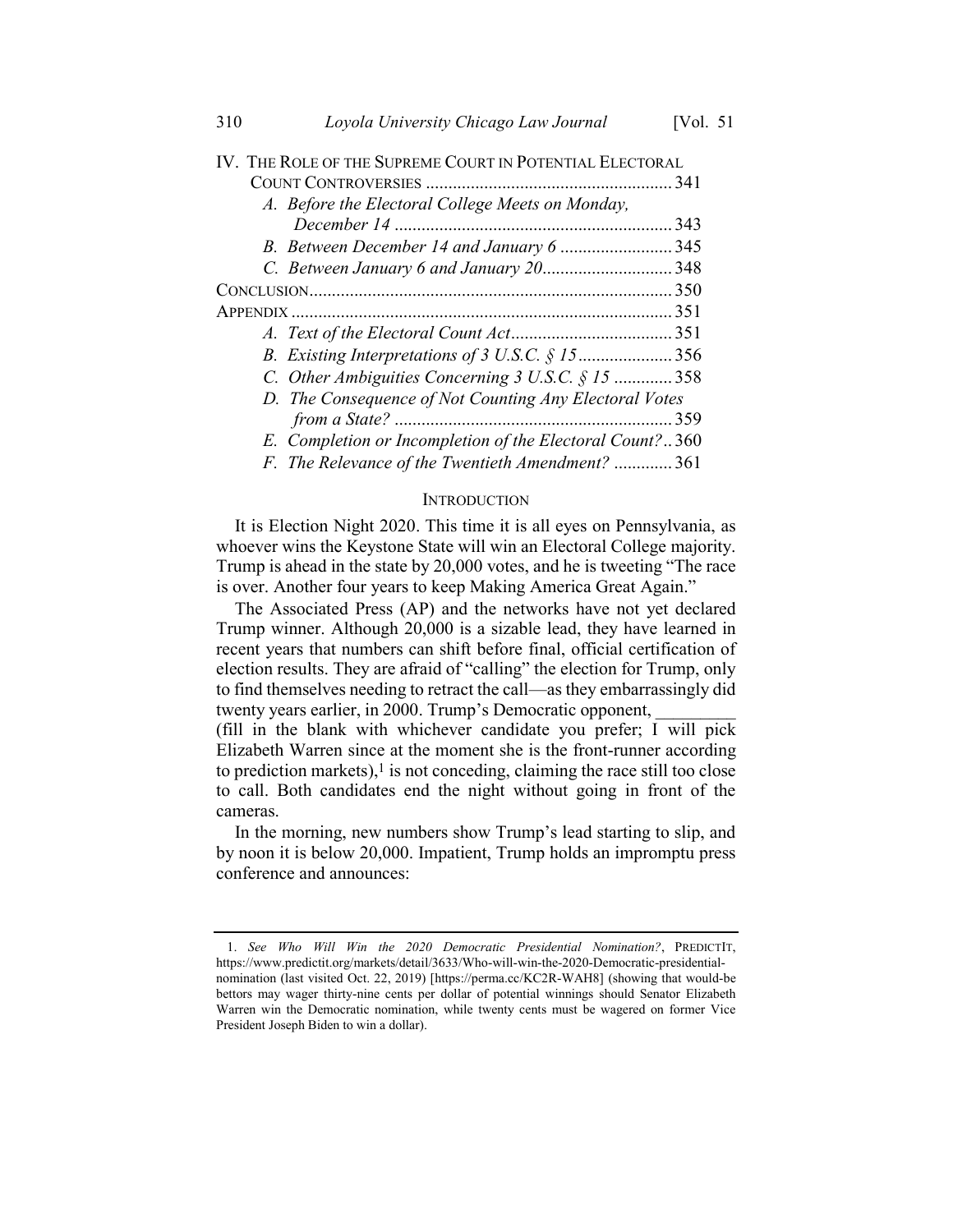IV. THE ROLE OF THE SUPREME COURT IN POTENTIAL ELECTORAL COUNT CONTROVERSIES ....................................................... 341

- A. *Before the Electoral College Meets on Monday, December 14* ............................................................ 343
- B. *Between December 14 and January 6* ......................... 345
- C. *Between January 6 and January 20*............................ 348

CONCLUSION................................................................................ 350

APPENDIX .................................................................................... 351

- A. *Text of the Electoral Count Act*.................................... 351
- B. *Existing Interpretations of 3 U.S.C. § 15*..................... 356
- C. *Other Ambiguities Concerning 3 U.S.C. § 15* ............. 358
- D. *The Consequence of Not Counting Any Electoral Votes from a State?* ............................................................. 359
- E. *Completion or Incompletion of the Electoral Count?*.. 360
- F. *The Relevance of the Twentieth Amendment?* ............. 361

## INTRODUCTION

It is Election Night 2020. This time it is all eyes on Pennsylvania, as whoever wins the Keystone State will win an Electoral College majority. Trump is ahead in the state by 20,000 votes, and he is tweeting "The race is over. Another four years to keep Making America Great Again."

The Associated Press (AP) and the networks have not yet declared Trump winner. Although 20,000 is a sizable lead, they have learned in recent years that numbers can shift before final, official certification of election results. They are afraid of "calling" the election for Trump, only to find themselves needing to retract the call—as they embarrassingly did twenty years earlier, in 2000. Trump's Democratic opponent, _________ (fill in the blank with whichever candidate you prefer; I will pick Elizabeth Warren since at the moment she is the front-runner according to prediction markets),[1] is not conceding, claiming the race still too close to call. Both candidates end the night without going in front of the cameras.

In the morning, new numbers show Trump's lead starting to slip, and by noon it is below 20,000. Impatient, Trump holds an impromptu press conference and announces:

---

1. *See Who Will Win the 2020 Democratic Presidential Nomination?*, PREDICTIT, https://www.predictit.org/markets/detail/3633/Who-will-win-the-2020-Democratic-presidential-nomination (last visited Oct. 22, 2019) [https://perma.cc/KC2R-WAH8] (showing that would-be bettors may wager thirty-nine cents per dollar of potential winnings should Senator Elizabeth Warren win the Democratic nomination, while twenty cents must be wagered on former Vice President Joseph Biden to win a dollar).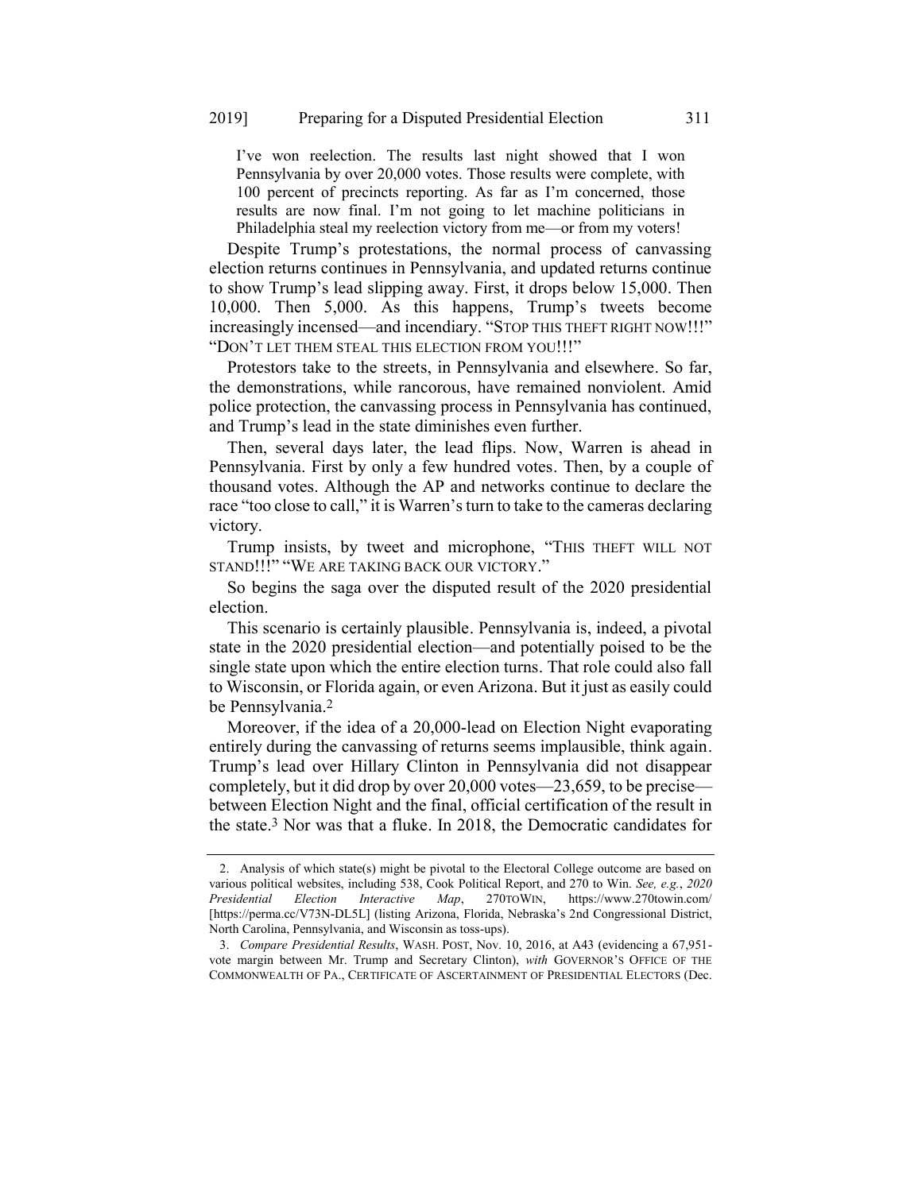> I've won reelection. The results last night showed that I won Pennsylvania by over 20,000 votes. Those results were complete, with 100 percent of precincts reporting. As far as I'm concerned, those results are now final. I'm not going to let machine politicians in Philadelphia steal my reelection victory from me—or from my voters!

Despite Trump's protestations, the normal process of canvassing election returns continues in Pennsylvania, and updated returns continue to show Trump's lead slipping away. First, it drops below 15,000. Then 10,000. Then 5,000. As this happens, Trump's tweets become increasingly incensed—and incendiary. "STOP THIS THEFT RIGHT NOW!!!" "DON'T LET THEM STEAL THIS ELECTION FROM YOU!!!"

Protestors take to the streets, in Pennsylvania and elsewhere. So far, the demonstrations, while rancorous, have remained nonviolent. Amid police protection, the canvassing process in Pennsylvania has continued, and Trump's lead in the state diminishes even further.

Then, several days later, the lead flips. Now, Warren is ahead in Pennsylvania. First by only a few hundred votes. Then, by a couple of thousand votes. Although the AP and networks continue to declare the race "too close to call," it is Warren's turn to take to the cameras declaring victory.

Trump insists, by tweet and microphone, "THIS THEFT WILL NOT STAND!!!" "WE ARE TAKING BACK OUR VICTORY."

So begins the saga over the disputed result of the 2020 presidential election.

This scenario is certainly plausible. Pennsylvania is, indeed, a pivotal state in the 2020 presidential election—and potentially poised to be the single state upon which the entire election turns. That role could also fall to Wisconsin, or Florida again, or even Arizona. But it just as easily could be Pennsylvania.[2]

Moreover, if the idea of a 20,000-lead on Election Night evaporating entirely during the canvassing of returns seems implausible, think again. Trump's lead over Hillary Clinton in Pennsylvania did not disappear completely, but it did drop by over 20,000 votes—23,659, to be precise—between Election Night and the final, official certification of the result in the state.[3] Nor was that a fluke. In 2018, the Democratic candidates for

---

2. Analysis of which state(s) might be pivotal to the Electoral College outcome are based on various political websites, including 538, Cook Political Report, and 270 to Win. *See, e.g.*, *2020 Presidential Election Interactive Map*, 270TOWIN, https://www.270towin.com/ [https://perma.cc/V73N-DL5L] (listing Arizona, Florida, Nebraska's 2nd Congressional District, North Carolina, Pennsylvania, and Wisconsin as toss-ups).

3. *Compare Presidential Results*, WASH. POST, Nov. 10, 2016, at A43 (evidencing a 67,951-vote margin between Mr. Trump and Secretary Clinton), *with* GOVERNOR'S OFFICE OF THE COMMONWEALTH OF PA., CERTIFICATE OF ASCERTAINMENT OF PRESIDENTIAL ELECTORS (Dec.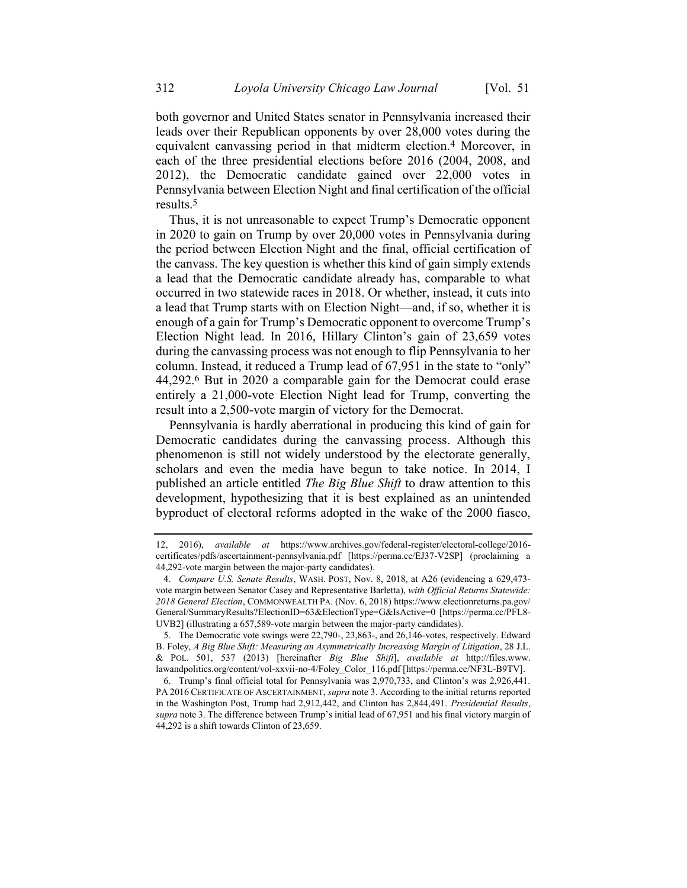both governor and United States senator in Pennsylvania increased their leads over their Republican opponents by over 28,000 votes during the equivalent canvassing period in that midterm election.[4] Moreover, in each of the three presidential elections before 2016 (2004, 2008, and 2012), the Democratic candidate gained over 22,000 votes in Pennsylvania between Election Night and final certification of the official results.[5]

Thus, it is not unreasonable to expect Trump's Democratic opponent in 2020 to gain on Trump by over 20,000 votes in Pennsylvania during the period between Election Night and the final, official certification of the canvass. The key question is whether this kind of gain simply extends a lead that the Democratic candidate already has, comparable to what occurred in two statewide races in 2018. Or whether, instead, it cuts into a lead that Trump starts with on Election Night—and, if so, whether it is enough of a gain for Trump's Democratic opponent to overcome Trump's Election Night lead. In 2016, Hillary Clinton's gain of 23,659 votes during the canvassing process was not enough to flip Pennsylvania to her column. Instead, it reduced a Trump lead of 67,951 in the state to "only" 44,292.[6] But in 2020 a comparable gain for the Democrat could erase entirely a 21,000-vote Election Night lead for Trump, converting the result into a 2,500-vote margin of victory for the Democrat.

Pennsylvania is hardly aberrational in producing this kind of gain for Democratic candidates during the canvassing process. Although this phenomenon is still not widely understood by the electorate generally, scholars and even the media have begun to take notice. In 2014, I published an article entitled *The Big Blue Shift* to draw attention to this development, hypothesizing that it is best explained as an unintended byproduct of electoral reforms adopted in the wake of the 2000 fiasco,

---

12, 2016), *available at* https://www.archives.gov/federal-register/electoral-college/2016-certificates/pdfs/ascertainment-pennsylvania.pdf [https://perma.cc/EJ37-V2SP] (proclaiming a 44,292-vote margin between the major-party candidates).

4. *Compare U.S. Senate Results*, WASH. POST, Nov. 8, 2018, at A26 (evidencing a 629,473-vote margin between Senator Casey and Representative Barletta), *with Official Returns Statewide: 2018 General Election*, COMMONWEALTH PA. (Nov. 6, 2018) https://www.electionreturns.pa.gov/General/SummaryResults?ElectionID=63&ElectionType=G&IsActive=0 [https://perma.cc/PFL8-UVB2] (illustrating a 657,589-vote margin between the major-party candidates).

5. The Democratic vote swings were 22,790-, 23,863-, and 26,146-votes, respectively. Edward B. Foley, *A Big Blue Shift: Measuring an Asymmetrically Increasing Margin of Litigation*, 28 J.L. & POL. 501, 537 (2013) [hereinafter *Big Blue Shift*], *available at* http://files.www.lawandpolitics.org/content/vol-xxvii-no-4/Foley_Color_116.pdf [https://perma.cc/NF3L-B9TV].

6. Trump's final official total for Pennsylvania was 2,970,733, and Clinton's was 2,926,441. PA 2016 CERTIFICATE OF ASCERTAINMENT, *supra* note 3. According to the initial returns reported in the Washington Post, Trump had 2,912,442, and Clinton has 2,844,491. *Presidential Results*, *supra* note 3. The difference between Trump's initial lead of 67,951 and his final victory margin of 44,292 is a shift towards Clinton of 23,659.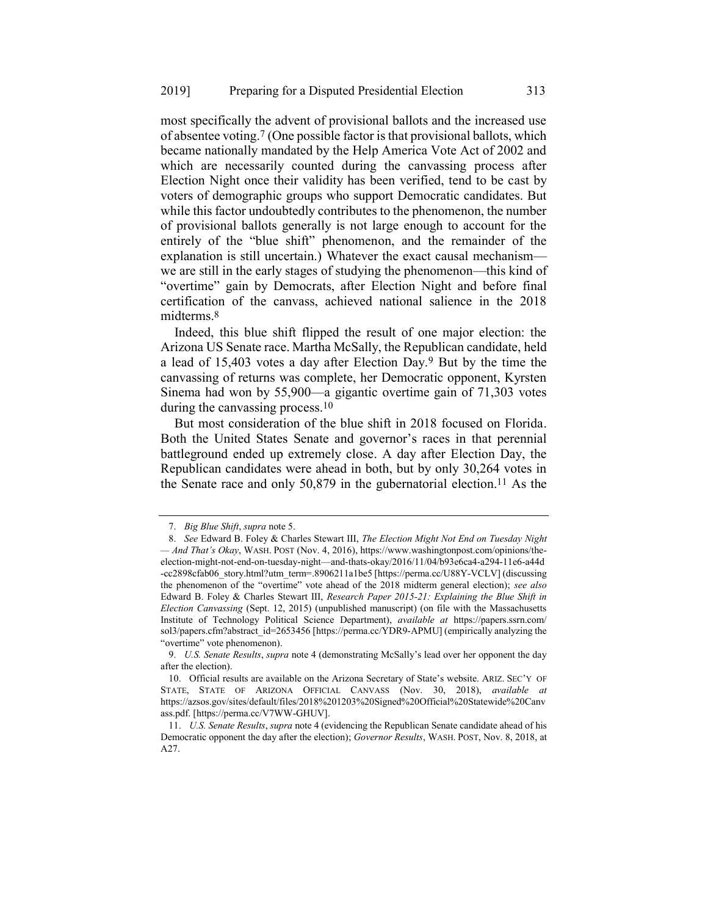most specifically the advent of provisional ballots and the increased use of absentee voting.[7] (One possible factor is that provisional ballots, which became nationally mandated by the Help America Vote Act of 2002 and which are necessarily counted during the canvassing process after Election Night once their validity has been verified, tend to be cast by voters of demographic groups who support Democratic candidates. But while this factor undoubtedly contributes to the phenomenon, the number of provisional ballots generally is not large enough to account for the entirely of the "blue shift" phenomenon, and the remainder of the explanation is still uncertain.) Whatever the exact causal mechanism—we are still in the early stages of studying the phenomenon—this kind of "overtime" gain by Democrats, after Election Night and before final certification of the canvass, achieved national salience in the 2018 midterms.[8]

Indeed, this blue shift flipped the result of one major election: the Arizona US Senate race. Martha McSally, the Republican candidate, held a lead of 15,403 votes a day after Election Day.[9] But by the time the canvassing of returns was complete, her Democratic opponent, Kyrsten Sinema had won by 55,900—a gigantic overtime gain of 71,303 votes during the canvassing process.[10]

But most consideration of the blue shift in 2018 focused on Florida. Both the United States Senate and governor's races in that perennial battleground ended up extremely close. A day after Election Day, the Republican candidates were ahead in both, but by only 30,264 votes in the Senate race and only 50,879 in the gubernatorial election.[11] As the

---

7. *Big Blue Shift*, *supra* note 5.

8. *See* Edward B. Foley & Charles Stewart III, *The Election Might Not End on Tuesday Night — And That's Okay*, WASH. POST (Nov. 4, 2016), https://www.washingtonpost.com/opinions/the-election-might-not-end-on-tuesday-night—and-thats-okay/2016/11/04/b93e6ca4-a294-11e6-a44d-cc2898cfab06_story.html?utm_term=.8906211a1be5 [https://perma.cc/U88Y-VCLV] (discussing the phenomenon of the "overtime" vote ahead of the 2018 midterm general election); *see also* Edward B. Foley & Charles Stewart III, *Research Paper 2015-21: Explaining the Blue Shift in Election Canvassing* (Sept. 12, 2015) (unpublished manuscript) (on file with the Massachusetts Institute of Technology Political Science Department), *available at* https://papers.ssrn.com/sol3/papers.cfm?abstract_id=2653456 [https://perma.cc/YDR9-APMU] (empirically analyzing the "overtime" vote phenomenon).

9. *U.S. Senate Results*, *supra* note 4 (demonstrating McSally's lead over her opponent the day after the election).

10. Official results are available on the Arizona Secretary of State's website. ARIZ. SEC'Y OF STATE, STATE OF ARIZONA OFFICIAL CANVASS (Nov. 30, 2018), *available at* https://azsos.gov/sites/default/files/2018%201203%20Signed%20Official%20Statewide%20Canvass.pdf. [https://perma.cc/V7WW-GHUV].

11. *U.S. Senate Results*, *supra* note 4 (evidencing the Republican Senate candidate ahead of his Democratic opponent the day after the election); *Governor Results*, WASH. POST, Nov. 8, 2018, at A27.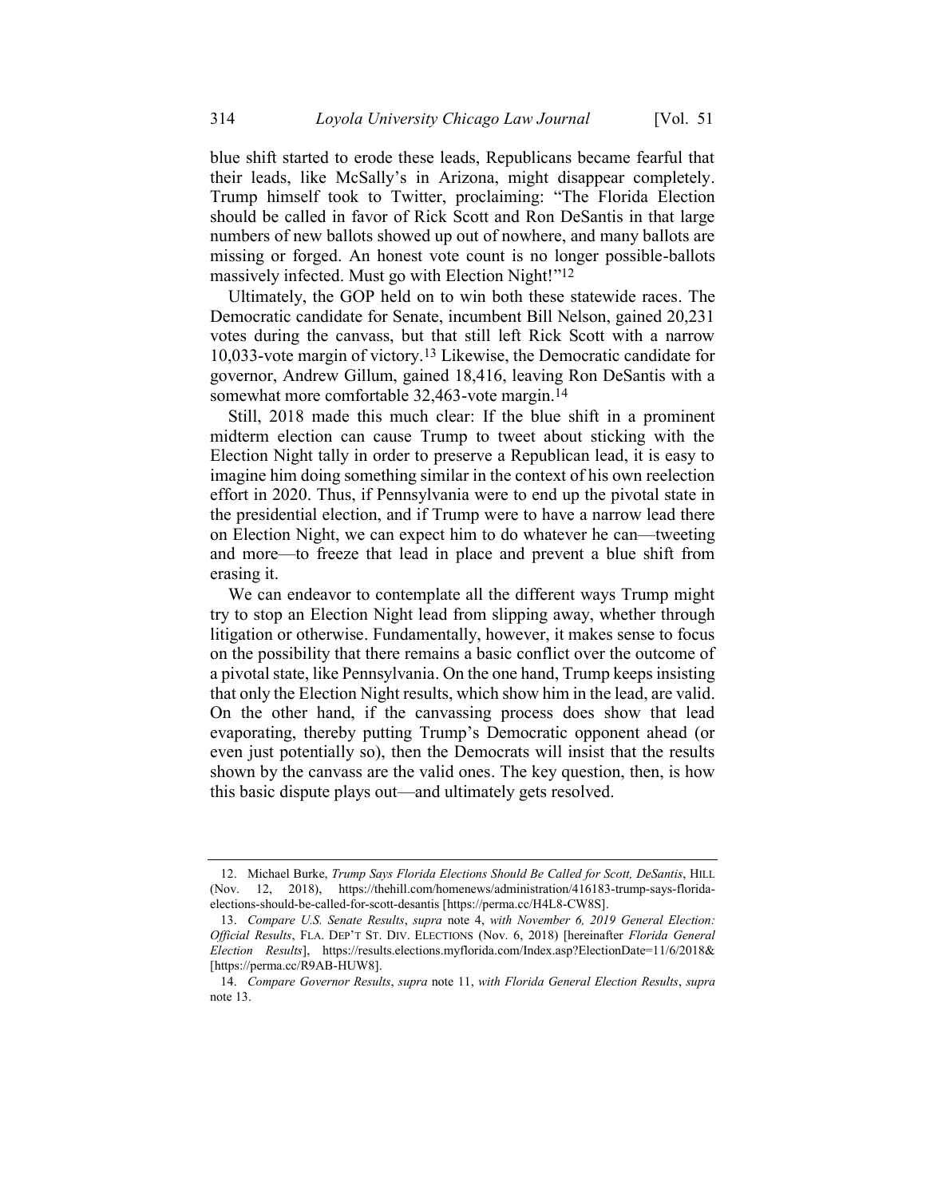blue shift started to erode these leads, Republicans became fearful that their leads, like McSally's in Arizona, might disappear completely. Trump himself took to Twitter, proclaiming: "The Florida Election should be called in favor of Rick Scott and Ron DeSantis in that large numbers of new ballots showed up out of nowhere, and many ballots are missing or forged. An honest vote count is no longer possible-ballots massively infected. Must go with Election Night!"[12]

Ultimately, the GOP held on to win both these statewide races. The Democratic candidate for Senate, incumbent Bill Nelson, gained 20,231 votes during the canvass, but that still left Rick Scott with a narrow 10,033-vote margin of victory.[13] Likewise, the Democratic candidate for governor, Andrew Gillum, gained 18,416, leaving Ron DeSantis with a somewhat more comfortable 32,463-vote margin.[14]

Still, 2018 made this much clear: If the blue shift in a prominent midterm election can cause Trump to tweet about sticking with the Election Night tally in order to preserve a Republican lead, it is easy to imagine him doing something similar in the context of his own reelection effort in 2020. Thus, if Pennsylvania were to end up the pivotal state in the presidential election, and if Trump were to have a narrow lead there on Election Night, we can expect him to do whatever he can—tweeting and more—to freeze that lead in place and prevent a blue shift from erasing it.

We can endeavor to contemplate all the different ways Trump might try to stop an Election Night lead from slipping away, whether through litigation or otherwise. Fundamentally, however, it makes sense to focus on the possibility that there remains a basic conflict over the outcome of a pivotal state, like Pennsylvania. On the one hand, Trump keeps insisting that only the Election Night results, which show him in the lead, are valid. On the other hand, if the canvassing process does show that lead evaporating, thereby putting Trump's Democratic opponent ahead (or even just potentially so), then the Democrats will insist that the results shown by the canvass are the valid ones. The key question, then, is how this basic dispute plays out—and ultimately gets resolved.

---

12. Michael Burke, *Trump Says Florida Elections Should Be Called for Scott, DeSantis*, HILL (Nov. 12, 2018), https://thehill.com/homenews/administration/416183-trump-says-florida-elections-should-be-called-for-scott-desantis [https://perma.cc/H4L8-CW8S].

13. *Compare U.S. Senate Results*, *supra* note 4, *with November 6, 2019 General Election: Official Results*, FLA. DEP'T ST. DIV. ELECTIONS (Nov. 6, 2018) [hereinafter *Florida General Election Results*], https://results.elections.myflorida.com/Index.asp?ElectionDate=11/6/2018& [https://perma.cc/R9AB-HUW8].

14. *Compare Governor Results*, *supra* note 11, *with Florida General Election Results*, *supra* note 13.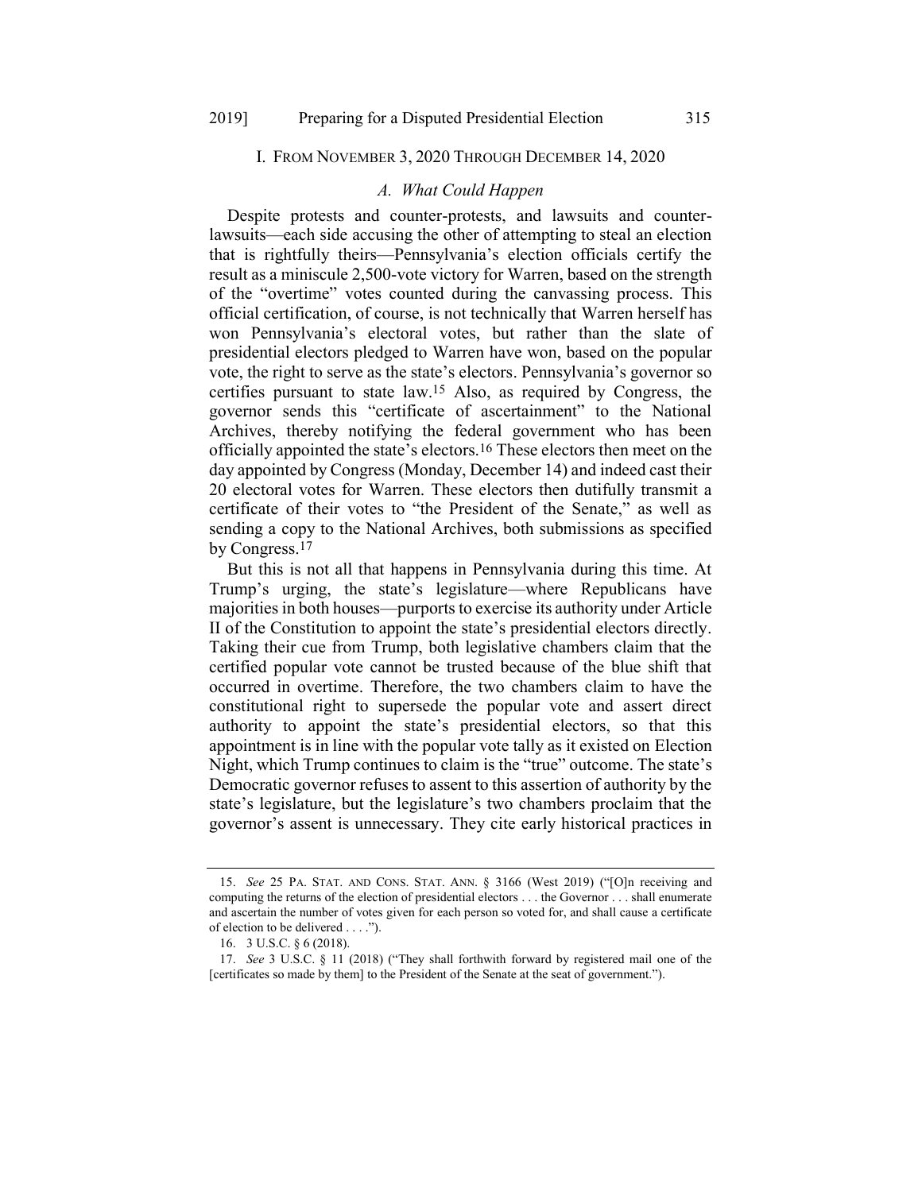## I. From November 3, 2020 Through December 14, 2020

### *A. What Could Happen*

Despite protests and counter-protests, and lawsuits and counter-lawsuits—each side accusing the other of attempting to steal an election that is rightfully theirs—Pennsylvania's election officials certify the result as a miniscule 2,500-vote victory for Warren, based on the strength of the "overtime" votes counted during the canvassing process. This official certification, of course, is not technically that Warren herself has won Pennsylvania's electoral votes, but rather than the slate of presidential electors pledged to Warren have won, based on the popular vote, the right to serve as the state's electors. Pennsylvania's governor so certifies pursuant to state law.[15] Also, as required by Congress, the governor sends this "certificate of ascertainment" to the National Archives, thereby notifying the federal government who has been officially appointed the state's electors.[16] These electors then meet on the day appointed by Congress (Monday, December 14) and indeed cast their 20 electoral votes for Warren. These electors then dutifully transmit a certificate of their votes to "the President of the Senate," as well as sending a copy to the National Archives, both submissions as specified by Congress.[17]

But this is not all that happens in Pennsylvania during this time. At Trump's urging, the state's legislature—where Republicans have majorities in both houses—purports to exercise its authority under Article II of the Constitution to appoint the state's presidential electors directly. Taking their cue from Trump, both legislative chambers claim that the certified popular vote cannot be trusted because of the blue shift that occurred in overtime. Therefore, the two chambers claim to have the constitutional right to supersede the popular vote and assert direct authority to appoint the state's presidential electors, so that this appointment is in line with the popular vote tally as it existed on Election Night, which Trump continues to claim is the "true" outcome. The state's Democratic governor refuses to assent to this assertion of authority by the state's legislature, but the legislature's two chambers proclaim that the governor's assent is unnecessary. They cite early historical practices in

---

15. *See* 25 PA. STAT. AND CONS. STAT. ANN. § 3166 (West 2019) ("[O]n receiving and computing the returns of the election of presidential electors . . . the Governor . . . shall enumerate and ascertain the number of votes given for each person so voted for, and shall cause a certificate of election to be delivered . . . .").

16. 3 U.S.C. § 6 (2018).

17. *See* 3 U.S.C. § 11 (2018) ("They shall forthwith forward by registered mail one of the [certificates so made by them] to the President of the Senate at the seat of government.").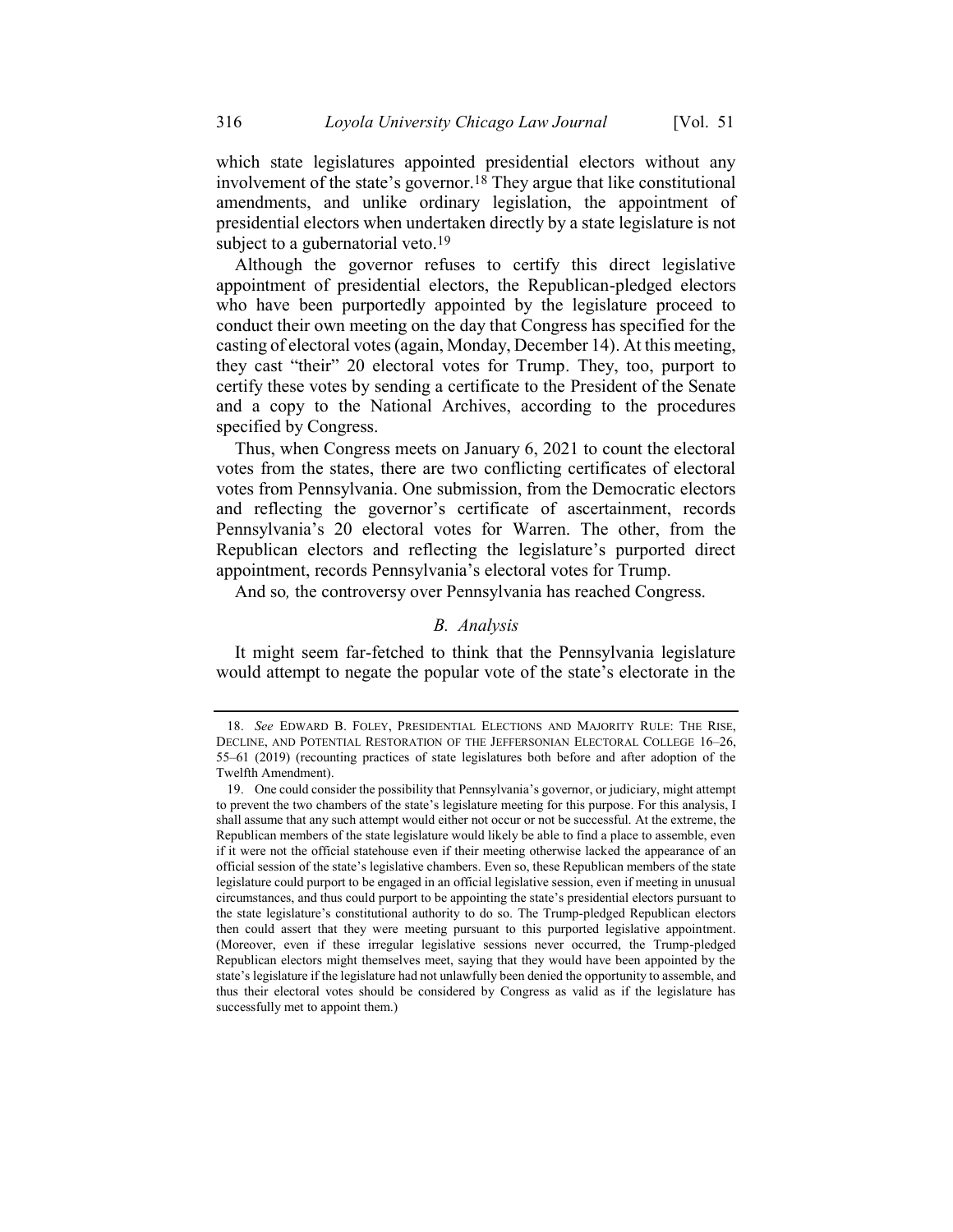which state legislatures appointed presidential electors without any involvement of the state's governor.[18] They argue that like constitutional amendments, and unlike ordinary legislation, the appointment of presidential electors when undertaken directly by a state legislature is not subject to a gubernatorial veto.[19]

Although the governor refuses to certify this direct legislative appointment of presidential electors, the Republican-pledged electors who have been purportedly appointed by the legislature proceed to conduct their own meeting on the day that Congress has specified for the casting of electoral votes (again, Monday, December 14). At this meeting, they cast "their" 20 electoral votes for Trump. They, too, purport to certify these votes by sending a certificate to the President of the Senate and a copy to the National Archives, according to the procedures specified by Congress.

Thus, when Congress meets on January 6, 2021 to count the electoral votes from the states, there are two conflicting certificates of electoral votes from Pennsylvania. One submission, from the Democratic electors and reflecting the governor's certificate of ascertainment, records Pennsylvania's 20 electoral votes for Warren. The other, from the Republican electors and reflecting the legislature's purported direct appointment, records Pennsylvania's electoral votes for Trump.

And so*,* the controversy over Pennsylvania has reached Congress.

### *B. Analysis*

It might seem far-fetched to think that the Pennsylvania legislature would attempt to negate the popular vote of the state's electorate in the

---

18. *See* EDWARD B. FOLEY, PRESIDENTIAL ELECTIONS AND MAJORITY RULE: THE RISE, DECLINE, AND POTENTIAL RESTORATION OF THE JEFFERSONIAN ELECTORAL COLLEGE 16–26, 55–61 (2019) (recounting practices of state legislatures both before and after adoption of the Twelfth Amendment).

19. One could consider the possibility that Pennsylvania's governor, or judiciary, might attempt to prevent the two chambers of the state's legislature meeting for this purpose. For this analysis, I shall assume that any such attempt would either not occur or not be successful. At the extreme, the Republican members of the state legislature would likely be able to find a place to assemble, even if it were not the official statehouse even if their meeting otherwise lacked the appearance of an official session of the state's legislative chambers. Even so, these Republican members of the state legislature could purport to be engaged in an official legislative session, even if meeting in unusual circumstances, and thus could purport to be appointing the state's presidential electors pursuant to the state legislature's constitutional authority to do so. The Trump-pledged Republican electors then could assert that they were meeting pursuant to this purported legislative appointment. (Moreover, even if these irregular legislative sessions never occurred, the Trump-pledged Republican electors might themselves meet, saying that they would have been appointed by the state's legislature if the legislature had not unlawfully been denied the opportunity to assemble, and thus their electoral votes should be considered by Congress as valid as if the legislature has successfully met to appoint them.)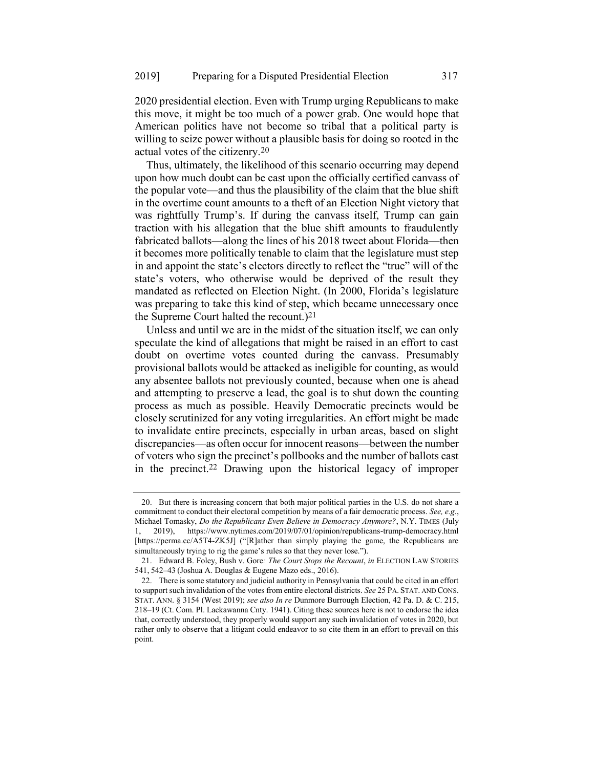2020 presidential election. Even with Trump urging Republicans to make this move, it might be too much of a power grab. One would hope that American politics have not become so tribal that a political party is willing to seize power without a plausible basis for doing so rooted in the actual votes of the citizenry.[20]

Thus, ultimately, the likelihood of this scenario occurring may depend upon how much doubt can be cast upon the officially certified canvass of the popular vote—and thus the plausibility of the claim that the blue shift in the overtime count amounts to a theft of an Election Night victory that was rightfully Trump's. If during the canvass itself, Trump can gain traction with his allegation that the blue shift amounts to fraudulently fabricated ballots—along the lines of his 2018 tweet about Florida—then it becomes more politically tenable to claim that the legislature must step in and appoint the state's electors directly to reflect the "true" will of the state's voters, who otherwise would be deprived of the result they mandated as reflected on Election Night. (In 2000, Florida's legislature was preparing to take this kind of step, which became unnecessary once the Supreme Court halted the recount.)[21]

Unless and until we are in the midst of the situation itself, we can only speculate the kind of allegations that might be raised in an effort to cast doubt on overtime votes counted during the canvass. Presumably provisional ballots would be attacked as ineligible for counting, as would any absentee ballots not previously counted, because when one is ahead and attempting to preserve a lead, the goal is to shut down the counting process as much as possible. Heavily Democratic precincts would be closely scrutinized for any voting irregularities. An effort might be made to invalidate entire precincts, especially in urban areas, based on slight discrepancies—as often occur for innocent reasons—between the number of voters who sign the precinct's pollbooks and the number of ballots cast in the precinct.[22] Drawing upon the historical legacy of improper

---

20. But there is increasing concern that both major political parties in the U.S. do not share a commitment to conduct their electoral competition by means of a fair democratic process. *See, e.g.*, Michael Tomasky, *Do the Republicans Even Believe in Democracy Anymore?*, N.Y. TIMES (July 1, 2019), https://www.nytimes.com/2019/07/01/opinion/republicans-trump-democracy.html [https://perma.cc/A5T4-ZK5J] ("[R]ather than simply playing the game, the Republicans are simultaneously trying to rig the game's rules so that they never lose.").

21. Edward B. Foley, Bush v. Gore*: The Court Stops the Recount*, *in* ELECTION LAW STORIES 541, 542–43 (Joshua A. Douglas & Eugene Mazo eds., 2016).

22. There is some statutory and judicial authority in Pennsylvania that could be cited in an effort to support such invalidation of the votes from entire electoral districts. *See* 25 PA. STAT. AND CONS. STAT. ANN. § 3154 (West 2019); *see also In re* Dunmore Burrough Election, 42 Pa. D. & C. 215, 218–19 (Ct. Com. Pl. Lackawanna Cnty. 1941). Citing these sources here is not to endorse the idea that, correctly understood, they properly would support any such invalidation of votes in 2020, but rather only to observe that a litigant could endeavor to so cite them in an effort to prevail on this point.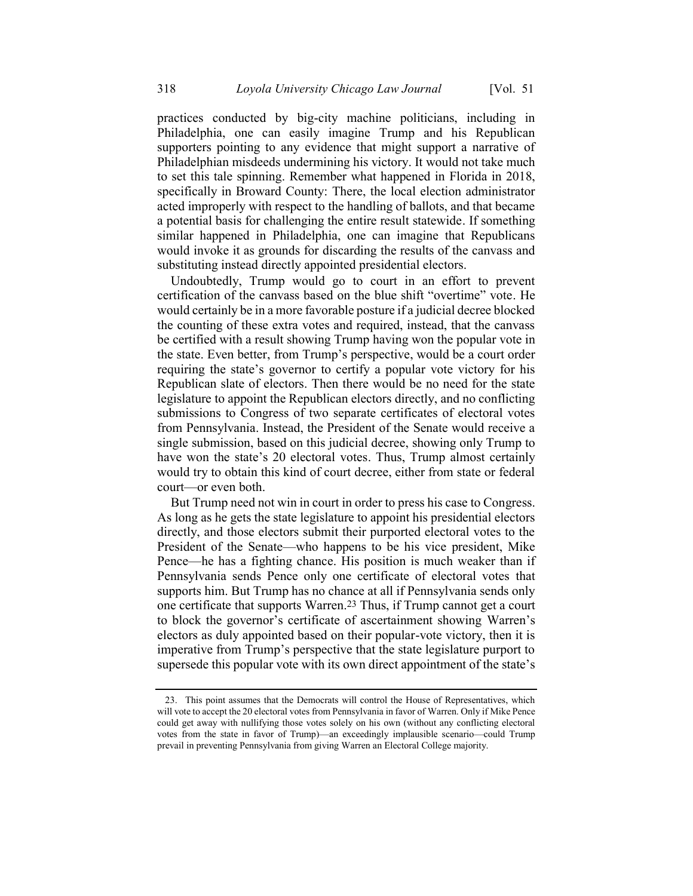practices conducted by big-city machine politicians, including in Philadelphia, one can easily imagine Trump and his Republican supporters pointing to any evidence that might support a narrative of Philadelphian misdeeds undermining his victory. It would not take much to set this tale spinning. Remember what happened in Florida in 2018, specifically in Broward County: There, the local election administrator acted improperly with respect to the handling of ballots, and that became a potential basis for challenging the entire result statewide. If something similar happened in Philadelphia, one can imagine that Republicans would invoke it as grounds for discarding the results of the canvass and substituting instead directly appointed presidential electors.

Undoubtedly, Trump would go to court in an effort to prevent certification of the canvass based on the blue shift "overtime" vote. He would certainly be in a more favorable posture if a judicial decree blocked the counting of these extra votes and required, instead, that the canvass be certified with a result showing Trump having won the popular vote in the state. Even better, from Trump's perspective, would be a court order requiring the state's governor to certify a popular vote victory for his Republican slate of electors. Then there would be no need for the state legislature to appoint the Republican electors directly, and no conflicting submissions to Congress of two separate certificates of electoral votes from Pennsylvania. Instead, the President of the Senate would receive a single submission, based on this judicial decree, showing only Trump to have won the state's 20 electoral votes. Thus, Trump almost certainly would try to obtain this kind of court decree, either from state or federal court—or even both.

But Trump need not win in court in order to press his case to Congress. As long as he gets the state legislature to appoint his presidential electors directly, and those electors submit their purported electoral votes to the President of the Senate—who happens to be his vice president, Mike Pence—he has a fighting chance. His position is much weaker than if Pennsylvania sends Pence only one certificate of electoral votes that supports him. But Trump has no chance at all if Pennsylvania sends only one certificate that supports Warren.[23] Thus, if Trump cannot get a court to block the governor's certificate of ascertainment showing Warren's electors as duly appointed based on their popular-vote victory, then it is imperative from Trump's perspective that the state legislature purport to supersede this popular vote with its own direct appointment of the state's

23. This point assumes that the Democrats will control the House of Representatives, which will vote to accept the 20 electoral votes from Pennsylvania in favor of Warren. Only if Mike Pence could get away with nullifying those votes solely on his own (without any conflicting electoral votes from the state in favor of Trump)—an exceedingly implausible scenario—could Trump prevail in preventing Pennsylvania from giving Warren an Electoral College majority.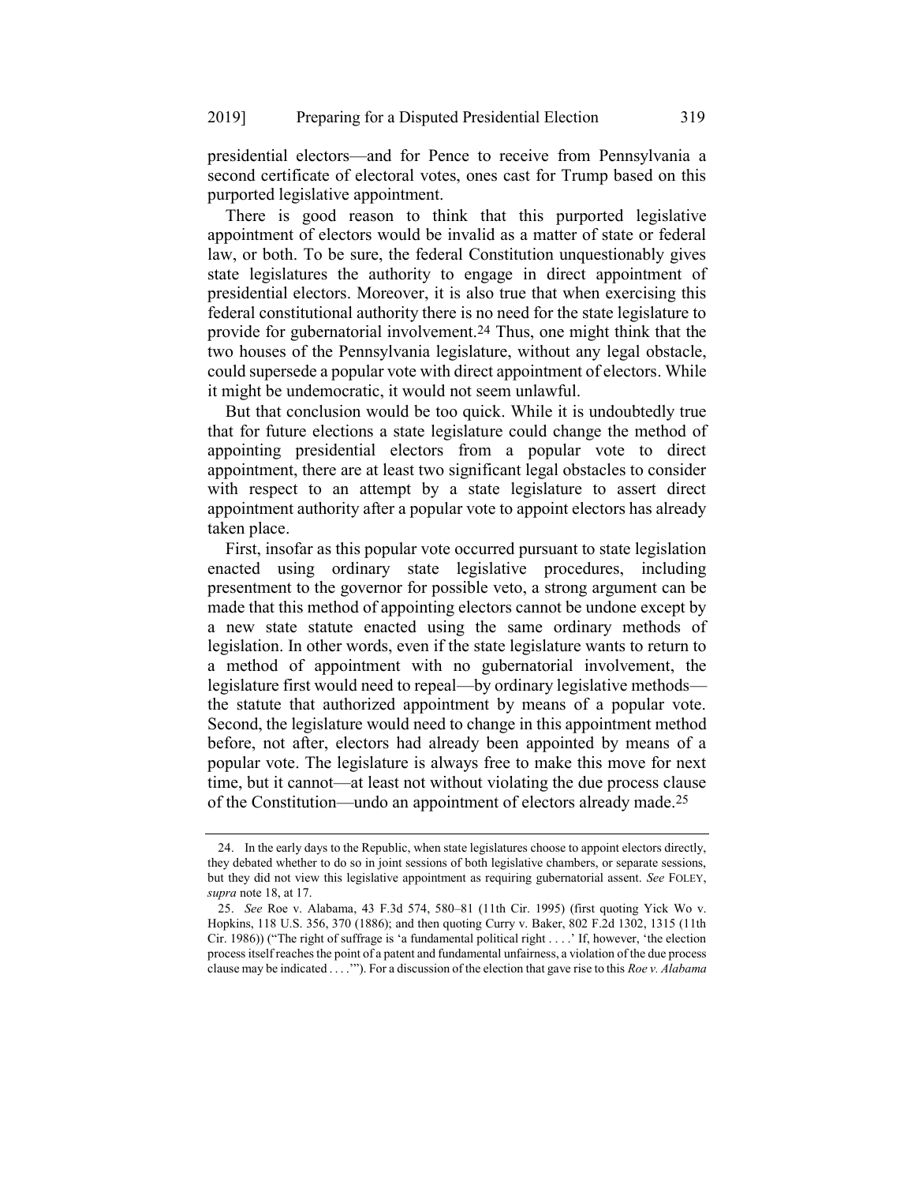presidential electors—and for Pence to receive from Pennsylvania a second certificate of electoral votes, ones cast for Trump based on this purported legislative appointment.

There is good reason to think that this purported legislative appointment of electors would be invalid as a matter of state or federal law, or both. To be sure, the federal Constitution unquestionably gives state legislatures the authority to engage in direct appointment of presidential electors. Moreover, it is also true that when exercising this federal constitutional authority there is no need for the state legislature to provide for gubernatorial involvement.[24] Thus, one might think that the two houses of the Pennsylvania legislature, without any legal obstacle, could supersede a popular vote with direct appointment of electors. While it might be undemocratic, it would not seem unlawful.

But that conclusion would be too quick. While it is undoubtedly true that for future elections a state legislature could change the method of appointing presidential electors from a popular vote to direct appointment, there are at least two significant legal obstacles to consider with respect to an attempt by a state legislature to assert direct appointment authority after a popular vote to appoint electors has already taken place.

First, insofar as this popular vote occurred pursuant to state legislation enacted using ordinary state legislative procedures, including presentment to the governor for possible veto, a strong argument can be made that this method of appointing electors cannot be undone except by a new state statute enacted using the same ordinary methods of legislation. In other words, even if the state legislature wants to return to a method of appointment with no gubernatorial involvement, the legislature first would need to repeal—by ordinary legislative methods—the statute that authorized appointment by means of a popular vote. Second, the legislature would need to change in this appointment method before, not after, electors had already been appointed by means of a popular vote. The legislature is always free to make this move for next time, but it cannot—at least not without violating the due process clause of the Constitution—undo an appointment of electors already made.[25]

24. In the early days to the Republic, when state legislatures choose to appoint electors directly, they debated whether to do so in joint sessions of both legislative chambers, or separate sessions, but they did not view this legislative appointment as requiring gubernatorial assent. *See* FOLEY, *supra* note 18, at 17.

25. *See* Roe v. Alabama, 43 F.3d 574, 580–81 (11th Cir. 1995) (first quoting Yick Wo v. Hopkins, 118 U.S. 356, 370 (1886); and then quoting Curry v. Baker, 802 F.2d 1302, 1315 (11th Cir. 1986)) ("The right of suffrage is 'a fundamental political right . . . .' If, however, 'the election process itself reaches the point of a patent and fundamental unfairness, a violation of the due process clause may be indicated . . . .'"). For a discussion of the election that gave rise to this *Roe v. Alabama*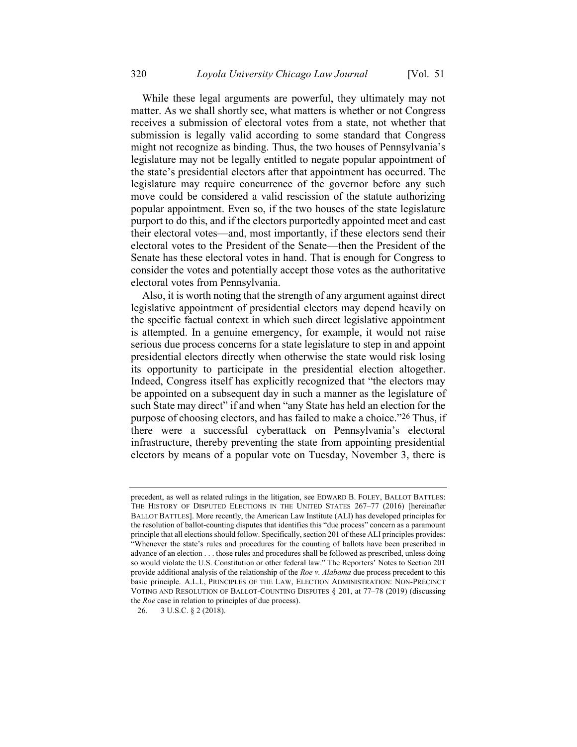While these legal arguments are powerful, they ultimately may not matter. As we shall shortly see, what matters is whether or not Congress receives a submission of electoral votes from a state, not whether that submission is legally valid according to some standard that Congress might not recognize as binding. Thus, the two houses of Pennsylvania's legislature may not be legally entitled to negate popular appointment of the state's presidential electors after that appointment has occurred. The legislature may require concurrence of the governor before any such move could be considered a valid rescission of the statute authorizing popular appointment. Even so, if the two houses of the state legislature purport to do this, and if the electors purportedly appointed meet and cast their electoral votes—and, most importantly, if these electors send their electoral votes to the President of the Senate—then the President of the Senate has these electoral votes in hand. That is enough for Congress to consider the votes and potentially accept those votes as the authoritative electoral votes from Pennsylvania.

Also, it is worth noting that the strength of any argument against direct legislative appointment of presidential electors may depend heavily on the specific factual context in which such direct legislative appointment is attempted. In a genuine emergency, for example, it would not raise serious due process concerns for a state legislature to step in and appoint presidential electors directly when otherwise the state would risk losing its opportunity to participate in the presidential election altogether. Indeed, Congress itself has explicitly recognized that "the electors may be appointed on a subsequent day in such a manner as the legislature of such State may direct" if and when "any State has held an election for the purpose of choosing electors, and has failed to make a choice."[26] Thus, if there were a successful cyberattack on Pennsylvania's electoral infrastructure, thereby preventing the state from appointing presidential electors by means of a popular vote on Tuesday, November 3, there is

---

precedent, as well as related rulings in the litigation, see EDWARD B. FOLEY, BALLOT BATTLES: THE HISTORY OF DISPUTED ELECTIONS IN THE UNITED STATES 267–77 (2016) [hereinafter BALLOT BATTLES]. More recently, the American Law Institute (ALI) has developed principles for the resolution of ballot-counting disputes that identifies this "due process" concern as a paramount principle that all elections should follow. Specifically, section 201 of these ALI principles provides: "Whenever the state's rules and procedures for the counting of ballots have been prescribed in advance of an election . . . those rules and procedures shall be followed as prescribed, unless doing so would violate the U.S. Constitution or other federal law." The Reporters' Notes to Section 201 provide additional analysis of the relationship of the *Roe v. Alabama* due process precedent to this basic principle. A.L.I., PRINCIPLES OF THE LAW, ELECTION ADMINISTRATION: NON-PRECINCT VOTING AND RESOLUTION OF BALLOT-COUNTING DISPUTES § 201, at 77–78 (2019) (discussing the *Roe* case in relation to principles of due process).

26. 3 U.S.C. § 2 (2018).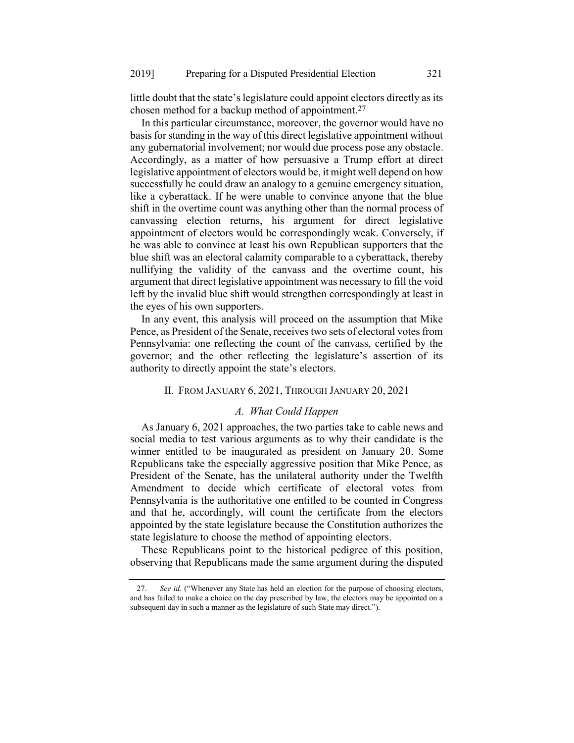little doubt that the state's legislature could appoint electors directly as its chosen method for a backup method of appointment.[27]

In this particular circumstance, moreover, the governor would have no basis for standing in the way of this direct legislative appointment without any gubernatorial involvement; nor would due process pose any obstacle. Accordingly, as a matter of how persuasive a Trump effort at direct legislative appointment of electors would be, it might well depend on how successfully he could draw an analogy to a genuine emergency situation, like a cyberattack. If he were unable to convince anyone that the blue shift in the overtime count was anything other than the normal process of canvassing election returns, his argument for direct legislative appointment of electors would be correspondingly weak. Conversely, if he was able to convince at least his own Republican supporters that the blue shift was an electoral calamity comparable to a cyberattack, thereby nullifying the validity of the canvass and the overtime count, his argument that direct legislative appointment was necessary to fill the void left by the invalid blue shift would strengthen correspondingly at least in the eyes of his own supporters.

In any event, this analysis will proceed on the assumption that Mike Pence, as President of the Senate, receives two sets of electoral votes from Pennsylvania: one reflecting the count of the canvass, certified by the governor; and the other reflecting the legislature's assertion of its authority to directly appoint the state's electors.

## II. From January 6, 2021, Through January 20, 2021

### *A. What Could Happen*

As January 6, 2021 approaches, the two parties take to cable news and social media to test various arguments as to why their candidate is the winner entitled to be inaugurated as president on January 20. Some Republicans take the especially aggressive position that Mike Pence, as President of the Senate, has the unilateral authority under the Twelfth Amendment to decide which certificate of electoral votes from Pennsylvania is the authoritative one entitled to be counted in Congress and that he, accordingly, will count the certificate from the electors appointed by the state legislature because the Constitution authorizes the state legislature to choose the method of appointing electors.

These Republicans point to the historical pedigree of this position, observing that Republicans made the same argument during the disputed

---

27. *See id.* ("Whenever any State has held an election for the purpose of choosing electors, and has failed to make a choice on the day prescribed by law, the electors may be appointed on a subsequent day in such a manner as the legislature of such State may direct.").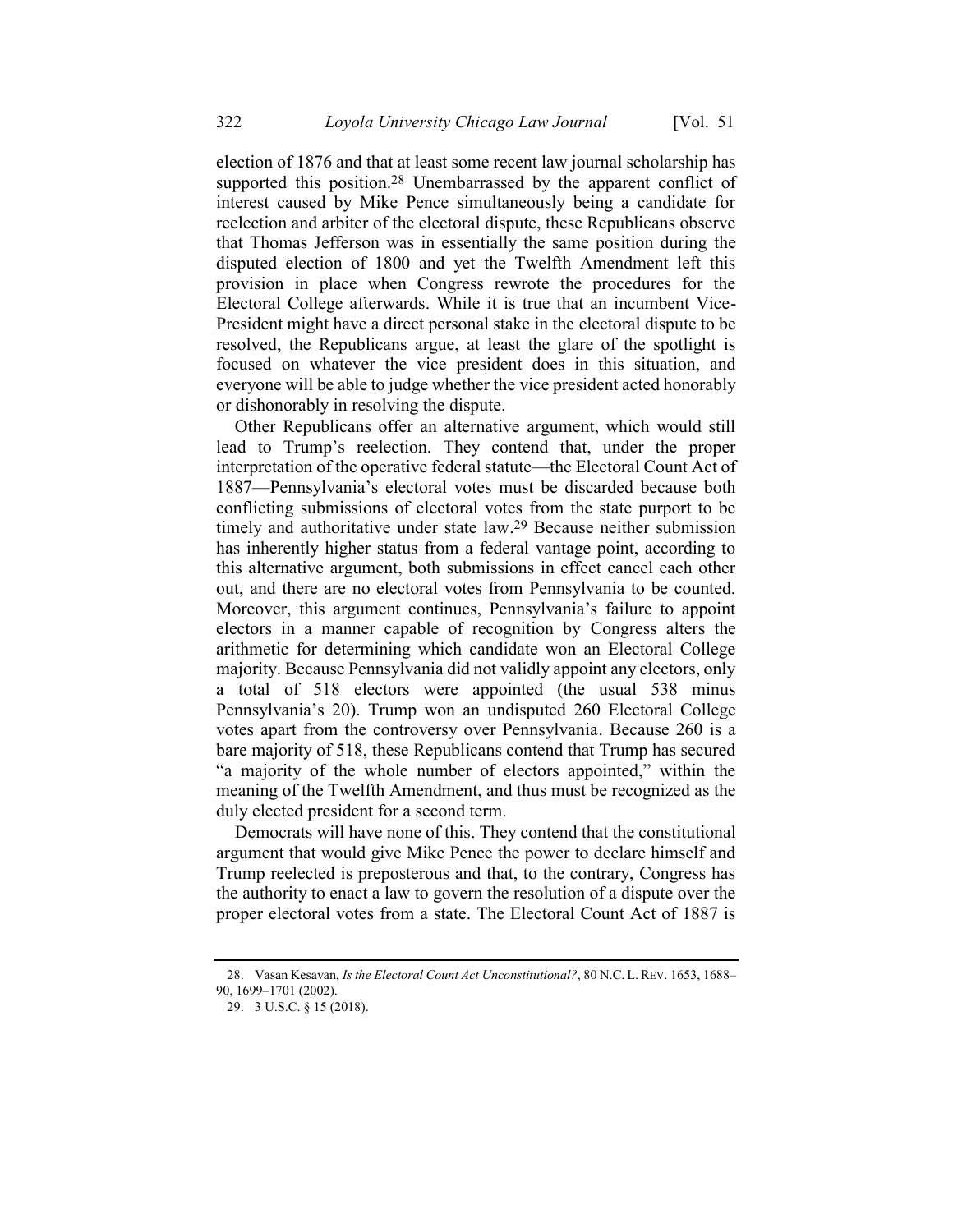election of 1876 and that at least some recent law journal scholarship has supported this position.[28] Unembarrassed by the apparent conflict of interest caused by Mike Pence simultaneously being a candidate for reelection and arbiter of the electoral dispute, these Republicans observe that Thomas Jefferson was in essentially the same position during the disputed election of 1800 and yet the Twelfth Amendment left this provision in place when Congress rewrote the procedures for the Electoral College afterwards. While it is true that an incumbent Vice-President might have a direct personal stake in the electoral dispute to be resolved, the Republicans argue, at least the glare of the spotlight is focused on whatever the vice president does in this situation, and everyone will be able to judge whether the vice president acted honorably or dishonorably in resolving the dispute.

Other Republicans offer an alternative argument, which would still lead to Trump's reelection. They contend that, under the proper interpretation of the operative federal statute—the Electoral Count Act of 1887—Pennsylvania's electoral votes must be discarded because both conflicting submissions of electoral votes from the state purport to be timely and authoritative under state law.[29] Because neither submission has inherently higher status from a federal vantage point, according to this alternative argument, both submissions in effect cancel each other out, and there are no electoral votes from Pennsylvania to be counted. Moreover, this argument continues, Pennsylvania's failure to appoint electors in a manner capable of recognition by Congress alters the arithmetic for determining which candidate won an Electoral College majority. Because Pennsylvania did not validly appoint any electors, only a total of 518 electors were appointed (the usual 538 minus Pennsylvania's 20). Trump won an undisputed 260 Electoral College votes apart from the controversy over Pennsylvania. Because 260 is a bare majority of 518, these Republicans contend that Trump has secured "a majority of the whole number of electors appointed," within the meaning of the Twelfth Amendment, and thus must be recognized as the duly elected president for a second term.

Democrats will have none of this. They contend that the constitutional argument that would give Mike Pence the power to declare himself and Trump reelected is preposterous and that, to the contrary, Congress has the authority to enact a law to govern the resolution of a dispute over the proper electoral votes from a state. The Electoral Count Act of 1887 is

---

28. Vasan Kesavan, *Is the Electoral Count Act Unconstitutional?*, 80 N.C. L. REV. 1653, 1688–90, 1699–1701 (2002).

29. 3 U.S.C. § 15 (2018).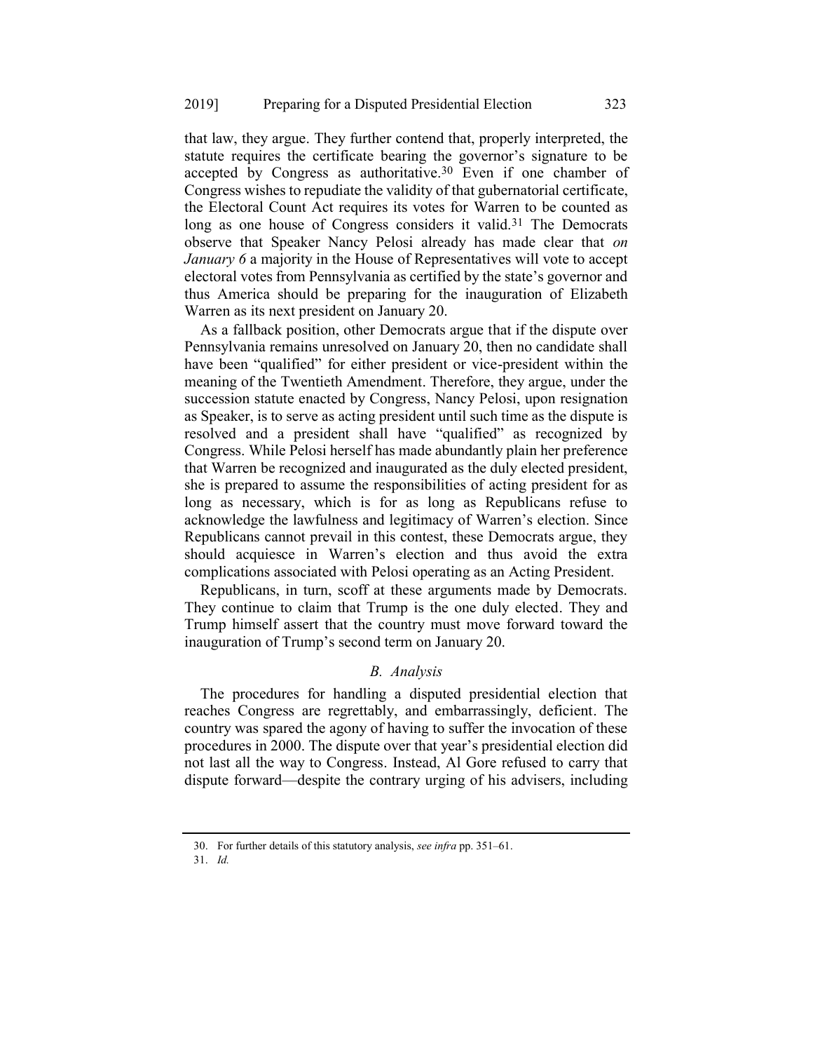that law, they argue. They further contend that, properly interpreted, the statute requires the certificate bearing the governor's signature to be accepted by Congress as authoritative.[30] Even if one chamber of Congress wishes to repudiate the validity of that gubernatorial certificate, the Electoral Count Act requires its votes for Warren to be counted as long as one house of Congress considers it valid.[31] The Democrats observe that Speaker Nancy Pelosi already has made clear that *on January 6* a majority in the House of Representatives will vote to accept electoral votes from Pennsylvania as certified by the state's governor and thus America should be preparing for the inauguration of Elizabeth Warren as its next president on January 20.

As a fallback position, other Democrats argue that if the dispute over Pennsylvania remains unresolved on January 20, then no candidate shall have been "qualified" for either president or vice-president within the meaning of the Twentieth Amendment. Therefore, they argue, under the succession statute enacted by Congress, Nancy Pelosi, upon resignation as Speaker, is to serve as acting president until such time as the dispute is resolved and a president shall have "qualified" as recognized by Congress. While Pelosi herself has made abundantly plain her preference that Warren be recognized and inaugurated as the duly elected president, she is prepared to assume the responsibilities of acting president for as long as necessary, which is for as long as Republicans refuse to acknowledge the lawfulness and legitimacy of Warren's election. Since Republicans cannot prevail in this contest, these Democrats argue, they should acquiesce in Warren's election and thus avoid the extra complications associated with Pelosi operating as an Acting President.

Republicans, in turn, scoff at these arguments made by Democrats. They continue to claim that Trump is the one duly elected. They and Trump himself assert that the country must move forward toward the inauguration of Trump's second term on January 20.

### *B. Analysis*

The procedures for handling a disputed presidential election that reaches Congress are regrettably, and embarrassingly, deficient. The country was spared the agony of having to suffer the invocation of these procedures in 2000. The dispute over that year's presidential election did not last all the way to Congress. Instead, Al Gore refused to carry that dispute forward—despite the contrary urging of his advisers, including

---

30. For further details of this statutory analysis, *see infra* pp. 351–61.

31. *Id.*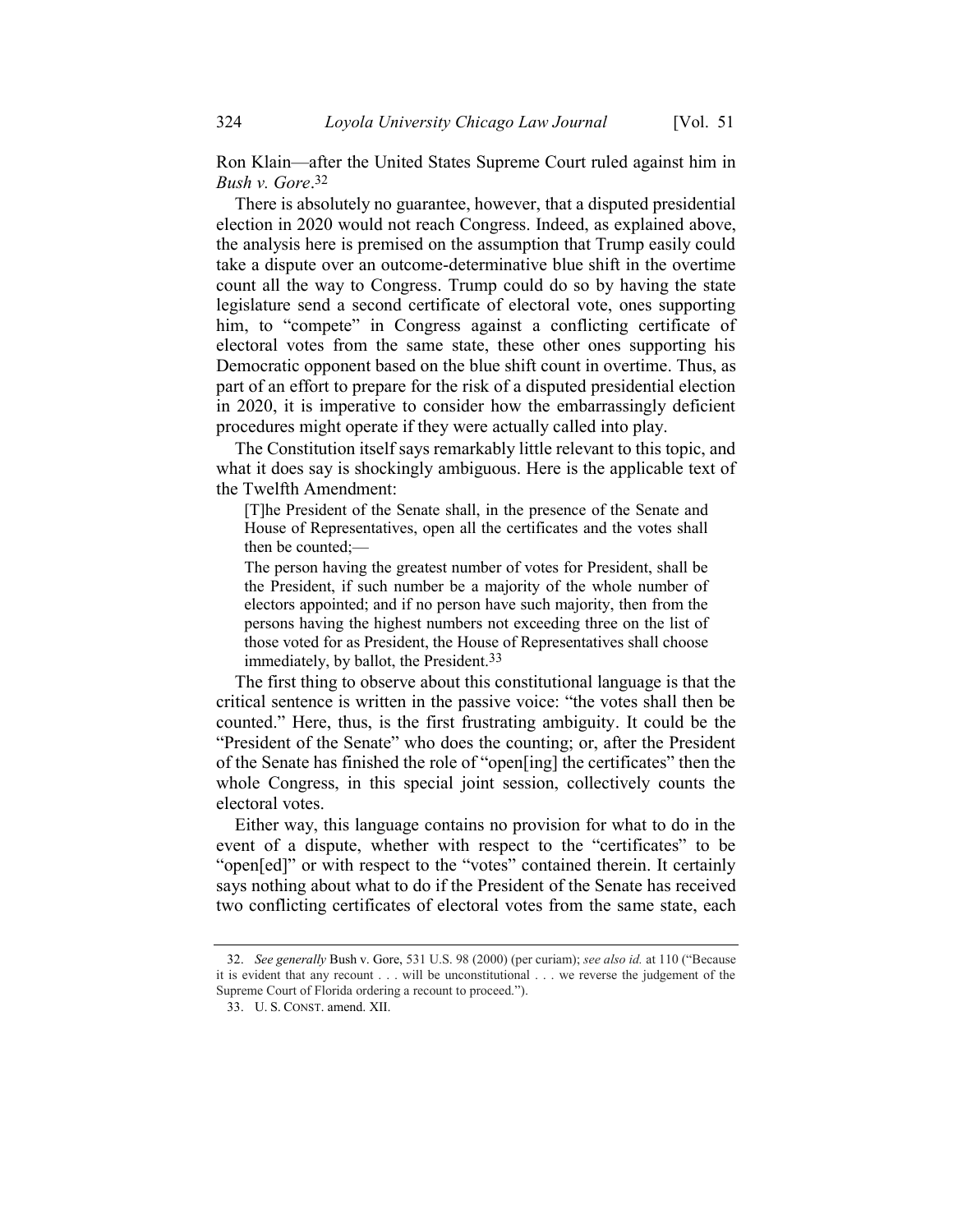Ron Klain—after the United States Supreme Court ruled against him in *Bush v. Gore*.[32]

There is absolutely no guarantee, however, that a disputed presidential election in 2020 would not reach Congress. Indeed, as explained above, the analysis here is premised on the assumption that Trump easily could take a dispute over an outcome-determinative blue shift in the overtime count all the way to Congress. Trump could do so by having the state legislature send a second certificate of electoral vote, ones supporting him, to "compete" in Congress against a conflicting certificate of electoral votes from the same state, these other ones supporting his Democratic opponent based on the blue shift count in overtime. Thus, as part of an effort to prepare for the risk of a disputed presidential election in 2020, it is imperative to consider how the embarrassingly deficient procedures might operate if they were actually called into play.

The Constitution itself says remarkably little relevant to this topic, and what it does say is shockingly ambiguous. Here is the applicable text of the Twelfth Amendment:

> [T]he President of the Senate shall, in the presence of the Senate and House of Representatives, open all the certificates and the votes shall then be counted;—
>
> The person having the greatest number of votes for President, shall be the President, if such number be a majority of the whole number of electors appointed; and if no person have such majority, then from the persons having the highest numbers not exceeding three on the list of those voted for as President, the House of Representatives shall choose immediately, by ballot, the President.[33]

The first thing to observe about this constitutional language is that the critical sentence is written in the passive voice: "the votes shall then be counted." Here, thus, is the first frustrating ambiguity. It could be the "President of the Senate" who does the counting; or, after the President of the Senate has finished the role of "open[ing] the certificates" then the whole Congress, in this special joint session, collectively counts the electoral votes.

Either way, this language contains no provision for what to do in the event of a dispute, whether with respect to the "certificates" to be "open[ed]" or with respect to the "votes" contained therein. It certainly says nothing about what to do if the President of the Senate has received two conflicting certificates of electoral votes from the same state, each

---

32. *See generally* Bush v. Gore, 531 U.S. 98 (2000) (per curiam); *see also id.* at 110 ("Because it is evident that any recount . . . will be unconstitutional . . . we reverse the judgement of the Supreme Court of Florida ordering a recount to proceed.").

33. U. S. CONST. amend. XII.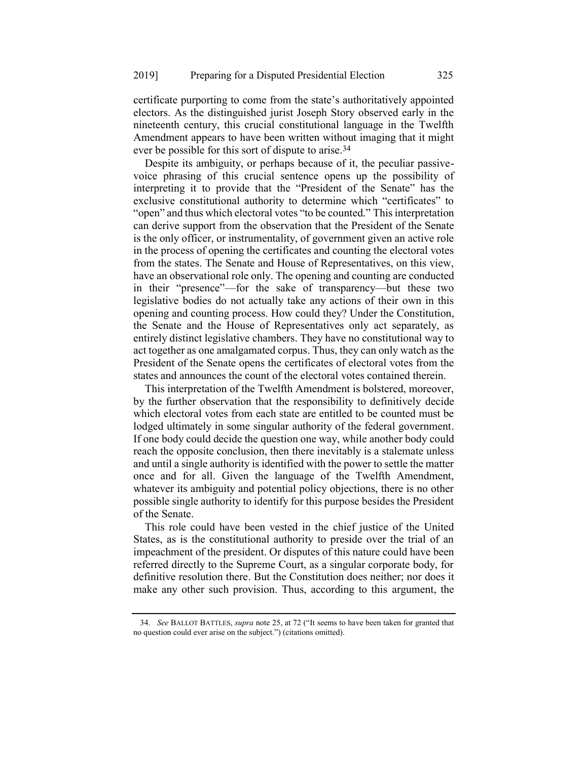certificate purporting to come from the state's authoritatively appointed electors. As the distinguished jurist Joseph Story observed early in the nineteenth century, this crucial constitutional language in the Twelfth Amendment appears to have been written without imaging that it might ever be possible for this sort of dispute to arise.[34]

Despite its ambiguity, or perhaps because of it, the peculiar passive-voice phrasing of this crucial sentence opens up the possibility of interpreting it to provide that the "President of the Senate" has the exclusive constitutional authority to determine which "certificates" to "open" and thus which electoral votes "to be counted." This interpretation can derive support from the observation that the President of the Senate is the only officer, or instrumentality, of government given an active role in the process of opening the certificates and counting the electoral votes from the states. The Senate and House of Representatives, on this view, have an observational role only. The opening and counting are conducted in their "presence"—for the sake of transparency—but these two legislative bodies do not actually take any actions of their own in this opening and counting process. How could they? Under the Constitution, the Senate and the House of Representatives only act separately, as entirely distinct legislative chambers. They have no constitutional way to act together as one amalgamated corpus. Thus, they can only watch as the President of the Senate opens the certificates of electoral votes from the states and announces the count of the electoral votes contained therein.

This interpretation of the Twelfth Amendment is bolstered, moreover, by the further observation that the responsibility to definitively decide which electoral votes from each state are entitled to be counted must be lodged ultimately in some singular authority of the federal government. If one body could decide the question one way, while another body could reach the opposite conclusion, then there inevitably is a stalemate unless and until a single authority is identified with the power to settle the matter once and for all. Given the language of the Twelfth Amendment, whatever its ambiguity and potential policy objections, there is no other possible single authority to identify for this purpose besides the President of the Senate.

This role could have been vested in the chief justice of the United States, as is the constitutional authority to preside over the trial of an impeachment of the president. Or disputes of this nature could have been referred directly to the Supreme Court, as a singular corporate body, for definitive resolution there. But the Constitution does neither; nor does it make any other such provision. Thus, according to this argument, the

---

34. *See* BALLOT BATTLES, *supra* note 25, at 72 ("It seems to have been taken for granted that no question could ever arise on the subject.") (citations omitted).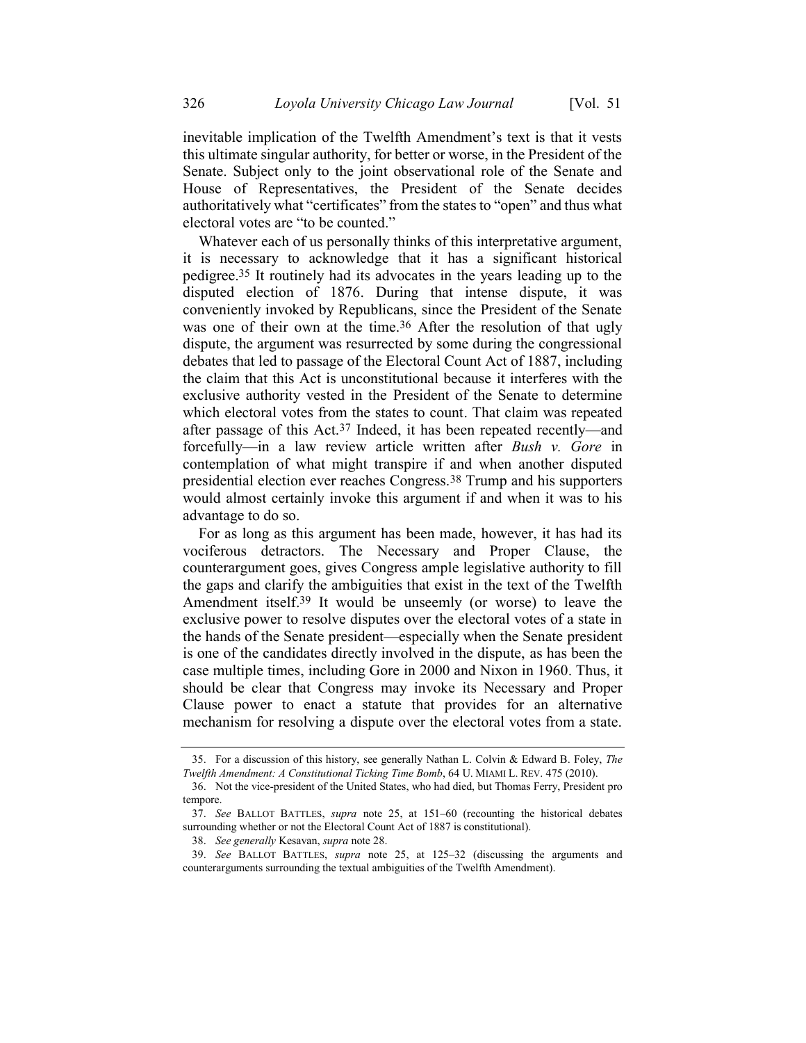inevitable implication of the Twelfth Amendment's text is that it vests this ultimate singular authority, for better or worse, in the President of the Senate. Subject only to the joint observational role of the Senate and House of Representatives, the President of the Senate decides authoritatively what "certificates" from the states to "open" and thus what electoral votes are "to be counted."

Whatever each of us personally thinks of this interpretative argument, it is necessary to acknowledge that it has a significant historical pedigree.[35] It routinely had its advocates in the years leading up to the disputed election of 1876. During that intense dispute, it was conveniently invoked by Republicans, since the President of the Senate was one of their own at the time.[36] After the resolution of that ugly dispute, the argument was resurrected by some during the congressional debates that led to passage of the Electoral Count Act of 1887, including the claim that this Act is unconstitutional because it interferes with the exclusive authority vested in the President of the Senate to determine which electoral votes from the states to count. That claim was repeated after passage of this Act.[37] Indeed, it has been repeated recently—and forcefully—in a law review article written after *Bush v. Gore* in contemplation of what might transpire if and when another disputed presidential election ever reaches Congress.[38] Trump and his supporters would almost certainly invoke this argument if and when it was to his advantage to do so.

For as long as this argument has been made, however, it has had its vociferous detractors. The Necessary and Proper Clause, the counterargument goes, gives Congress ample legislative authority to fill the gaps and clarify the ambiguities that exist in the text of the Twelfth Amendment itself.[39] It would be unseemly (or worse) to leave the exclusive power to resolve disputes over the electoral votes of a state in the hands of the Senate president—especially when the Senate president is one of the candidates directly involved in the dispute, as has been the case multiple times, including Gore in 2000 and Nixon in 1960. Thus, it should be clear that Congress may invoke its Necessary and Proper Clause power to enact a statute that provides for an alternative mechanism for resolving a dispute over the electoral votes from a state.

---

35. For a discussion of this history, see generally Nathan L. Colvin & Edward B. Foley, *The Twelfth Amendment: A Constitutional Ticking Time Bomb*, 64 U. MIAMI L. REV. 475 (2010).

36. Not the vice-president of the United States, who had died, but Thomas Ferry, President pro tempore.

37. *See* BALLOT BATTLES, *supra* note 25, at 151–60 (recounting the historical debates surrounding whether or not the Electoral Count Act of 1887 is constitutional).

38. *See generally* Kesavan, *supra* note 28.

39. *See* BALLOT BATTLES, *supra* note 25, at 125–32 (discussing the arguments and counterarguments surrounding the textual ambiguities of the Twelfth Amendment).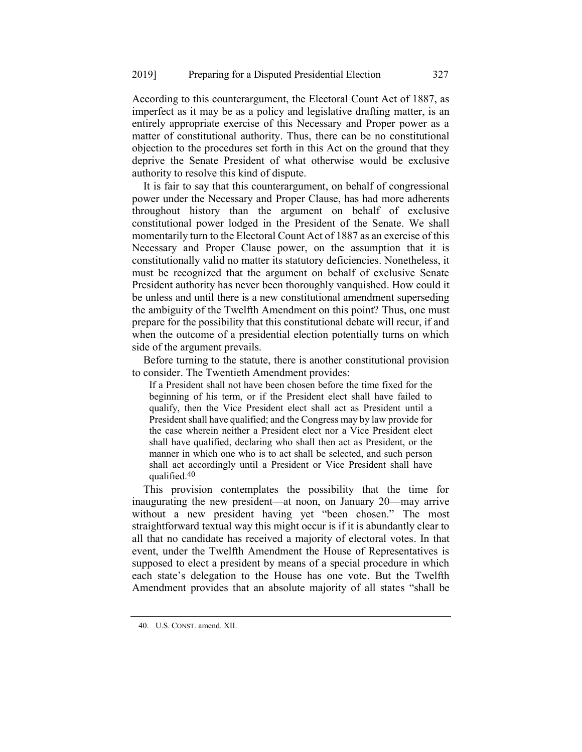According to this counterargument, the Electoral Count Act of 1887, as imperfect as it may be as a policy and legislative drafting matter, is an entirely appropriate exercise of this Necessary and Proper power as a matter of constitutional authority. Thus, there can be no constitutional objection to the procedures set forth in this Act on the ground that they deprive the Senate President of what otherwise would be exclusive authority to resolve this kind of dispute.

It is fair to say that this counterargument, on behalf of congressional power under the Necessary and Proper Clause, has had more adherents throughout history than the argument on behalf of exclusive constitutional power lodged in the President of the Senate. We shall momentarily turn to the Electoral Count Act of 1887 as an exercise of this Necessary and Proper Clause power, on the assumption that it is constitutionally valid no matter its statutory deficiencies. Nonetheless, it must be recognized that the argument on behalf of exclusive Senate President authority has never been thoroughly vanquished. How could it be unless and until there is a new constitutional amendment superseding the ambiguity of the Twelfth Amendment on this point? Thus, one must prepare for the possibility that this constitutional debate will recur, if and when the outcome of a presidential election potentially turns on which side of the argument prevails.

Before turning to the statute, there is another constitutional provision to consider. The Twentieth Amendment provides:

> If a President shall not have been chosen before the time fixed for the beginning of his term, or if the President elect shall have failed to qualify, then the Vice President elect shall act as President until a President shall have qualified; and the Congress may by law provide for the case wherein neither a President elect nor a Vice President elect shall have qualified, declaring who shall then act as President, or the manner in which one who is to act shall be selected, and such person shall act accordingly until a President or Vice President shall have qualified.[40]

This provision contemplates the possibility that the time for inaugurating the new president—at noon, on January 20—may arrive without a new president having yet "been chosen." The most straightforward textual way this might occur is if it is abundantly clear to all that no candidate has received a majority of electoral votes. In that event, under the Twelfth Amendment the House of Representatives is supposed to elect a president by means of a special procedure in which each state's delegation to the House has one vote. But the Twelfth Amendment provides that an absolute majority of all states "shall be

---

40. U.S. CONST. amend. XII.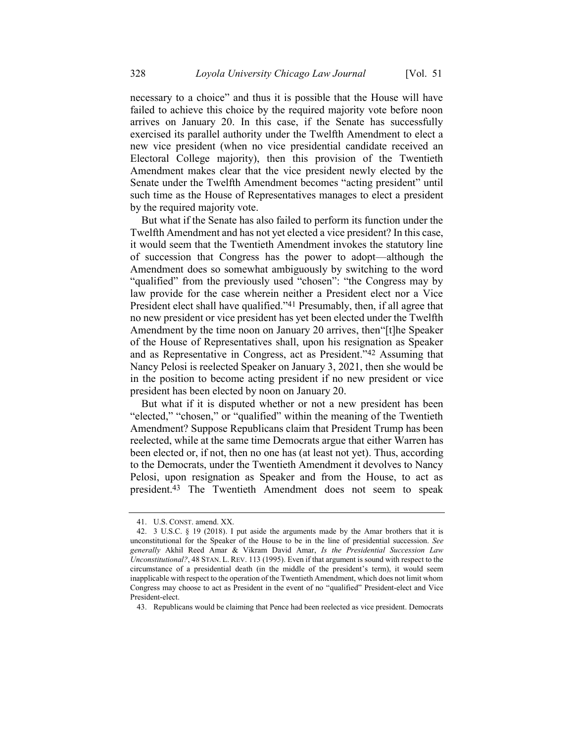necessary to a choice" and thus it is possible that the House will have failed to achieve this choice by the required majority vote before noon arrives on January 20. In this case, if the Senate has successfully exercised its parallel authority under the Twelfth Amendment to elect a new vice president (when no vice presidential candidate received an Electoral College majority), then this provision of the Twentieth Amendment makes clear that the vice president newly elected by the Senate under the Twelfth Amendment becomes "acting president" until such time as the House of Representatives manages to elect a president by the required majority vote.

But what if the Senate has also failed to perform its function under the Twelfth Amendment and has not yet elected a vice president? In this case, it would seem that the Twentieth Amendment invokes the statutory line of succession that Congress has the power to adopt—although the Amendment does so somewhat ambiguously by switching to the word "qualified" from the previously used "chosen": "the Congress may by law provide for the case wherein neither a President elect nor a Vice President elect shall have qualified."[41] Presumably, then, if all agree that no new president or vice president has yet been elected under the Twelfth Amendment by the time noon on January 20 arrives, then"[t]he Speaker of the House of Representatives shall, upon his resignation as Speaker and as Representative in Congress, act as President."[42] Assuming that Nancy Pelosi is reelected Speaker on January 3, 2021, then she would be in the position to become acting president if no new president or vice president has yet been elected by noon on January 20.

But what if it is disputed whether or not a new president has been "elected," "chosen," or "qualified" within the meaning of the Twentieth Amendment? Suppose Republicans claim that President Trump has been reelected, while at the same time Democrats argue that either Warren has been elected or, if not, then no one has (at least not yet). Thus, according to the Democrats, under the Twentieth Amendment it devolves to Nancy Pelosi, upon resignation as Speaker and from the House, to act as president.[43] The Twentieth Amendment does not seem to speak

---

41. U.S. CONST. amend. XX.

42. 3 U.S.C. § 19 (2018). I put aside the arguments made by the Amar brothers that it is unconstitutional for the Speaker of the House to be in the line of presidential succession. *See generally* Akhil Reed Amar & Vikram David Amar, *Is the Presidential Succession Law Unconstitutional?*, 48 STAN. L. REV. 113 (1995). Even if that argument is sound with respect to the circumstance of a presidential death (in the middle of the president's term), it would seem inapplicable with respect to the operation of the Twentieth Amendment, which does not limit whom Congress may choose to act as President in the event of no "qualified" President-elect and Vice President-elect.

43. Republicans would be claiming that Pence had been reelected as vice president. Democrats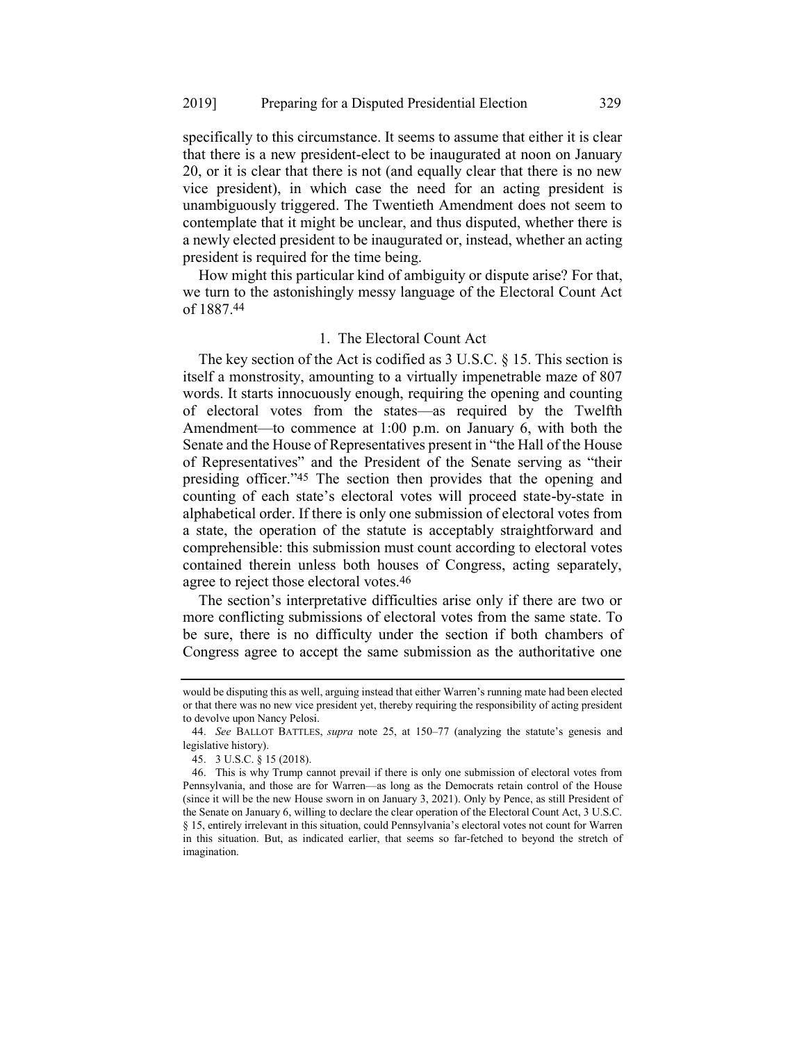specifically to this circumstance. It seems to assume that either it is clear that there is a new president-elect to be inaugurated at noon on January 20, or it is clear that there is not (and equally clear that there is no new vice president), in which case the need for an acting president is unambiguously triggered. The Twentieth Amendment does not seem to contemplate that it might be unclear, and thus disputed, whether there is a newly elected president to be inaugurated or, instead, whether an acting president is required for the time being.

How might this particular kind of ambiguity or dispute arise? For that, we turn to the astonishingly messy language of the Electoral Count Act of 1887.[44]

### 1. The Electoral Count Act

The key section of the Act is codified as 3 U.S.C. § 15. This section is itself a monstrosity, amounting to a virtually impenetrable maze of 807 words. It starts innocuously enough, requiring the opening and counting of electoral votes from the states—as required by the Twelfth Amendment—to commence at 1:00 p.m. on January 6, with both the Senate and the House of Representatives present in "the Hall of the House of Representatives" and the President of the Senate serving as "their presiding officer."[45] The section then provides that the opening and counting of each state's electoral votes will proceed state-by-state in alphabetical order. If there is only one submission of electoral votes from a state, the operation of the statute is acceptably straightforward and comprehensible: this submission must count according to electoral votes contained therein unless both houses of Congress, acting separately, agree to reject those electoral votes.[46]

The section's interpretative difficulties arise only if there are two or more conflicting submissions of electoral votes from the same state. To be sure, there is no difficulty under the section if both chambers of Congress agree to accept the same submission as the authoritative one

---

would be disputing this as well, arguing instead that either Warren's running mate had been elected or that there was no new vice president yet, thereby requiring the responsibility of acting president to devolve upon Nancy Pelosi.

44. *See* BALLOT BATTLES, *supra* note 25, at 150–77 (analyzing the statute's genesis and legislative history).

45. 3 U.S.C. § 15 (2018).

46. This is why Trump cannot prevail if there is only one submission of electoral votes from Pennsylvania, and those are for Warren—as long as the Democrats retain control of the House (since it will be the new House sworn in on January 3, 2021). Only by Pence, as still President of the Senate on January 6, willing to declare the clear operation of the Electoral Count Act, 3 U.S.C. § 15, entirely irrelevant in this situation, could Pennsylvania's electoral votes not count for Warren in this situation. But, as indicated earlier, that seems so far-fetched to beyond the stretch of imagination.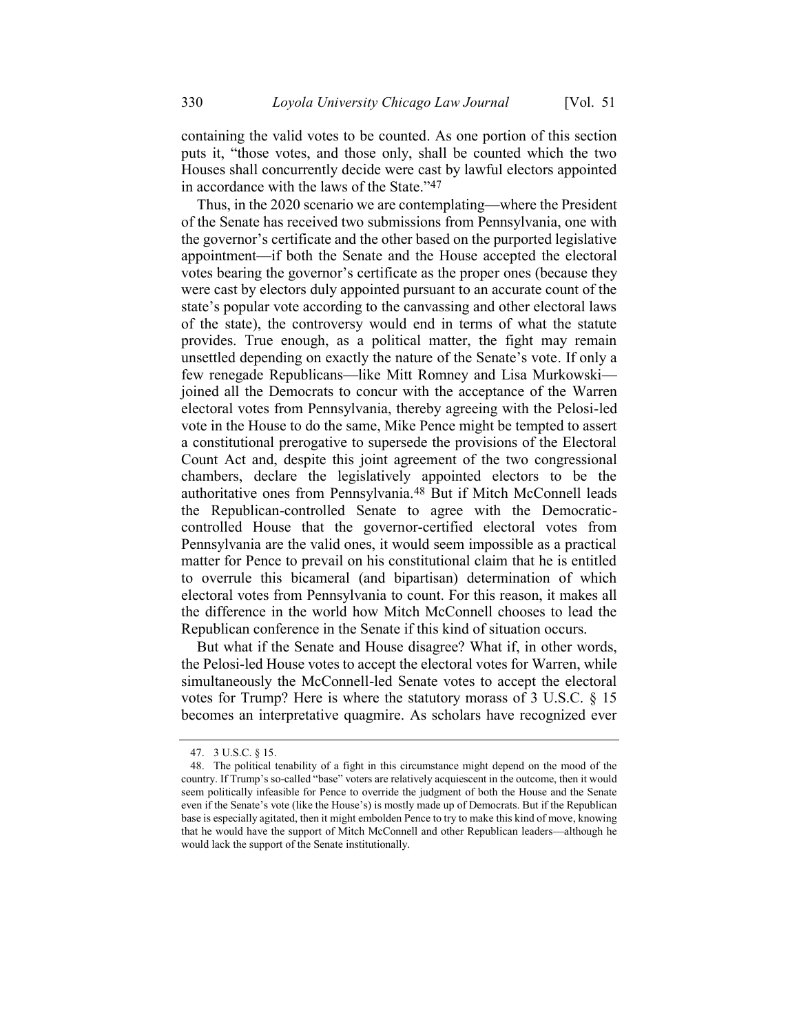containing the valid votes to be counted. As one portion of this section puts it, "those votes, and those only, shall be counted which the two Houses shall concurrently decide were cast by lawful electors appointed in accordance with the laws of the State."[47]

Thus, in the 2020 scenario we are contemplating—where the President of the Senate has received two submissions from Pennsylvania, one with the governor's certificate and the other based on the purported legislative appointment—if both the Senate and the House accepted the electoral votes bearing the governor's certificate as the proper ones (because they were cast by electors duly appointed pursuant to an accurate count of the state's popular vote according to the canvassing and other electoral laws of the state), the controversy would end in terms of what the statute provides. True enough, as a political matter, the fight may remain unsettled depending on exactly the nature of the Senate's vote. If only a few renegade Republicans—like Mitt Romney and Lisa Murkowski—joined all the Democrats to concur with the acceptance of the Warren electoral votes from Pennsylvania, thereby agreeing with the Pelosi-led vote in the House to do the same, Mike Pence might be tempted to assert a constitutional prerogative to supersede the provisions of the Electoral Count Act and, despite this joint agreement of the two congressional chambers, declare the legislatively appointed electors to be the authoritative ones from Pennsylvania.[48] But if Mitch McConnell leads the Republican-controlled Senate to agree with the Democratic-controlled House that the governor-certified electoral votes from Pennsylvania are the valid ones, it would seem impossible as a practical matter for Pence to prevail on his constitutional claim that he is entitled to overrule this bicameral (and bipartisan) determination of which electoral votes from Pennsylvania to count. For this reason, it makes all the difference in the world how Mitch McConnell chooses to lead the Republican conference in the Senate if this kind of situation occurs.

But what if the Senate and House disagree? What if, in other words, the Pelosi-led House votes to accept the electoral votes for Warren, while simultaneously the McConnell-led Senate votes to accept the electoral votes for Trump? Here is where the statutory morass of 3 U.S.C. § 15 becomes an interpretative quagmire. As scholars have recognized ever

---

47. 3 U.S.C. § 15.

48. The political tenability of a fight in this circumstance might depend on the mood of the country. If Trump's so-called "base" voters are relatively acquiescent in the outcome, then it would seem politically infeasible for Pence to override the judgment of both the House and the Senate even if the Senate's vote (like the House's) is mostly made up of Democrats. But if the Republican base is especially agitated, then it might embolden Pence to try to make this kind of move, knowing that he would have the support of Mitch McConnell and other Republican leaders—although he would lack the support of the Senate institutionally.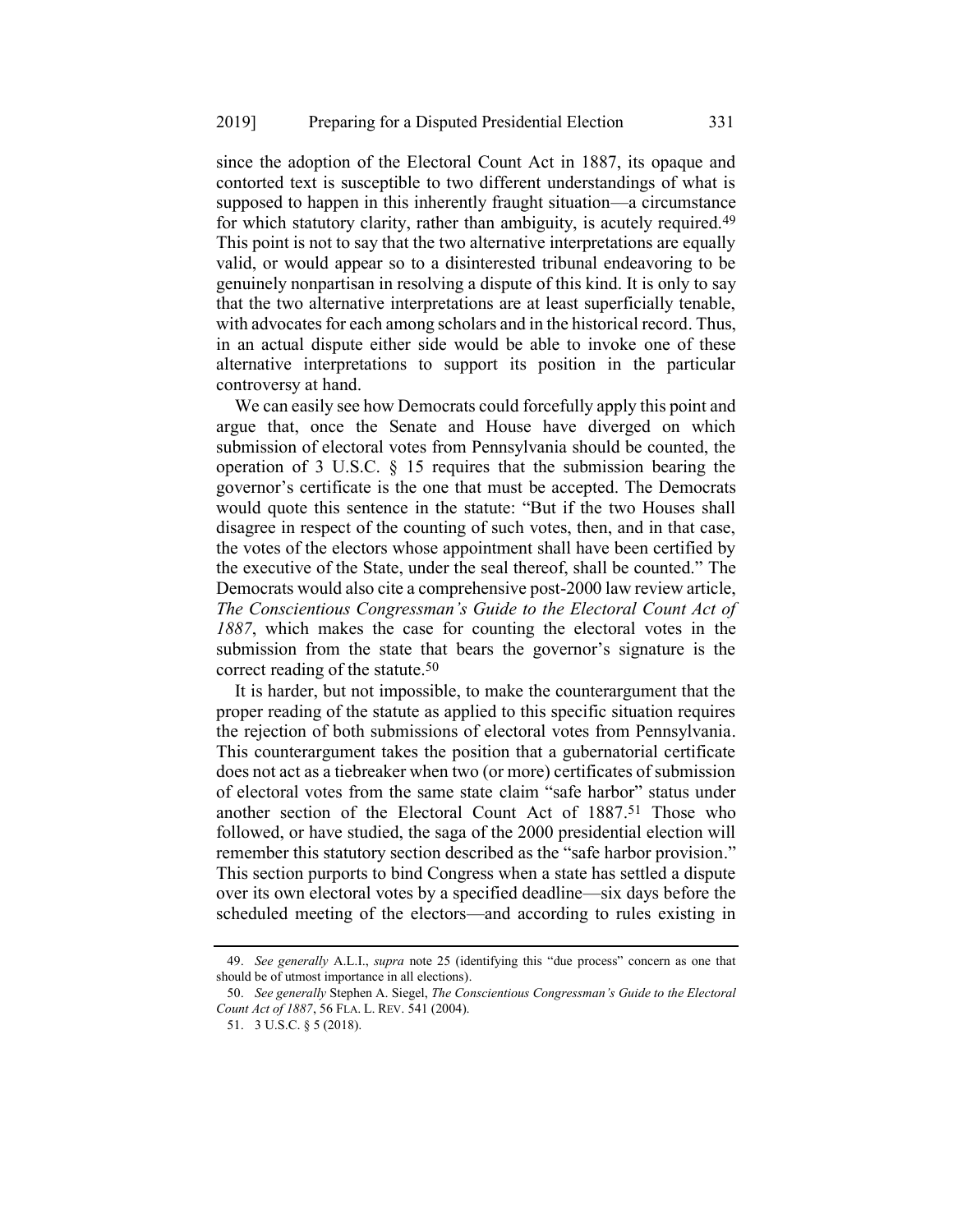since the adoption of the Electoral Count Act in 1887, its opaque and contorted text is susceptible to two different understandings of what is supposed to happen in this inherently fraught situation—a circumstance for which statutory clarity, rather than ambiguity, is acutely required.[49] This point is not to say that the two alternative interpretations are equally valid, or would appear so to a disinterested tribunal endeavoring to be genuinely nonpartisan in resolving a dispute of this kind. It is only to say that the two alternative interpretations are at least superficially tenable, with advocates for each among scholars and in the historical record. Thus, in an actual dispute either side would be able to invoke one of these alternative interpretations to support its position in the particular controversy at hand.

We can easily see how Democrats could forcefully apply this point and argue that, once the Senate and House have diverged on which submission of electoral votes from Pennsylvania should be counted, the operation of 3 U.S.C. § 15 requires that the submission bearing the governor's certificate is the one that must be accepted. The Democrats would quote this sentence in the statute: "But if the two Houses shall disagree in respect of the counting of such votes, then, and in that case, the votes of the electors whose appointment shall have been certified by the executive of the State, under the seal thereof, shall be counted." The Democrats would also cite a comprehensive post-2000 law review article, *The Conscientious Congressman's Guide to the Electoral Count Act of 1887*, which makes the case for counting the electoral votes in the submission from the state that bears the governor's signature is the correct reading of the statute.[50]

It is harder, but not impossible, to make the counterargument that the proper reading of the statute as applied to this specific situation requires the rejection of both submissions of electoral votes from Pennsylvania. This counterargument takes the position that a gubernatorial certificate does not act as a tiebreaker when two (or more) certificates of submission of electoral votes from the same state claim "safe harbor" status under another section of the Electoral Count Act of 1887.[51] Those who followed, or have studied, the saga of the 2000 presidential election will remember this statutory section described as the "safe harbor provision." This section purports to bind Congress when a state has settled a dispute over its own electoral votes by a specified deadline—six days before the scheduled meeting of the electors—and according to rules existing in

---

49. *See generally* A.L.I., *supra* note 25 (identifying this "due process" concern as one that should be of utmost importance in all elections).

50. *See generally* Stephen A. Siegel, *The Conscientious Congressman's Guide to the Electoral Count Act of 1887*, 56 FLA. L. REV. 541 (2004).

51. 3 U.S.C. § 5 (2018).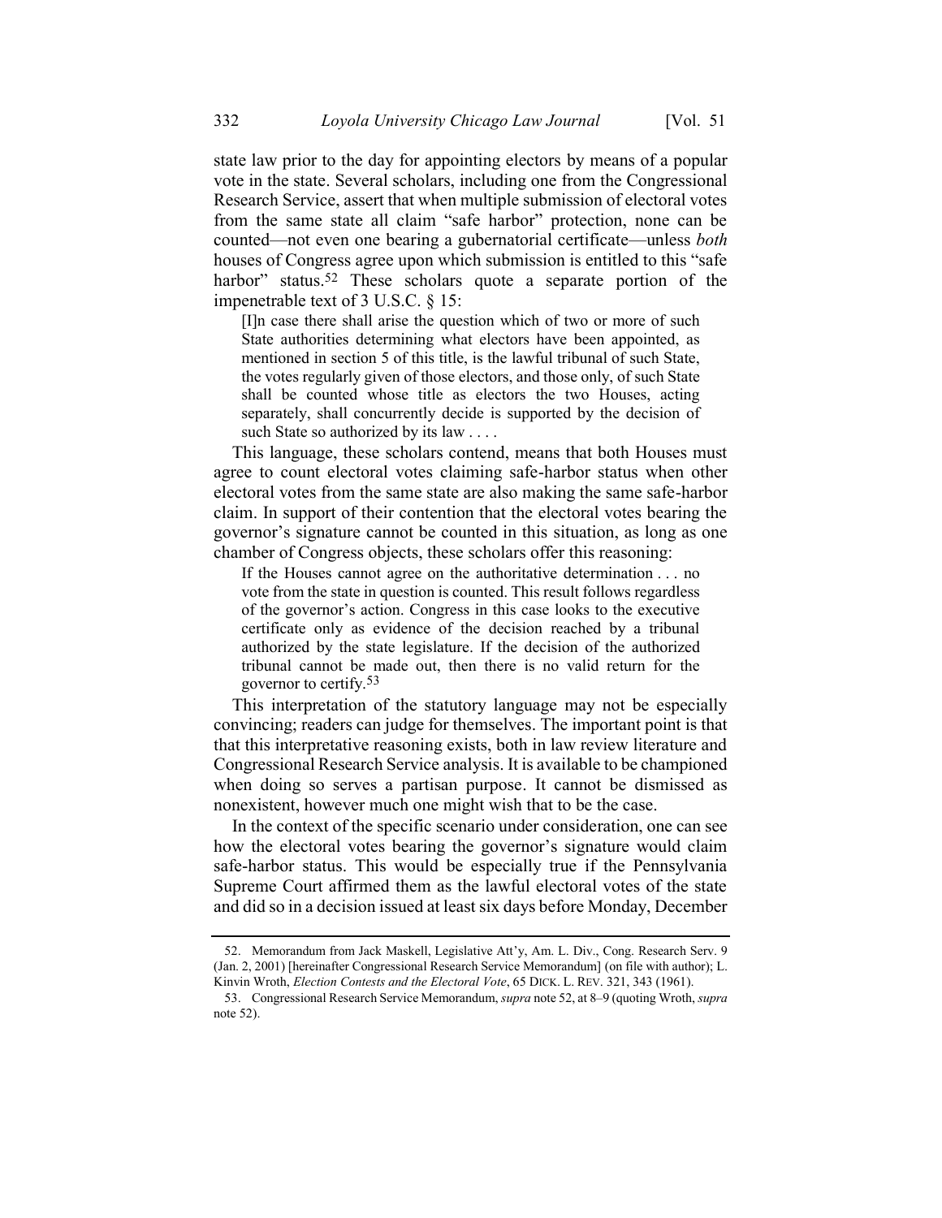state law prior to the day for appointing electors by means of a popular vote in the state. Several scholars, including one from the Congressional Research Service, assert that when multiple submission of electoral votes from the same state all claim "safe harbor" protection, none can be counted—not even one bearing a gubernatorial certificate—unless *both* houses of Congress agree upon which submission is entitled to this "safe harbor" status.[52] These scholars quote a separate portion of the impenetrable text of 3 U.S.C. § 15:

> [I]n case there shall arise the question which of two or more of such State authorities determining what electors have been appointed, as mentioned in section 5 of this title, is the lawful tribunal of such State, the votes regularly given of those electors, and those only, of such State shall be counted whose title as electors the two Houses, acting separately, shall concurrently decide is supported by the decision of such State so authorized by its law . . . .

This language, these scholars contend, means that both Houses must agree to count electoral votes claiming safe-harbor status when other electoral votes from the same state are also making the same safe-harbor claim. In support of their contention that the electoral votes bearing the governor's signature cannot be counted in this situation, as long as one chamber of Congress objects, these scholars offer this reasoning:

> If the Houses cannot agree on the authoritative determination . . . no vote from the state in question is counted. This result follows regardless of the governor's action. Congress in this case looks to the executive certificate only as evidence of the decision reached by a tribunal authorized by the state legislature. If the decision of the authorized tribunal cannot be made out, then there is no valid return for the governor to certify.[53]

This interpretation of the statutory language may not be especially convincing; readers can judge for themselves. The important point is that that this interpretative reasoning exists, both in law review literature and Congressional Research Service analysis. It is available to be championed when doing so serves a partisan purpose. It cannot be dismissed as nonexistent, however much one might wish that to be the case.

In the context of the specific scenario under consideration, one can see how the electoral votes bearing the governor's signature would claim safe-harbor status. This would be especially true if the Pennsylvania Supreme Court affirmed them as the lawful electoral votes of the state and did so in a decision issued at least six days before Monday, December

---

52. Memorandum from Jack Maskell, Legislative Att'y, Am. L. Div., Cong. Research Serv. 9 (Jan. 2, 2001) [hereinafter Congressional Research Service Memorandum] (on file with author); L. Kinvin Wroth, *Election Contests and the Electoral Vote*, 65 DICK. L. REV. 321, 343 (1961).

53. Congressional Research Service Memorandum, *supra* note 52, at 8–9 (quoting Wroth, *supra* note 52).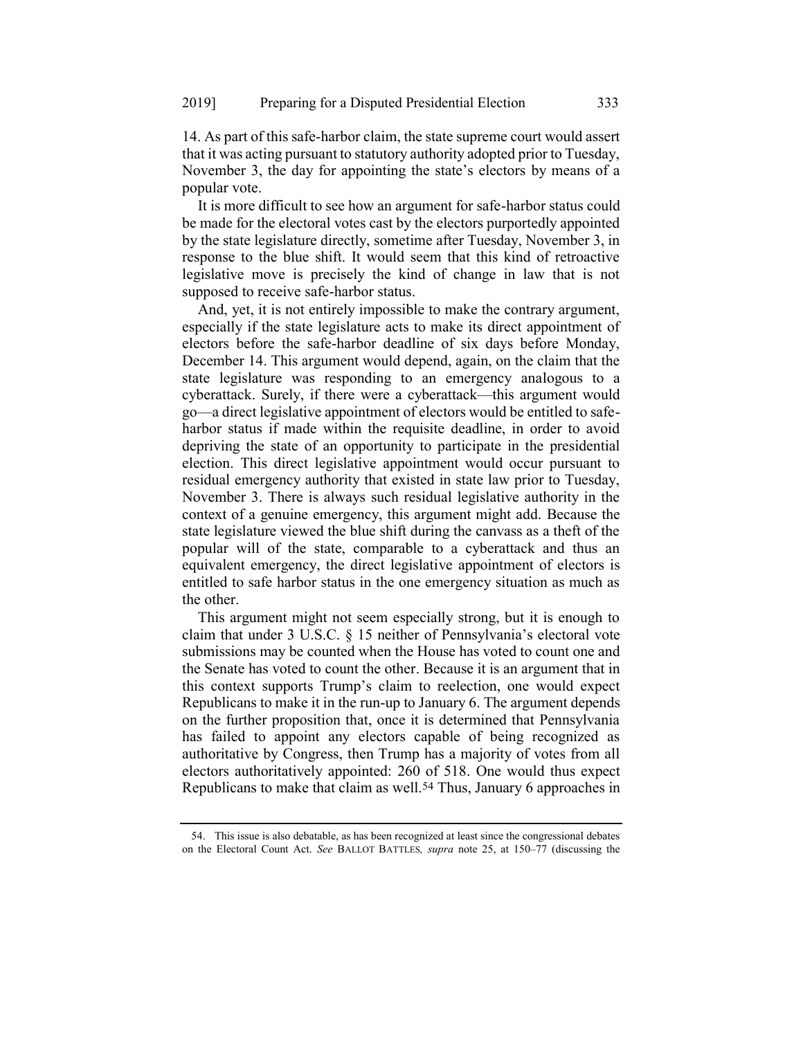14. As part of this safe-harbor claim, the state supreme court would assert that it was acting pursuant to statutory authority adopted prior to Tuesday, November 3, the day for appointing the state's electors by means of a popular vote.

It is more difficult to see how an argument for safe-harbor status could be made for the electoral votes cast by the electors purportedly appointed by the state legislature directly, sometime after Tuesday, November 3, in response to the blue shift. It would seem that this kind of retroactive legislative move is precisely the kind of change in law that is not supposed to receive safe-harbor status.

And, yet, it is not entirely impossible to make the contrary argument, especially if the state legislature acts to make its direct appointment of electors before the safe-harbor deadline of six days before Monday, December 14. This argument would depend, again, on the claim that the state legislature was responding to an emergency analogous to a cyberattack. Surely, if there were a cyberattack—this argument would go—a direct legislative appointment of electors would be entitled to safe-harbor status if made within the requisite deadline, in order to avoid depriving the state of an opportunity to participate in the presidential election. This direct legislative appointment would occur pursuant to residual emergency authority that existed in state law prior to Tuesday, November 3. There is always such residual legislative authority in the context of a genuine emergency, this argument might add. Because the state legislature viewed the blue shift during the canvass as a theft of the popular will of the state, comparable to a cyberattack and thus an equivalent emergency, the direct legislative appointment of electors is entitled to safe harbor status in the one emergency situation as much as the other.

This argument might not seem especially strong, but it is enough to claim that under 3 U.S.C. § 15 neither of Pennsylvania's electoral vote submissions may be counted when the House has voted to count one and the Senate has voted to count the other. Because it is an argument that in this context supports Trump's claim to reelection, one would expect Republicans to make it in the run-up to January 6. The argument depends on the further proposition that, once it is determined that Pennsylvania has failed to appoint any electors capable of being recognized as authoritative by Congress, then Trump has a majority of votes from all electors authoritatively appointed: 260 of 518. One would thus expect Republicans to make that claim as well.[54] Thus, January 6 approaches in

54. This issue is also debatable, as has been recognized at least since the congressional debates on the Electoral Count Act. *See* BALLOT BATTLES, *supra* note 25, at 150–77 (discussing the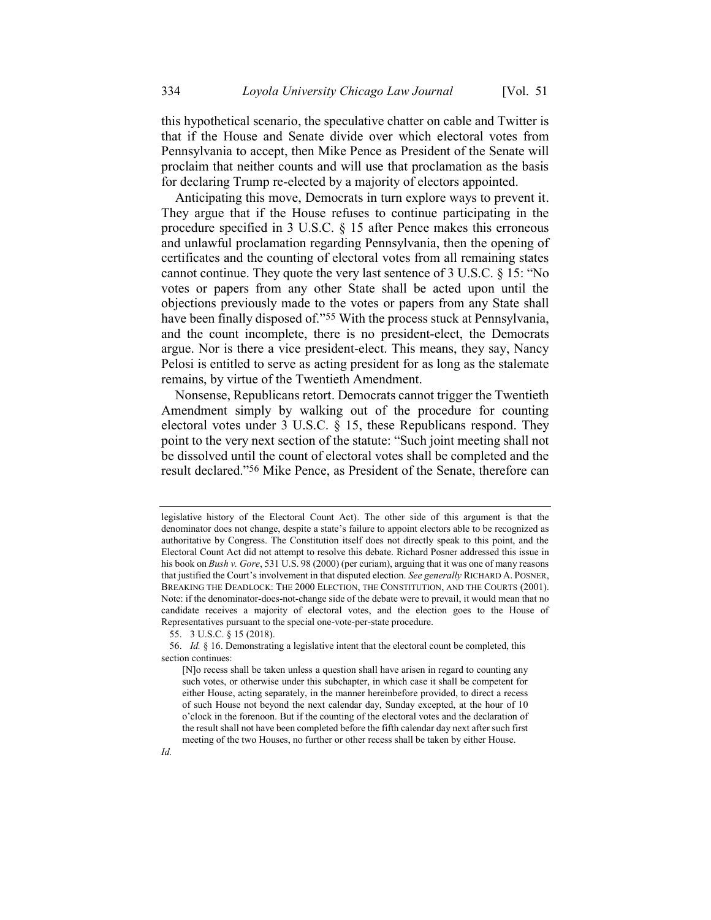this hypothetical scenario, the speculative chatter on cable and Twitter is that if the House and Senate divide over which electoral votes from Pennsylvania to accept, then Mike Pence as President of the Senate will proclaim that neither counts and will use that proclamation as the basis for declaring Trump re-elected by a majority of electors appointed.

Anticipating this move, Democrats in turn explore ways to prevent it. They argue that if the House refuses to continue participating in the procedure specified in 3 U.S.C. § 15 after Pence makes this erroneous and unlawful proclamation regarding Pennsylvania, then the opening of certificates and the counting of electoral votes from all remaining states cannot continue. They quote the very last sentence of 3 U.S.C. § 15: "No votes or papers from any other State shall be acted upon until the objections previously made to the votes or papers from any State shall have been finally disposed of."[55] With the process stuck at Pennsylvania, and the count incomplete, there is no president-elect, the Democrats argue. Nor is there a vice president-elect. This means, they say, Nancy Pelosi is entitled to serve as acting president for as long as the stalemate remains, by virtue of the Twentieth Amendment.

Nonsense, Republicans retort. Democrats cannot trigger the Twentieth Amendment simply by walking out of the procedure for counting electoral votes under 3 U.S.C. § 15, these Republicans respond. They point to the very next section of the statute: "Such joint meeting shall not be dissolved until the count of electoral votes shall be completed and the result declared."[56] Mike Pence, as President of the Senate, therefore can

---

legislative history of the Electoral Count Act). The other side of this argument is that the denominator does not change, despite a state's failure to appoint electors able to be recognized as authoritative by Congress. The Constitution itself does not directly speak to this point, and the Electoral Count Act did not attempt to resolve this debate. Richard Posner addressed this issue in his book on *Bush v. Gore*, 531 U.S. 98 (2000) (per curiam), arguing that it was one of many reasons that justified the Court's involvement in that disputed election. *See generally* RICHARD A. POSNER, BREAKING THE DEADLOCK: THE 2000 ELECTION, THE CONSTITUTION, AND THE COURTS (2001). Note: if the denominator-does-not-change side of the debate were to prevail, it would mean that no candidate receives a majority of electoral votes, and the election goes to the House of Representatives pursuant to the special one-vote-per-state procedure.

55. 3 U.S.C. § 15 (2018).

56. *Id.* § 16. Demonstrating a legislative intent that the electoral count be completed, this section continues:

> [N]o recess shall be taken unless a question shall have arisen in regard to counting any such votes, or otherwise under this subchapter, in which case it shall be competent for either House, acting separately, in the manner hereinbefore provided, to direct a recess of such House not beyond the next calendar day, Sunday excepted, at the hour of 10 o'clock in the forenoon. But if the counting of the electoral votes and the declaration of the result shall not have been completed before the fifth calendar day next after such first meeting of the two Houses, no further or other recess shall be taken by either House.

*Id.*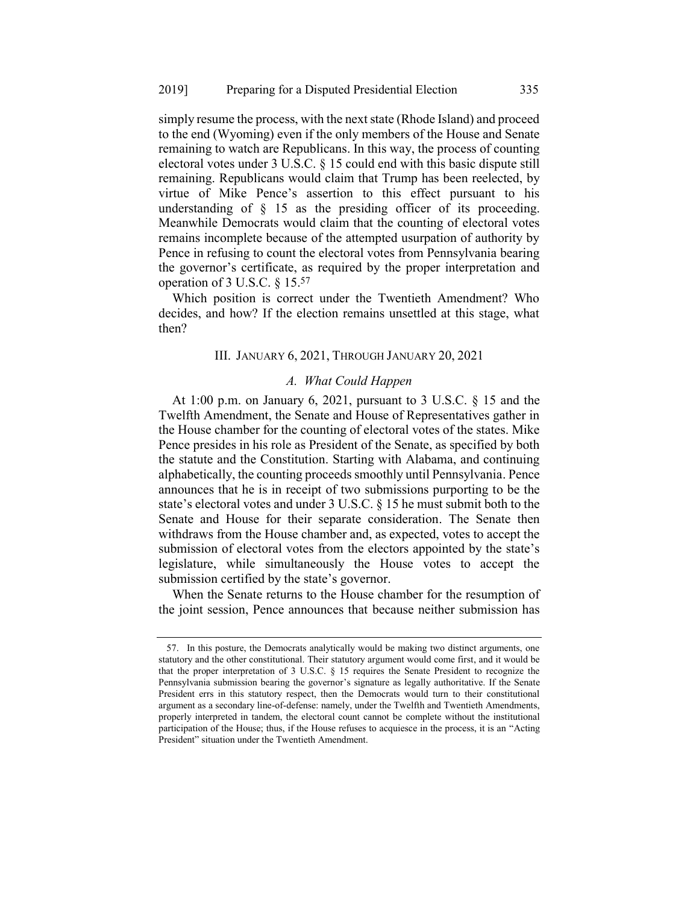simply resume the process, with the next state (Rhode Island) and proceed to the end (Wyoming) even if the only members of the House and Senate remaining to watch are Republicans. In this way, the process of counting electoral votes under 3 U.S.C. § 15 could end with this basic dispute still remaining. Republicans would claim that Trump has been reelected, by virtue of Mike Pence's assertion to this effect pursuant to his understanding of § 15 as the presiding officer of its proceeding. Meanwhile Democrats would claim that the counting of electoral votes remains incomplete because of the attempted usurpation of authority by Pence in refusing to count the electoral votes from Pennsylvania bearing the governor's certificate, as required by the proper interpretation and operation of 3 U.S.C. § 15.[57]

Which position is correct under the Twentieth Amendment? Who decides, and how? If the election remains unsettled at this stage, what then?

## III. January 6, 2021, Through January 20, 2021

### *A. What Could Happen*

At 1:00 p.m. on January 6, 2021, pursuant to 3 U.S.C. § 15 and the Twelfth Amendment, the Senate and House of Representatives gather in the House chamber for the counting of electoral votes of the states. Mike Pence presides in his role as President of the Senate, as specified by both the statute and the Constitution. Starting with Alabama, and continuing alphabetically, the counting proceeds smoothly until Pennsylvania. Pence announces that he is in receipt of two submissions purporting to be the state's electoral votes and under 3 U.S.C. § 15 he must submit both to the Senate and House for their separate consideration. The Senate then withdraws from the House chamber and, as expected, votes to accept the submission of electoral votes from the electors appointed by the state's legislature, while simultaneously the House votes to accept the submission certified by the state's governor.

When the Senate returns to the House chamber for the resumption of the joint session, Pence announces that because neither submission has

---

57. In this posture, the Democrats analytically would be making two distinct arguments, one statutory and the other constitutional. Their statutory argument would come first, and it would be that the proper interpretation of 3 U.S.C. § 15 requires the Senate President to recognize the Pennsylvania submission bearing the governor's signature as legally authoritative. If the Senate President errs in this statutory respect, then the Democrats would turn to their constitutional argument as a secondary line-of-defense: namely, under the Twelfth and Twentieth Amendments, properly interpreted in tandem, the electoral count cannot be complete without the institutional participation of the House; thus, if the House refuses to acquiesce in the process, it is an "Acting President" situation under the Twentieth Amendment.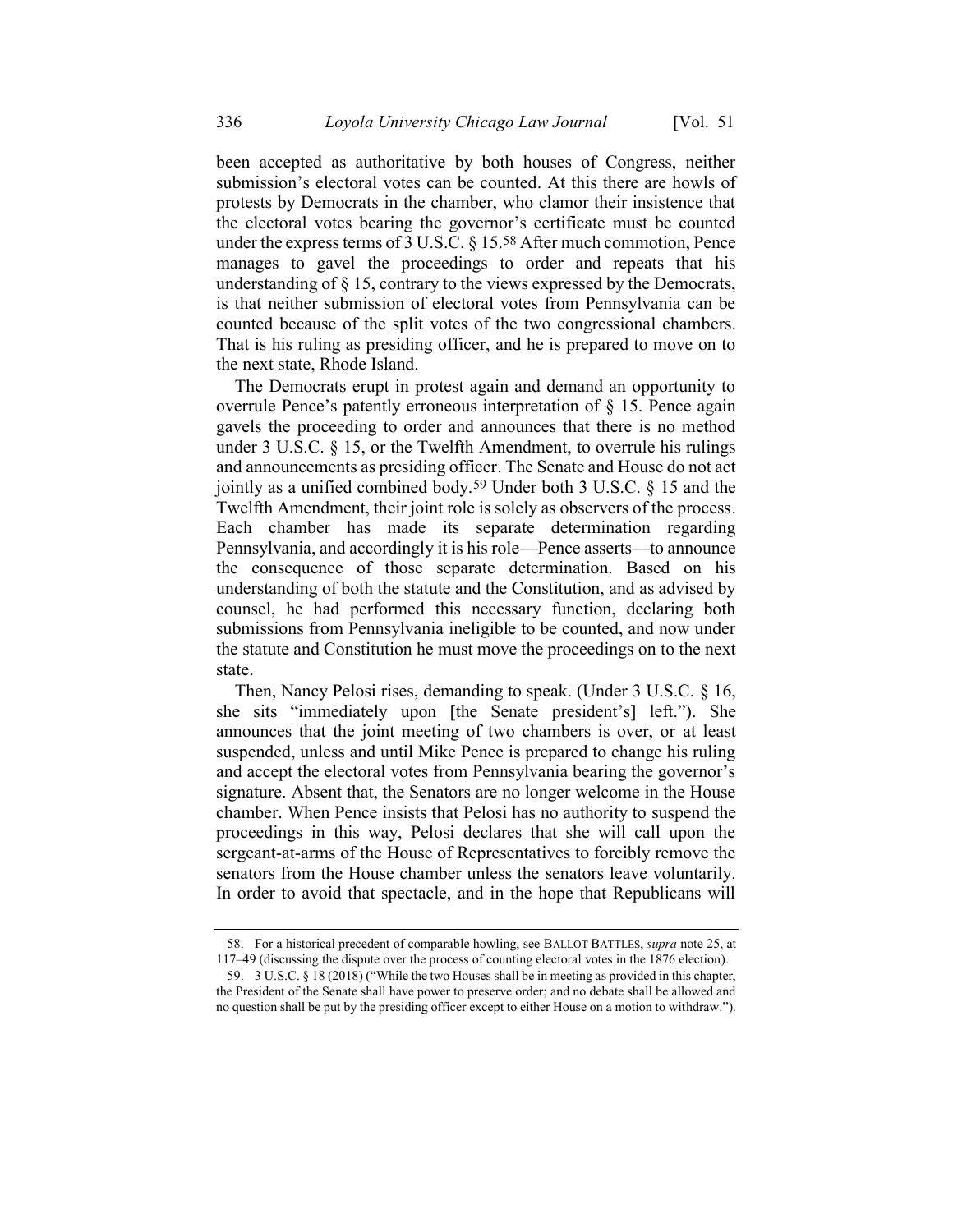been accepted as authoritative by both houses of Congress, neither submission's electoral votes can be counted. At this there are howls of protests by Democrats in the chamber, who clamor their insistence that the electoral votes bearing the governor's certificate must be counted under the express terms of 3 U.S.C. § 15.[58] After much commotion, Pence manages to gavel the proceedings to order and repeats that his understanding of § 15, contrary to the views expressed by the Democrats, is that neither submission of electoral votes from Pennsylvania can be counted because of the split votes of the two congressional chambers. That is his ruling as presiding officer, and he is prepared to move on to the next state, Rhode Island.

The Democrats erupt in protest again and demand an opportunity to overrule Pence's patently erroneous interpretation of § 15. Pence again gavels the proceeding to order and announces that there is no method under 3 U.S.C. § 15, or the Twelfth Amendment, to overrule his rulings and announcements as presiding officer. The Senate and House do not act jointly as a unified combined body.[59] Under both 3 U.S.C. § 15 and the Twelfth Amendment, their joint role is solely as observers of the process. Each chamber has made its separate determination regarding Pennsylvania, and accordingly it is his role—Pence asserts—to announce the consequence of those separate determination. Based on his understanding of both the statute and the Constitution, and as advised by counsel, he had performed this necessary function, declaring both submissions from Pennsylvania ineligible to be counted, and now under the statute and Constitution he must move the proceedings on to the next state.

Then, Nancy Pelosi rises, demanding to speak. (Under 3 U.S.C. § 16, she sits "immediately upon [the Senate president's] left."). She announces that the joint meeting of two chambers is over, or at least suspended, unless and until Mike Pence is prepared to change his ruling and accept the electoral votes from Pennsylvania bearing the governor's signature. Absent that, the Senators are no longer welcome in the House chamber. When Pence insists that Pelosi has no authority to suspend the proceedings in this way, Pelosi declares that she will call upon the sergeant-at-arms of the House of Representatives to forcibly remove the senators from the House chamber unless the senators leave voluntarily. In order to avoid that spectacle, and in the hope that Republicans will

---

58. For a historical precedent of comparable howling, see BALLOT BATTLES, *supra* note 25, at 117–49 (discussing the dispute over the process of counting electoral votes in the 1876 election).

59. 3 U.S.C. § 18 (2018) ("While the two Houses shall be in meeting as provided in this chapter, the President of the Senate shall have power to preserve order; and no debate shall be allowed and no question shall be put by the presiding officer except to either House on a motion to withdraw.").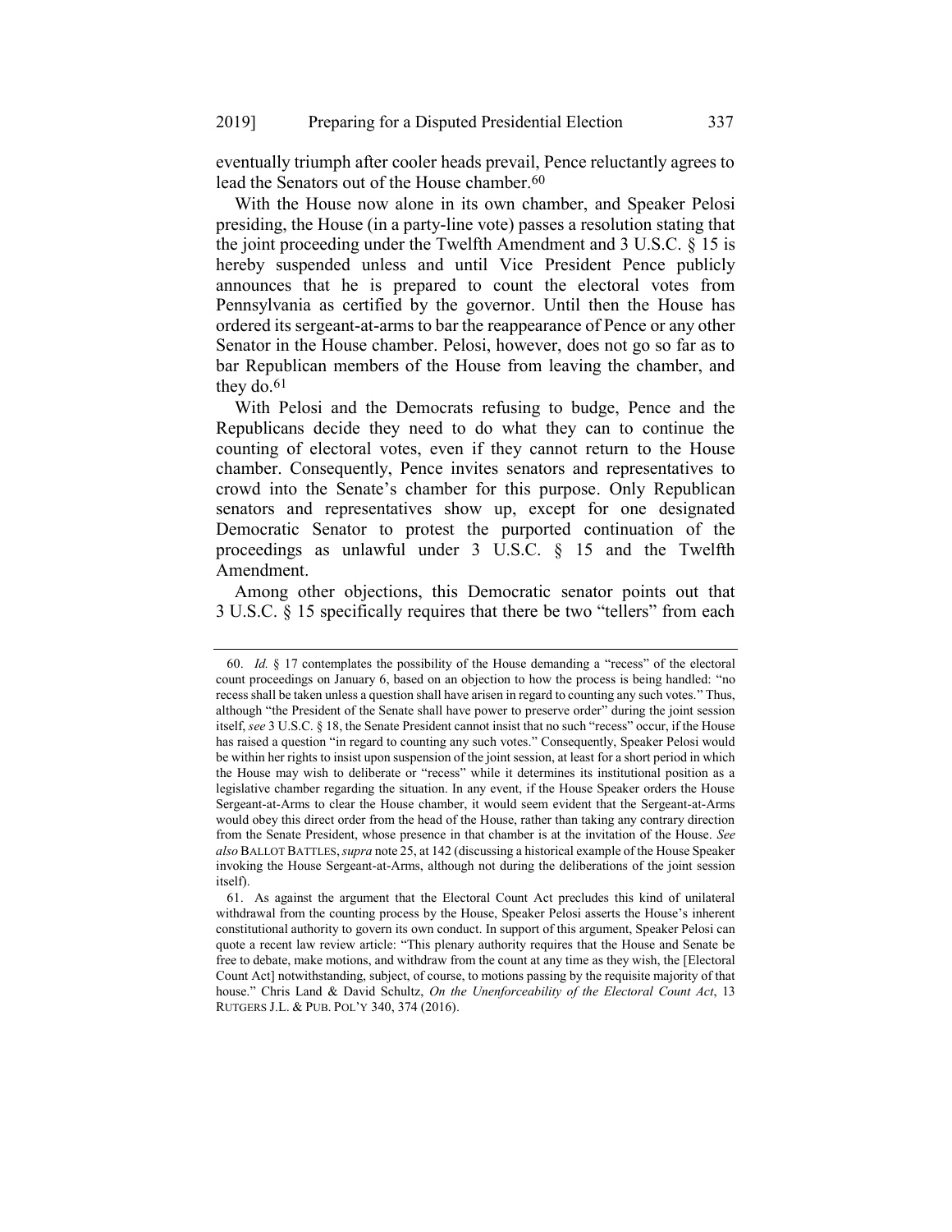eventually triumph after cooler heads prevail, Pence reluctantly agrees to lead the Senators out of the House chamber.[60]

With the House now alone in its own chamber, and Speaker Pelosi presiding, the House (in a party-line vote) passes a resolution stating that the joint proceeding under the Twelfth Amendment and 3 U.S.C. § 15 is hereby suspended unless and until Vice President Pence publicly announces that he is prepared to count the electoral votes from Pennsylvania as certified by the governor. Until then the House has ordered its sergeant-at-arms to bar the reappearance of Pence or any other Senator in the House chamber. Pelosi, however, does not go so far as to bar Republican members of the House from leaving the chamber, and they do.[61]

With Pelosi and the Democrats refusing to budge, Pence and the Republicans decide they need to do what they can to continue the counting of electoral votes, even if they cannot return to the House chamber. Consequently, Pence invites senators and representatives to crowd into the Senate's chamber for this purpose. Only Republican senators and representatives show up, except for one designated Democratic Senator to protest the purported continuation of the proceedings as unlawful under 3 U.S.C. § 15 and the Twelfth Amendment.

Among other objections, this Democratic senator points out that 3 U.S.C. § 15 specifically requires that there be two "tellers" from each

---

60. *Id.* § 17 contemplates the possibility of the House demanding a "recess" of the electoral count proceedings on January 6, based on an objection to how the process is being handled: "no recess shall be taken unless a question shall have arisen in regard to counting any such votes." Thus, although "the President of the Senate shall have power to preserve order" during the joint session itself, *see* 3 U.S.C. § 18, the Senate President cannot insist that no such "recess" occur, if the House has raised a question "in regard to counting any such votes." Consequently, Speaker Pelosi would be within her rights to insist upon suspension of the joint session, at least for a short period in which the House may wish to deliberate or "recess" while it determines its institutional position as a legislative chamber regarding the situation. In any event, if the House Speaker orders the House Sergeant-at-Arms to clear the House chamber, it would seem evident that the Sergeant-at-Arms would obey this direct order from the head of the House, rather than taking any contrary direction from the Senate President, whose presence in that chamber is at the invitation of the House. *See also* BALLOT BATTLES, *supra* note 25, at 142 (discussing a historical example of the House Speaker invoking the House Sergeant-at-Arms, although not during the deliberations of the joint session itself).

61. As against the argument that the Electoral Count Act precludes this kind of unilateral withdrawal from the counting process by the House, Speaker Pelosi asserts the House's inherent constitutional authority to govern its own conduct. In support of this argument, Speaker Pelosi can quote a recent law review article: "This plenary authority requires that the House and Senate be free to debate, make motions, and withdraw from the count at any time as they wish, the [Electoral Count Act] notwithstanding, subject, of course, to motions passing by the requisite majority of that house." Chris Land & David Schultz, *On the Unenforceability of the Electoral Count Act*, 13 RUTGERS J.L. & PUB. POL'Y 340, 374 (2016).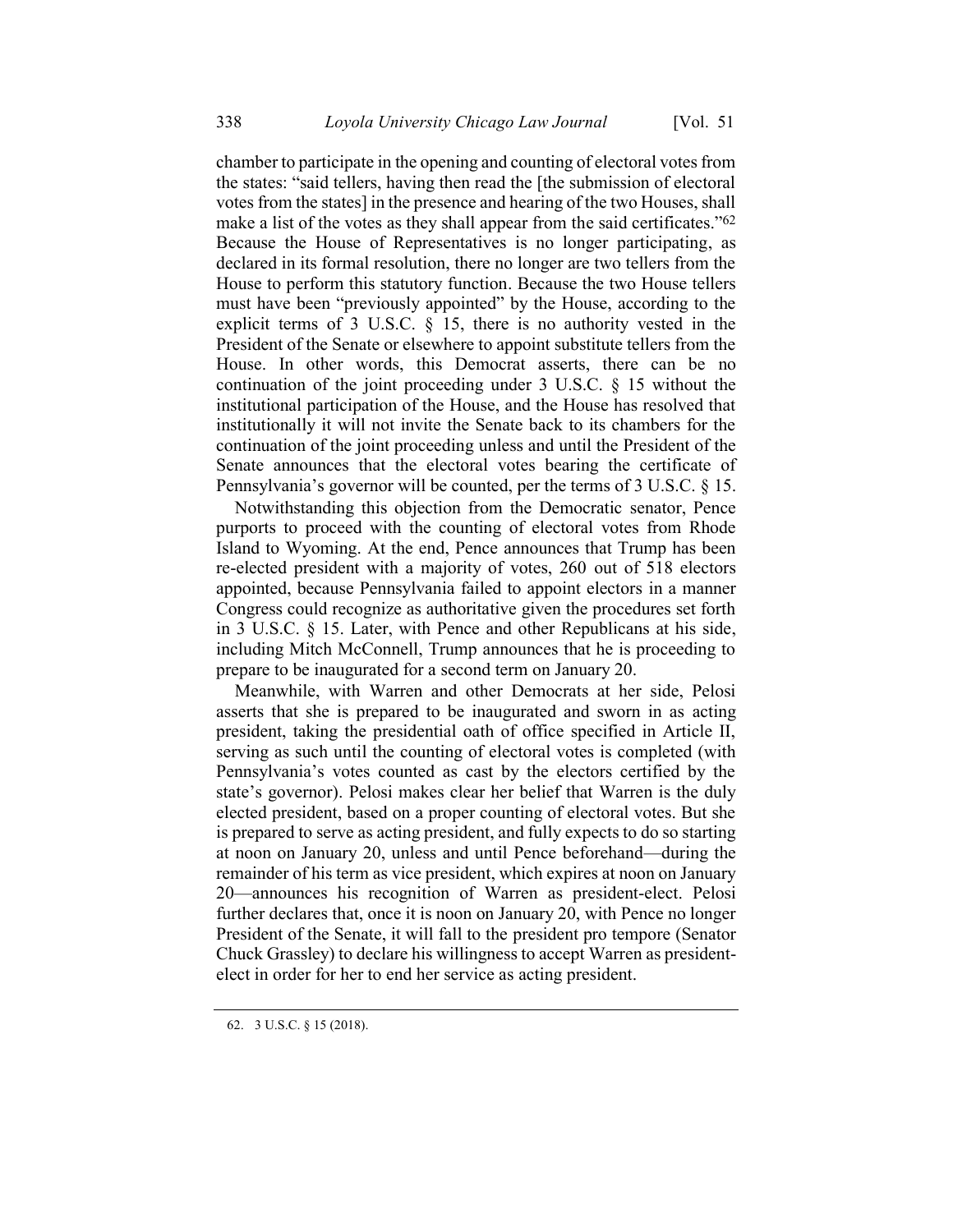chamber to participate in the opening and counting of electoral votes from the states: "said tellers, having then read the [the submission of electoral votes from the states] in the presence and hearing of the two Houses, shall make a list of the votes as they shall appear from the said certificates."[62] Because the House of Representatives is no longer participating, as declared in its formal resolution, there no longer are two tellers from the House to perform this statutory function. Because the two House tellers must have been "previously appointed" by the House, according to the explicit terms of 3 U.S.C. § 15, there is no authority vested in the President of the Senate or elsewhere to appoint substitute tellers from the House. In other words, this Democrat asserts, there can be no continuation of the joint proceeding under 3 U.S.C. § 15 without the institutional participation of the House, and the House has resolved that institutionally it will not invite the Senate back to its chambers for the continuation of the joint proceeding unless and until the President of the Senate announces that the electoral votes bearing the certificate of Pennsylvania's governor will be counted, per the terms of 3 U.S.C. § 15.

Notwithstanding this objection from the Democratic senator, Pence purports to proceed with the counting of electoral votes from Rhode Island to Wyoming. At the end, Pence announces that Trump has been re-elected president with a majority of votes, 260 out of 518 electors appointed, because Pennsylvania failed to appoint electors in a manner Congress could recognize as authoritative given the procedures set forth in 3 U.S.C. § 15. Later, with Pence and other Republicans at his side, including Mitch McConnell, Trump announces that he is proceeding to prepare to be inaugurated for a second term on January 20.

Meanwhile, with Warren and other Democrats at her side, Pelosi asserts that she is prepared to be inaugurated and sworn in as acting president, taking the presidential oath of office specified in Article II, serving as such until the counting of electoral votes is completed (with Pennsylvania's votes counted as cast by the electors certified by the state's governor). Pelosi makes clear her belief that Warren is the duly elected president, based on a proper counting of electoral votes. But she is prepared to serve as acting president, and fully expects to do so starting at noon on January 20, unless and until Pence beforehand—during the remainder of his term as vice president, which expires at noon on January 20—announces his recognition of Warren as president-elect. Pelosi further declares that, once it is noon on January 20, with Pence no longer President of the Senate, it will fall to the president pro tempore (Senator Chuck Grassley) to declare his willingness to accept Warren as president-elect in order for her to end her service as acting president.

---

62. 3 U.S.C. § 15 (2018).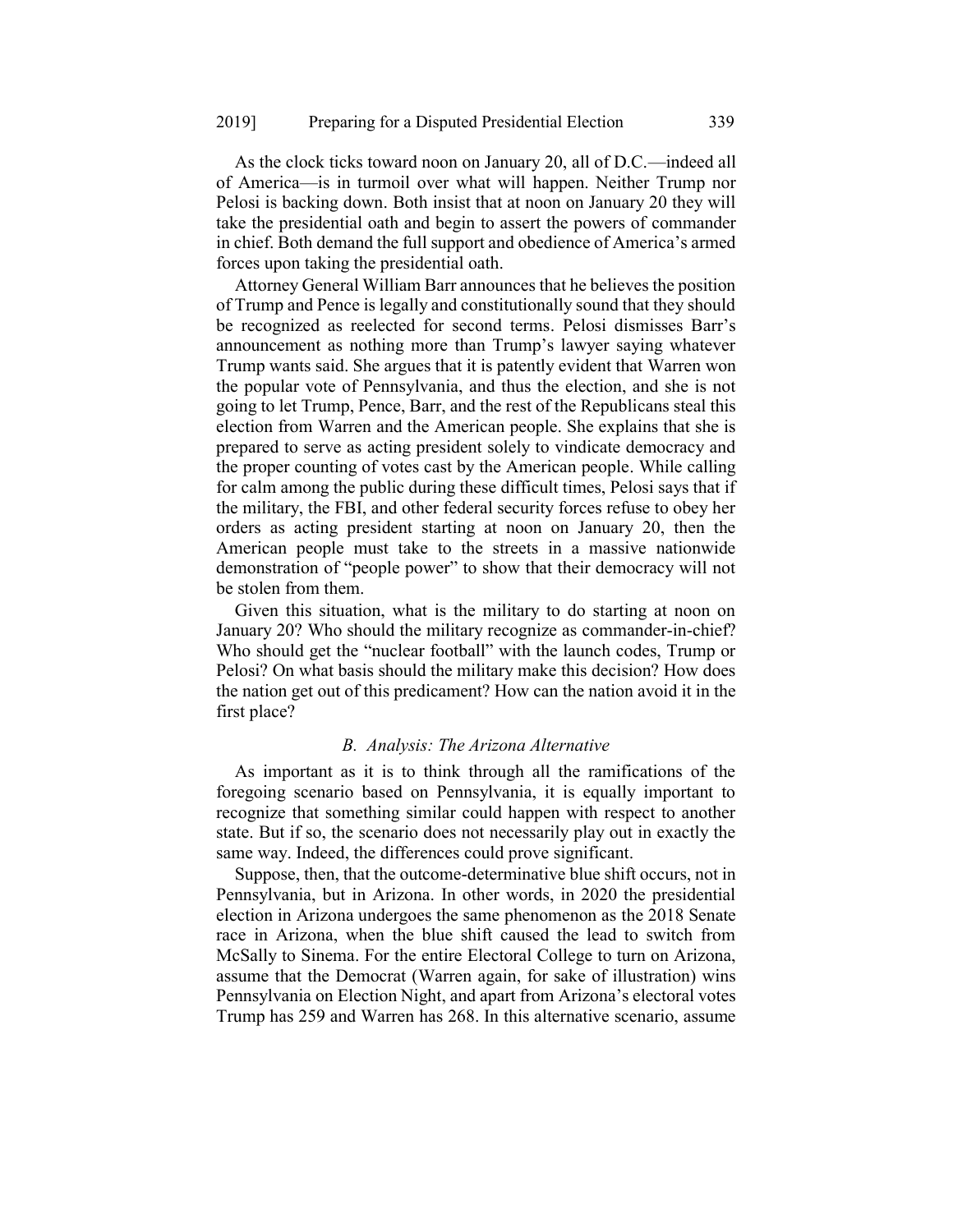As the clock ticks toward noon on January 20, all of D.C.—indeed all of America—is in turmoil over what will happen. Neither Trump nor Pelosi is backing down. Both insist that at noon on January 20 they will take the presidential oath and begin to assert the powers of commander in chief. Both demand the full support and obedience of America's armed forces upon taking the presidential oath.

Attorney General William Barr announces that he believes the position of Trump and Pence is legally and constitutionally sound that they should be recognized as reelected for second terms. Pelosi dismisses Barr's announcement as nothing more than Trump's lawyer saying whatever Trump wants said. She argues that it is patently evident that Warren won the popular vote of Pennsylvania, and thus the election, and she is not going to let Trump, Pence, Barr, and the rest of the Republicans steal this election from Warren and the American people. She explains that she is prepared to serve as acting president solely to vindicate democracy and the proper counting of votes cast by the American people. While calling for calm among the public during these difficult times, Pelosi says that if the military, the FBI, and other federal security forces refuse to obey her orders as acting president starting at noon on January 20, then the American people must take to the streets in a massive nationwide demonstration of "people power" to show that their democracy will not be stolen from them.

Given this situation, what is the military to do starting at noon on January 20? Who should the military recognize as commander-in-chief? Who should get the "nuclear football" with the launch codes, Trump or Pelosi? On what basis should the military make this decision? How does the nation get out of this predicament? How can the nation avoid it in the first place?

### *B. Analysis: The Arizona Alternative*

As important as it is to think through all the ramifications of the foregoing scenario based on Pennsylvania, it is equally important to recognize that something similar could happen with respect to another state. But if so, the scenario does not necessarily play out in exactly the same way. Indeed, the differences could prove significant.

Suppose, then, that the outcome-determinative blue shift occurs, not in Pennsylvania, but in Arizona. In other words, in 2020 the presidential election in Arizona undergoes the same phenomenon as the 2018 Senate race in Arizona, when the blue shift caused the lead to switch from McSally to Sinema. For the entire Electoral College to turn on Arizona, assume that the Democrat (Warren again, for sake of illustration) wins Pennsylvania on Election Night, and apart from Arizona's electoral votes Trump has 259 and Warren has 268. In this alternative scenario, assume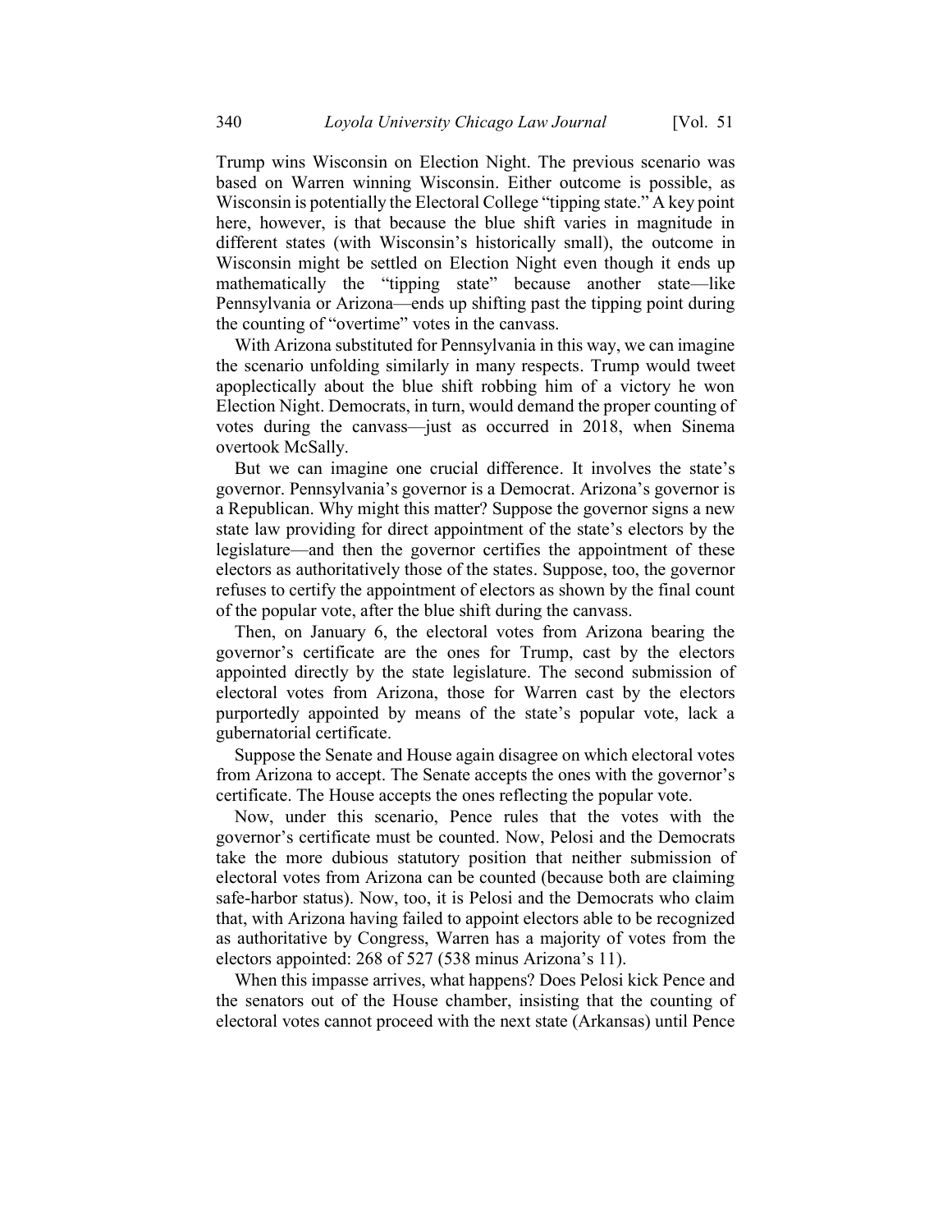Trump wins Wisconsin on Election Night. The previous scenario was based on Warren winning Wisconsin. Either outcome is possible, as Wisconsin is potentially the Electoral College "tipping state." A key point here, however, is that because the blue shift varies in magnitude in different states (with Wisconsin's historically small), the outcome in Wisconsin might be settled on Election Night even though it ends up mathematically the "tipping state" because another state—like Pennsylvania or Arizona—ends up shifting past the tipping point during the counting of "overtime" votes in the canvass.

With Arizona substituted for Pennsylvania in this way, we can imagine the scenario unfolding similarly in many respects. Trump would tweet apoplectically about the blue shift robbing him of a victory he won Election Night. Democrats, in turn, would demand the proper counting of votes during the canvass—just as occurred in 2018, when Sinema overtook McSally.

But we can imagine one crucial difference. It involves the state's governor. Pennsylvania's governor is a Democrat. Arizona's governor is a Republican. Why might this matter? Suppose the governor signs a new state law providing for direct appointment of the state's electors by the legislature—and then the governor certifies the appointment of these electors as authoritatively those of the states. Suppose, too, the governor refuses to certify the appointment of electors as shown by the final count of the popular vote, after the blue shift during the canvass.

Then, on January 6, the electoral votes from Arizona bearing the governor's certificate are the ones for Trump, cast by the electors appointed directly by the state legislature. The second submission of electoral votes from Arizona, those for Warren cast by the electors purportedly appointed by means of the state's popular vote, lack a gubernatorial certificate.

Suppose the Senate and House again disagree on which electoral votes from Arizona to accept. The Senate accepts the ones with the governor's certificate. The House accepts the ones reflecting the popular vote.

Now, under this scenario, Pence rules that the votes with the governor's certificate must be counted. Now, Pelosi and the Democrats take the more dubious statutory position that neither submission of electoral votes from Arizona can be counted (because both are claiming safe-harbor status). Now, too, it is Pelosi and the Democrats who claim that, with Arizona having failed to appoint electors able to be recognized as authoritative by Congress, Warren has a majority of votes from the electors appointed: 268 of 527 (538 minus Arizona's 11).

When this impasse arrives, what happens? Does Pelosi kick Pence and the senators out of the House chamber, insisting that the counting of electoral votes cannot proceed with the next state (Arkansas) until Pence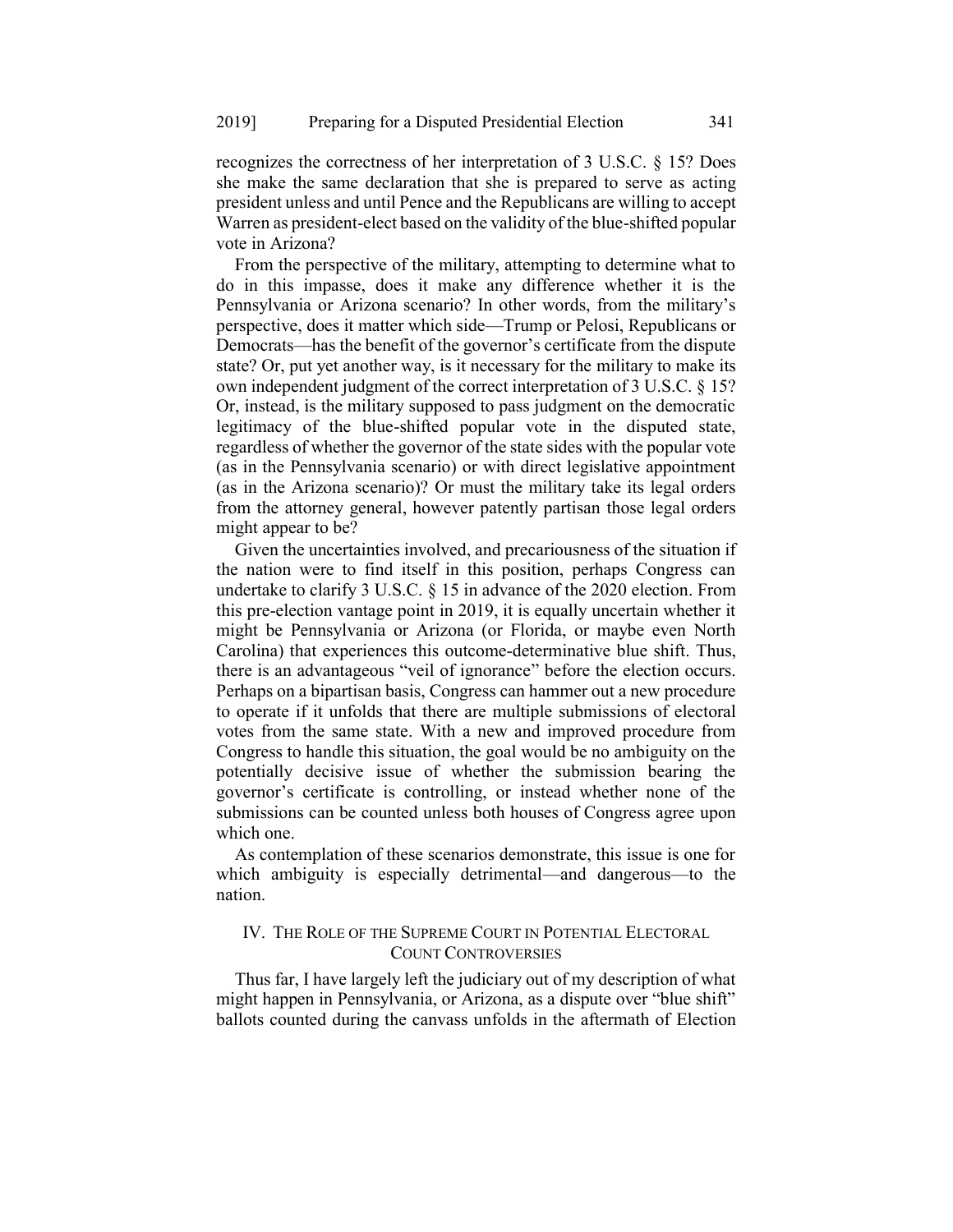recognizes the correctness of her interpretation of 3 U.S.C. § 15? Does she make the same declaration that she is prepared to serve as acting president unless and until Pence and the Republicans are willing to accept Warren as president-elect based on the validity of the blue-shifted popular vote in Arizona?

From the perspective of the military, attempting to determine what to do in this impasse, does it make any difference whether it is the Pennsylvania or Arizona scenario? In other words, from the military's perspective, does it matter which side—Trump or Pelosi, Republicans or Democrats—has the benefit of the governor's certificate from the dispute state? Or, put yet another way, is it necessary for the military to make its own independent judgment of the correct interpretation of 3 U.S.C. § 15? Or, instead, is the military supposed to pass judgment on the democratic legitimacy of the blue-shifted popular vote in the disputed state, regardless of whether the governor of the state sides with the popular vote (as in the Pennsylvania scenario) or with direct legislative appointment (as in the Arizona scenario)? Or must the military take its legal orders from the attorney general, however patently partisan those legal orders might appear to be?

Given the uncertainties involved, and precariousness of the situation if the nation were to find itself in this position, perhaps Congress can undertake to clarify 3 U.S.C. § 15 in advance of the 2020 election. From this pre-election vantage point in 2019, it is equally uncertain whether it might be Pennsylvania or Arizona (or Florida, or maybe even North Carolina) that experiences this outcome-determinative blue shift. Thus, there is an advantageous "veil of ignorance" before the election occurs. Perhaps on a bipartisan basis, Congress can hammer out a new procedure to operate if it unfolds that there are multiple submissions of electoral votes from the same state. With a new and improved procedure from Congress to handle this situation, the goal would be no ambiguity on the potentially decisive issue of whether the submission bearing the governor's certificate is controlling, or instead whether none of the submissions can be counted unless both houses of Congress agree upon which one.

As contemplation of these scenarios demonstrate, this issue is one for which ambiguity is especially detrimental—and dangerous—to the nation.

## IV. The Role of the Supreme Court in Potential Electoral Count Controversies

Thus far, I have largely left the judiciary out of my description of what might happen in Pennsylvania, or Arizona, as a dispute over "blue shift" ballots counted during the canvass unfolds in the aftermath of Election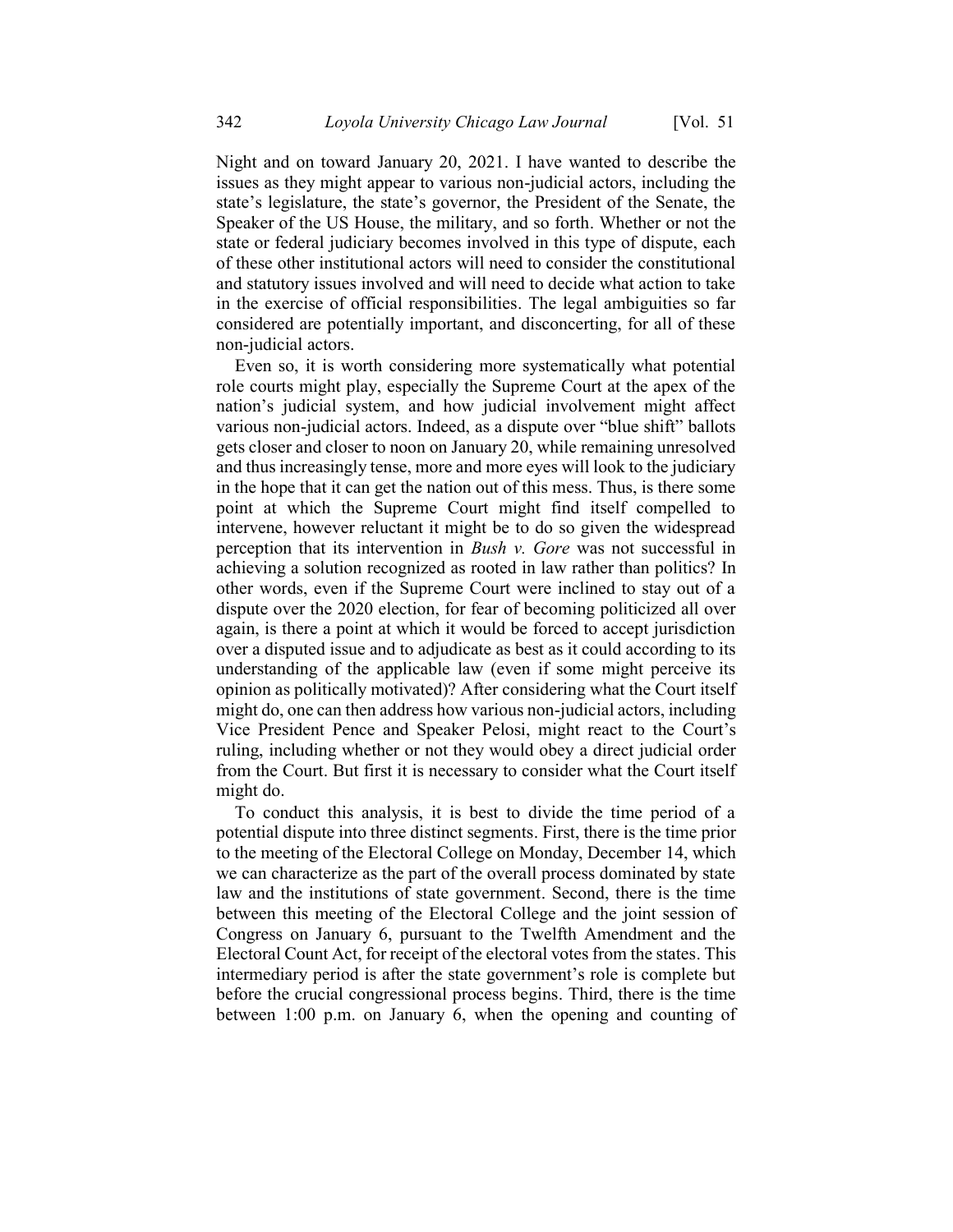Night and on toward January 20, 2021. I have wanted to describe the issues as they might appear to various non-judicial actors, including the state's legislature, the state's governor, the President of the Senate, the Speaker of the US House, the military, and so forth. Whether or not the state or federal judiciary becomes involved in this type of dispute, each of these other institutional actors will need to consider the constitutional and statutory issues involved and will need to decide what action to take in the exercise of official responsibilities. The legal ambiguities so far considered are potentially important, and disconcerting, for all of these non-judicial actors.

Even so, it is worth considering more systematically what potential role courts might play, especially the Supreme Court at the apex of the nation's judicial system, and how judicial involvement might affect various non-judicial actors. Indeed, as a dispute over "blue shift" ballots gets closer and closer to noon on January 20, while remaining unresolved and thus increasingly tense, more and more eyes will look to the judiciary in the hope that it can get the nation out of this mess. Thus, is there some point at which the Supreme Court might find itself compelled to intervene, however reluctant it might be to do so given the widespread perception that its intervention in *Bush v. Gore* was not successful in achieving a solution recognized as rooted in law rather than politics? In other words, even if the Supreme Court were inclined to stay out of a dispute over the 2020 election, for fear of becoming politicized all over again, is there a point at which it would be forced to accept jurisdiction over a disputed issue and to adjudicate as best as it could according to its understanding of the applicable law (even if some might perceive its opinion as politically motivated)? After considering what the Court itself might do, one can then address how various non-judicial actors, including Vice President Pence and Speaker Pelosi, might react to the Court's ruling, including whether or not they would obey a direct judicial order from the Court. But first it is necessary to consider what the Court itself might do.

To conduct this analysis, it is best to divide the time period of a potential dispute into three distinct segments. First, there is the time prior to the meeting of the Electoral College on Monday, December 14, which we can characterize as the part of the overall process dominated by state law and the institutions of state government. Second, there is the time between this meeting of the Electoral College and the joint session of Congress on January 6, pursuant to the Twelfth Amendment and the Electoral Count Act, for receipt of the electoral votes from the states. This intermediary period is after the state government's role is complete but before the crucial congressional process begins. Third, there is the time between 1:00 p.m. on January 6, when the opening and counting of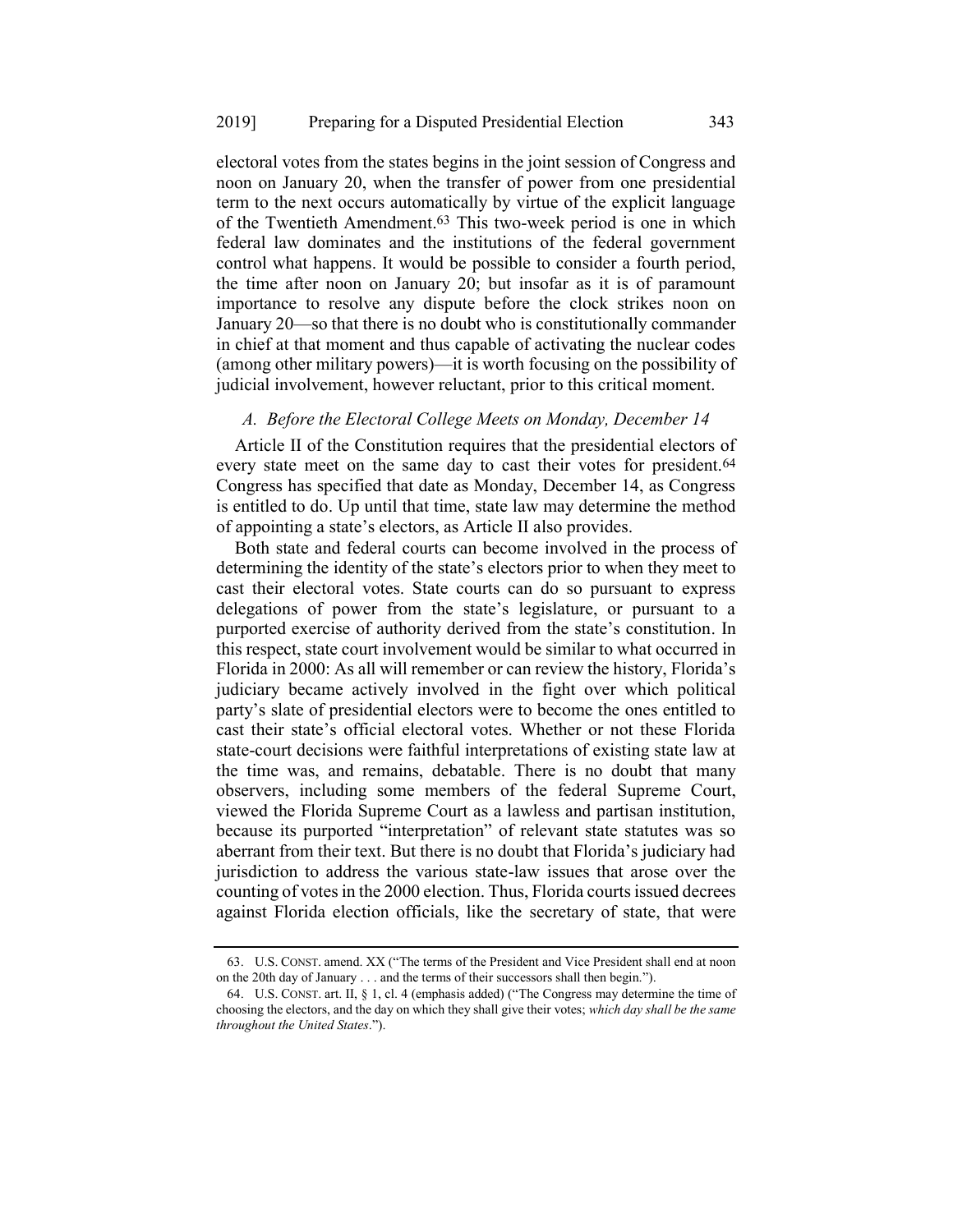electoral votes from the states begins in the joint session of Congress and noon on January 20, when the transfer of power from one presidential term to the next occurs automatically by virtue of the explicit language of the Twentieth Amendment.[63] This two-week period is one in which federal law dominates and the institutions of the federal government control what happens. It would be possible to consider a fourth period, the time after noon on January 20; but insofar as it is of paramount importance to resolve any dispute before the clock strikes noon on January 20—so that there is no doubt who is constitutionally commander in chief at that moment and thus capable of activating the nuclear codes (among other military powers)—it is worth focusing on the possibility of judicial involvement, however reluctant, prior to this critical moment.

### *A. Before the Electoral College Meets on Monday, December 14*

Article II of the Constitution requires that the presidential electors of every state meet on the same day to cast their votes for president.[64] Congress has specified that date as Monday, December 14, as Congress is entitled to do. Up until that time, state law may determine the method of appointing a state's electors, as Article II also provides.

Both state and federal courts can become involved in the process of determining the identity of the state's electors prior to when they meet to cast their electoral votes. State courts can do so pursuant to express delegations of power from the state's legislature, or pursuant to a purported exercise of authority derived from the state's constitution. In this respect, state court involvement would be similar to what occurred in Florida in 2000: As all will remember or can review the history, Florida's judiciary became actively involved in the fight over which political party's slate of presidential electors were to become the ones entitled to cast their state's official electoral votes. Whether or not these Florida state-court decisions were faithful interpretations of existing state law at the time was, and remains, debatable. There is no doubt that many observers, including some members of the federal Supreme Court, viewed the Florida Supreme Court as a lawless and partisan institution, because its purported "interpretation" of relevant state statutes was so aberrant from their text. But there is no doubt that Florida's judiciary had jurisdiction to address the various state-law issues that arose over the counting of votes in the 2000 election. Thus, Florida courts issued decrees against Florida election officials, like the secretary of state, that were

---

63. U.S. CONST. amend. XX ("The terms of the President and Vice President shall end at noon on the 20th day of January . . . and the terms of their successors shall then begin.").

64. U.S. CONST. art. II, § 1, cl. 4 (emphasis added) ("The Congress may determine the time of choosing the electors, and the day on which they shall give their votes; *which day shall be the same throughout the United States*.").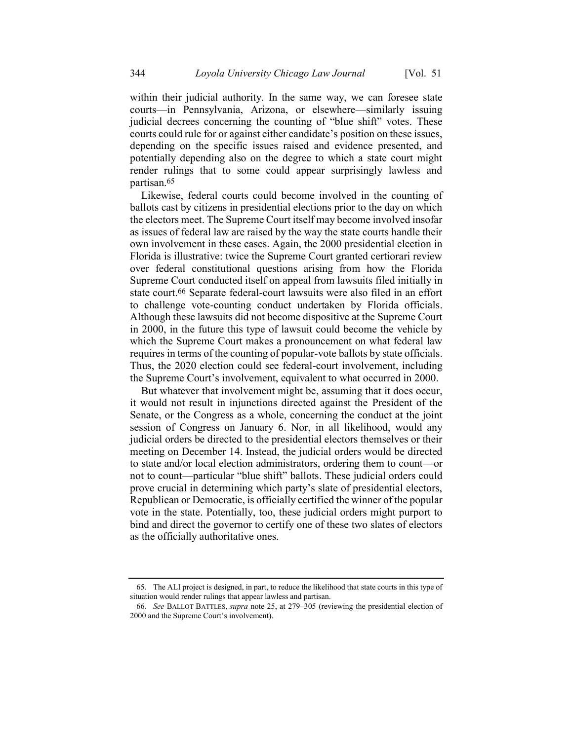within their judicial authority. In the same way, we can foresee state courts—in Pennsylvania, Arizona, or elsewhere—similarly issuing judicial decrees concerning the counting of "blue shift" votes. These courts could rule for or against either candidate's position on these issues, depending on the specific issues raised and evidence presented, and potentially depending also on the degree to which a state court might render rulings that to some could appear surprisingly lawless and partisan.[65]

Likewise, federal courts could become involved in the counting of ballots cast by citizens in presidential elections prior to the day on which the electors meet. The Supreme Court itself may become involved insofar as issues of federal law are raised by the way the state courts handle their own involvement in these cases. Again, the 2000 presidential election in Florida is illustrative: twice the Supreme Court granted certiorari review over federal constitutional questions arising from how the Florida Supreme Court conducted itself on appeal from lawsuits filed initially in state court.[66] Separate federal-court lawsuits were also filed in an effort to challenge vote-counting conduct undertaken by Florida officials. Although these lawsuits did not become dispositive at the Supreme Court in 2000, in the future this type of lawsuit could become the vehicle by which the Supreme Court makes a pronouncement on what federal law requires in terms of the counting of popular-vote ballots by state officials. Thus, the 2020 election could see federal-court involvement, including the Supreme Court's involvement, equivalent to what occurred in 2000.

But whatever that involvement might be, assuming that it does occur, it would not result in injunctions directed against the President of the Senate, or the Congress as a whole, concerning the conduct at the joint session of Congress on January 6. Nor, in all likelihood, would any judicial orders be directed to the presidential electors themselves or their meeting on December 14. Instead, the judicial orders would be directed to state and/or local election administrators, ordering them to count—or not to count—particular "blue shift" ballots. These judicial orders could prove crucial in determining which party's slate of presidential electors, Republican or Democratic, is officially certified the winner of the popular vote in the state. Potentially, too, these judicial orders might purport to bind and direct the governor to certify one of these two slates of electors as the officially authoritative ones.

---

65. The ALI project is designed, in part, to reduce the likelihood that state courts in this type of situation would render rulings that appear lawless and partisan.

66. *See* BALLOT BATTLES, *supra* note 25, at 279–305 (reviewing the presidential election of 2000 and the Supreme Court's involvement).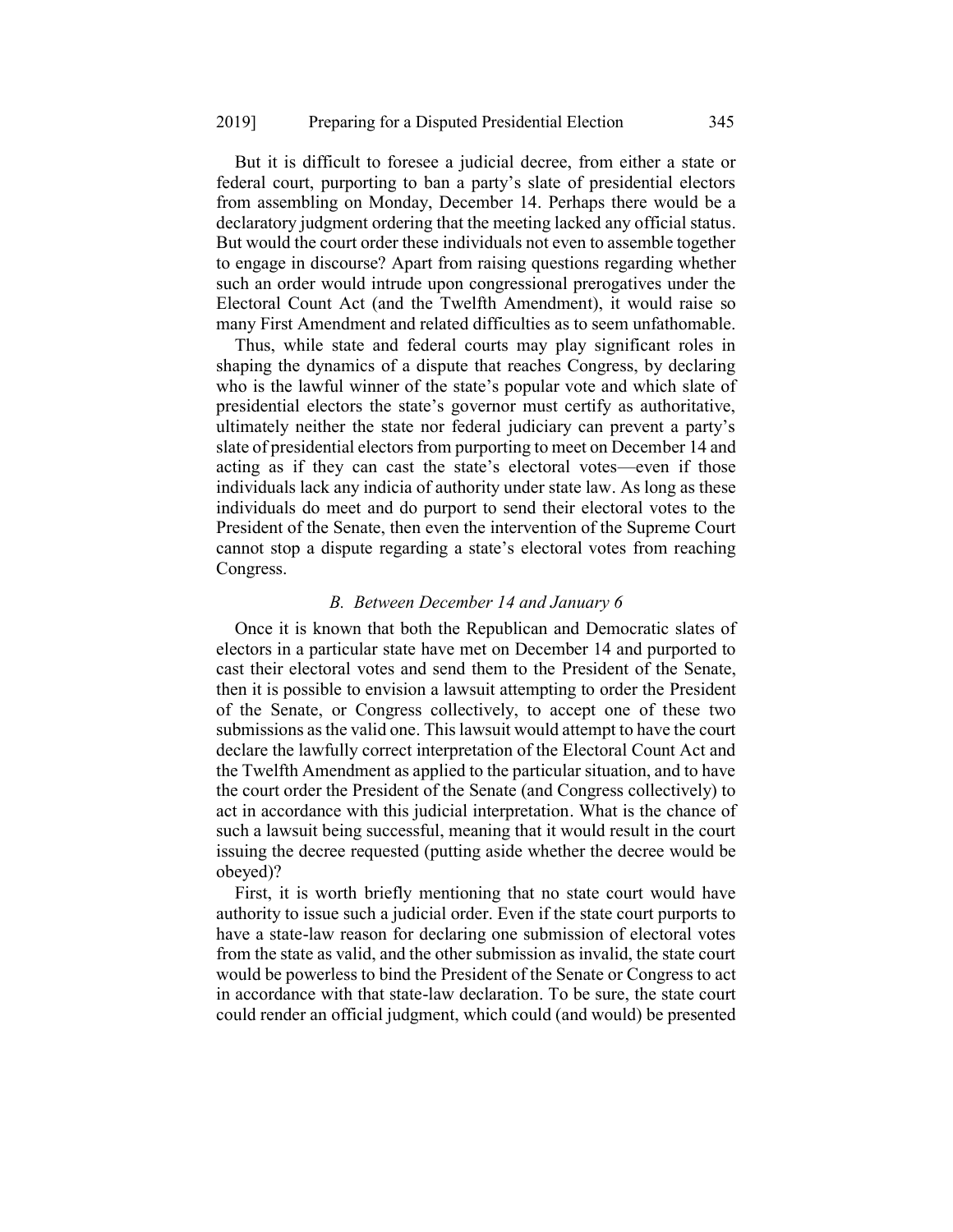But it is difficult to foresee a judicial decree, from either a state or federal court, purporting to ban a party's slate of presidential electors from assembling on Monday, December 14. Perhaps there would be a declaratory judgment ordering that the meeting lacked any official status. But would the court order these individuals not even to assemble together to engage in discourse? Apart from raising questions regarding whether such an order would intrude upon congressional prerogatives under the Electoral Count Act (and the Twelfth Amendment), it would raise so many First Amendment and related difficulties as to seem unfathomable.

Thus, while state and federal courts may play significant roles in shaping the dynamics of a dispute that reaches Congress, by declaring who is the lawful winner of the state's popular vote and which slate of presidential electors the state's governor must certify as authoritative, ultimately neither the state nor federal judiciary can prevent a party's slate of presidential electors from purporting to meet on December 14 and acting as if they can cast the state's electoral votes—even if those individuals lack any indicia of authority under state law. As long as these individuals do meet and do purport to send their electoral votes to the President of the Senate, then even the intervention of the Supreme Court cannot stop a dispute regarding a state's electoral votes from reaching Congress.

### *B. Between December 14 and January 6*

Once it is known that both the Republican and Democratic slates of electors in a particular state have met on December 14 and purported to cast their electoral votes and send them to the President of the Senate, then it is possible to envision a lawsuit attempting to order the President of the Senate, or Congress collectively, to accept one of these two submissions as the valid one. This lawsuit would attempt to have the court declare the lawfully correct interpretation of the Electoral Count Act and the Twelfth Amendment as applied to the particular situation, and to have the court order the President of the Senate (and Congress collectively) to act in accordance with this judicial interpretation. What is the chance of such a lawsuit being successful, meaning that it would result in the court issuing the decree requested (putting aside whether the decree would be obeyed)?

First, it is worth briefly mentioning that no state court would have authority to issue such a judicial order. Even if the state court purports to have a state-law reason for declaring one submission of electoral votes from the state as valid, and the other submission as invalid, the state court would be powerless to bind the President of the Senate or Congress to act in accordance with that state-law declaration. To be sure, the state court could render an official judgment, which could (and would) be presented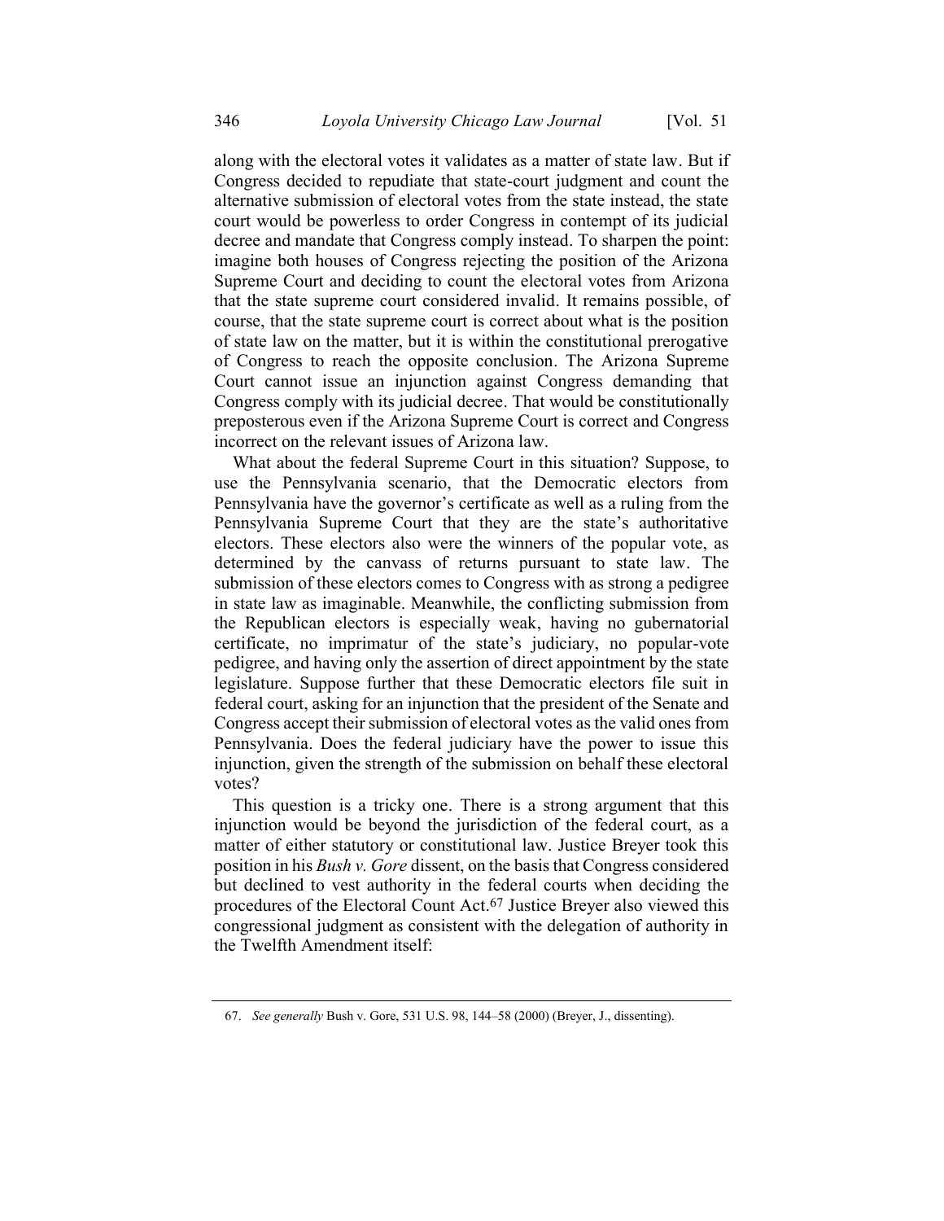along with the electoral votes it validates as a matter of state law. But if Congress decided to repudiate that state-court judgment and count the alternative submission of electoral votes from the state instead, the state court would be powerless to order Congress in contempt of its judicial decree and mandate that Congress comply instead. To sharpen the point: imagine both houses of Congress rejecting the position of the Arizona Supreme Court and deciding to count the electoral votes from Arizona that the state supreme court considered invalid. It remains possible, of course, that the state supreme court is correct about what is the position of state law on the matter, but it is within the constitutional prerogative of Congress to reach the opposite conclusion. The Arizona Supreme Court cannot issue an injunction against Congress demanding that Congress comply with its judicial decree. That would be constitutionally preposterous even if the Arizona Supreme Court is correct and Congress incorrect on the relevant issues of Arizona law.

What about the federal Supreme Court in this situation? Suppose, to use the Pennsylvania scenario, that the Democratic electors from Pennsylvania have the governor's certificate as well as a ruling from the Pennsylvania Supreme Court that they are the state's authoritative electors. These electors also were the winners of the popular vote, as determined by the canvass of returns pursuant to state law. The submission of these electors comes to Congress with as strong a pedigree in state law as imaginable. Meanwhile, the conflicting submission from the Republican electors is especially weak, having no gubernatorial certificate, no imprimatur of the state's judiciary, no popular-vote pedigree, and having only the assertion of direct appointment by the state legislature. Suppose further that these Democratic electors file suit in federal court, asking for an injunction that the president of the Senate and Congress accept their submission of electoral votes as the valid ones from Pennsylvania. Does the federal judiciary have the power to issue this injunction, given the strength of the submission on behalf these electoral votes?

This question is a tricky one. There is a strong argument that this injunction would be beyond the jurisdiction of the federal court, as a matter of either statutory or constitutional law. Justice Breyer took this position in his *Bush v. Gore* dissent, on the basis that Congress considered but declined to vest authority in the federal courts when deciding the procedures of the Electoral Count Act.[67] Justice Breyer also viewed this congressional judgment as consistent with the delegation of authority in the Twelfth Amendment itself:

67. *See generally* Bush v. Gore, 531 U.S. 98, 144–58 (2000) (Breyer, J., dissenting).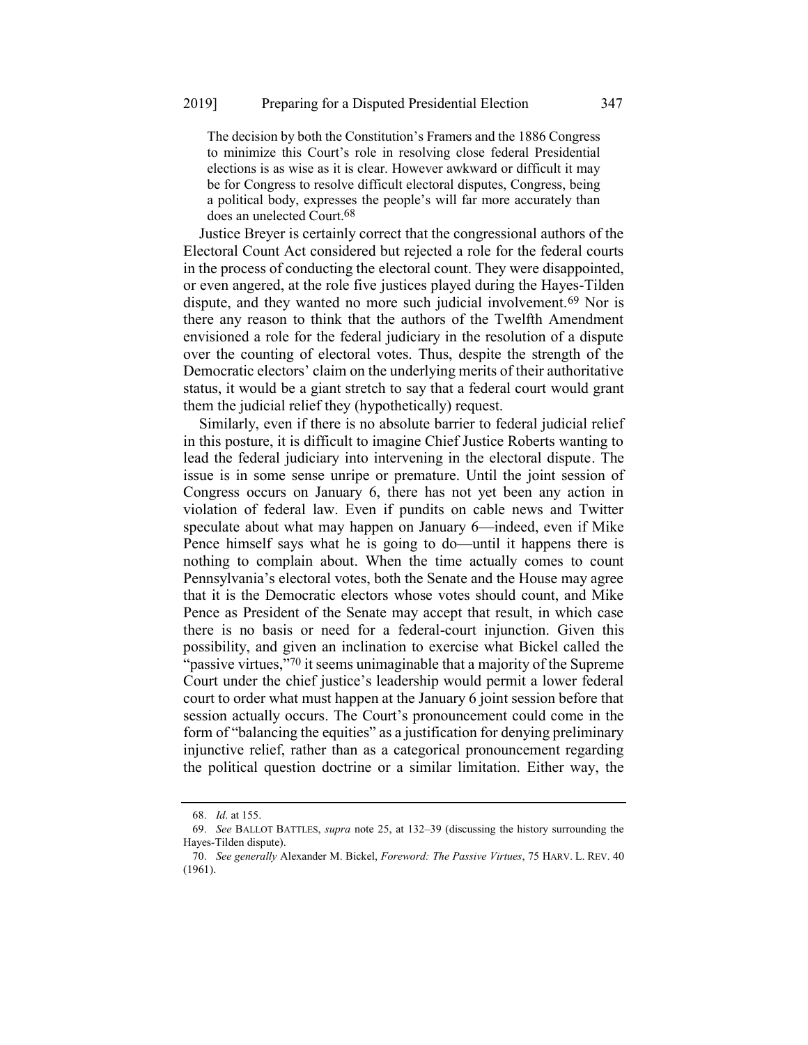> The decision by both the Constitution's Framers and the 1886 Congress to minimize this Court's role in resolving close federal Presidential elections is as wise as it is clear. However awkward or difficult it may be for Congress to resolve difficult electoral disputes, Congress, being a political body, expresses the people's will far more accurately than does an unelected Court.[68]

Justice Breyer is certainly correct that the congressional authors of the Electoral Count Act considered but rejected a role for the federal courts in the process of conducting the electoral count. They were disappointed, or even angered, at the role five justices played during the Hayes-Tilden dispute, and they wanted no more such judicial involvement.[69] Nor is there any reason to think that the authors of the Twelfth Amendment envisioned a role for the federal judiciary in the resolution of a dispute over the counting of electoral votes. Thus, despite the strength of the Democratic electors' claim on the underlying merits of their authoritative status, it would be a giant stretch to say that a federal court would grant them the judicial relief they (hypothetically) request.

Similarly, even if there is no absolute barrier to federal judicial relief in this posture, it is difficult to imagine Chief Justice Roberts wanting to lead the federal judiciary into intervening in the electoral dispute. The issue is in some sense unripe or premature. Until the joint session of Congress occurs on January 6, there has not yet been any action in violation of federal law. Even if pundits on cable news and Twitter speculate about what may happen on January 6—indeed, even if Mike Pence himself says what he is going to do—until it happens there is nothing to complain about. When the time actually comes to count Pennsylvania's electoral votes, both the Senate and the House may agree that it is the Democratic electors whose votes should count, and Mike Pence as President of the Senate may accept that result, in which case there is no basis or need for a federal-court injunction. Given this possibility, and given an inclination to exercise what Bickel called the "passive virtues,"[70] it seems unimaginable that a majority of the Supreme Court under the chief justice's leadership would permit a lower federal court to order what must happen at the January 6 joint session before that session actually occurs. The Court's pronouncement could come in the form of "balancing the equities" as a justification for denying preliminary injunctive relief, rather than as a categorical pronouncement regarding the political question doctrine or a similar limitation. Either way, the

---

68. *Id*. at 155.

69. *See* BALLOT BATTLES, *supra* note 25, at 132–39 (discussing the history surrounding the Hayes-Tilden dispute).

70. *See generally* Alexander M. Bickel, *Foreword: The Passive Virtues*, 75 HARV. L. REV. 40 (1961).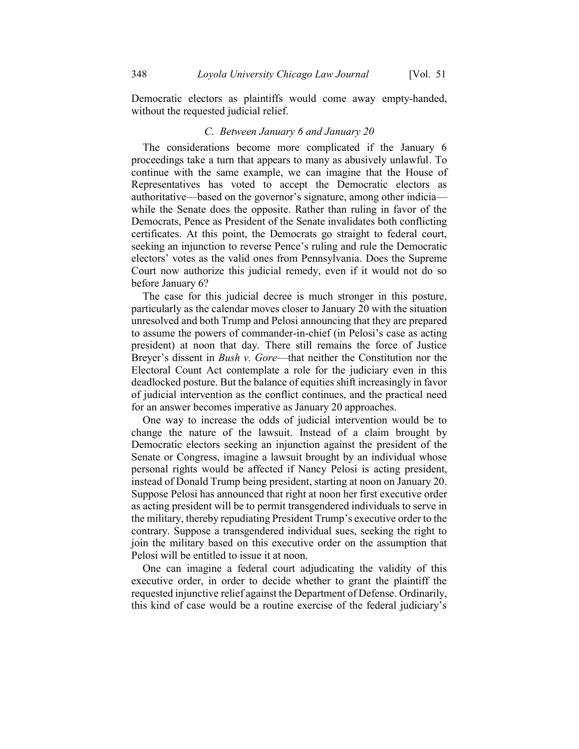Democratic electors as plaintiffs would come away empty-handed, without the requested judicial relief.

### *C. Between January 6 and January 20*

The considerations become more complicated if the January 6 proceedings take a turn that appears to many as abusively unlawful. To continue with the same example, we can imagine that the House of Representatives has voted to accept the Democratic electors as authoritative—based on the governor's signature, among other indicia—while the Senate does the opposite. Rather than ruling in favor of the Democrats, Pence as President of the Senate invalidates both conflicting certificates. At this point, the Democrats go straight to federal court, seeking an injunction to reverse Pence's ruling and rule the Democratic electors' votes as the valid ones from Pennsylvania. Does the Supreme Court now authorize this judicial remedy, even if it would not do so before January 6?

The case for this judicial decree is much stronger in this posture, particularly as the calendar moves closer to January 20 with the situation unresolved and both Trump and Pelosi announcing that they are prepared to assume the powers of commander-in-chief (in Pelosi's case as acting president) at noon that day. There still remains the force of Justice Breyer's dissent in *Bush v. Gore*—that neither the Constitution nor the Electoral Count Act contemplate a role for the judiciary even in this deadlocked posture. But the balance of equities shift increasingly in favor of judicial intervention as the conflict continues, and the practical need for an answer becomes imperative as January 20 approaches.

One way to increase the odds of judicial intervention would be to change the nature of the lawsuit. Instead of a claim brought by Democratic electors seeking an injunction against the president of the Senate or Congress, imagine a lawsuit brought by an individual whose personal rights would be affected if Nancy Pelosi is acting president, instead of Donald Trump being president, starting at noon on January 20. Suppose Pelosi has announced that right at noon her first executive order as acting president will be to permit transgendered individuals to serve in the military, thereby repudiating President Trump's executive order to the contrary. Suppose a transgendered individual sues, seeking the right to join the military based on this executive order on the assumption that Pelosi will be entitled to issue it at noon.

One can imagine a federal court adjudicating the validity of this executive order, in order to decide whether to grant the plaintiff the requested injunctive relief against the Department of Defense. Ordinarily, this kind of case would be a routine exercise of the federal judiciary's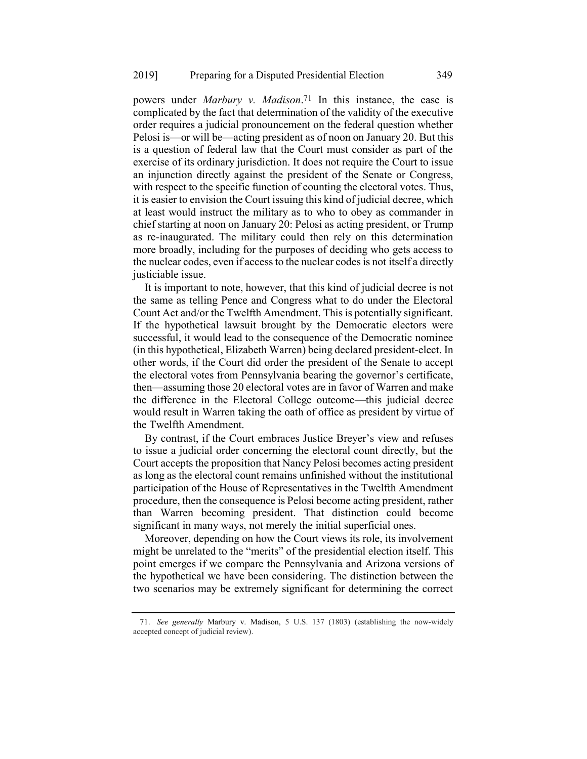powers under *Marbury v. Madison*.[71] In this instance, the case is complicated by the fact that determination of the validity of the executive order requires a judicial pronouncement on the federal question whether Pelosi is—or will be—acting president as of noon on January 20. But this is a question of federal law that the Court must consider as part of the exercise of its ordinary jurisdiction. It does not require the Court to issue an injunction directly against the president of the Senate or Congress, with respect to the specific function of counting the electoral votes. Thus, it is easier to envision the Court issuing this kind of judicial decree, which at least would instruct the military as to who to obey as commander in chief starting at noon on January 20: Pelosi as acting president, or Trump as re-inaugurated. The military could then rely on this determination more broadly, including for the purposes of deciding who gets access to the nuclear codes, even if access to the nuclear codes is not itself a directly justiciable issue.

It is important to note, however, that this kind of judicial decree is not the same as telling Pence and Congress what to do under the Electoral Count Act and/or the Twelfth Amendment. This is potentially significant. If the hypothetical lawsuit brought by the Democratic electors were successful, it would lead to the consequence of the Democratic nominee (in this hypothetical, Elizabeth Warren) being declared president-elect. In other words, if the Court did order the president of the Senate to accept the electoral votes from Pennsylvania bearing the governor's certificate, then—assuming those 20 electoral votes are in favor of Warren and make the difference in the Electoral College outcome—this judicial decree would result in Warren taking the oath of office as president by virtue of the Twelfth Amendment.

By contrast, if the Court embraces Justice Breyer's view and refuses to issue a judicial order concerning the electoral count directly, but the Court accepts the proposition that Nancy Pelosi becomes acting president as long as the electoral count remains unfinished without the institutional participation of the House of Representatives in the Twelfth Amendment procedure, then the consequence is Pelosi become acting president, rather than Warren becoming president. That distinction could become significant in many ways, not merely the initial superficial ones.

Moreover, depending on how the Court views its role, its involvement might be unrelated to the "merits" of the presidential election itself. This point emerges if we compare the Pennsylvania and Arizona versions of the hypothetical we have been considering. The distinction between the two scenarios may be extremely significant for determining the correct

---

71. *See generally* Marbury v. Madison, 5 U.S. 137 (1803) (establishing the now-widely accepted concept of judicial review).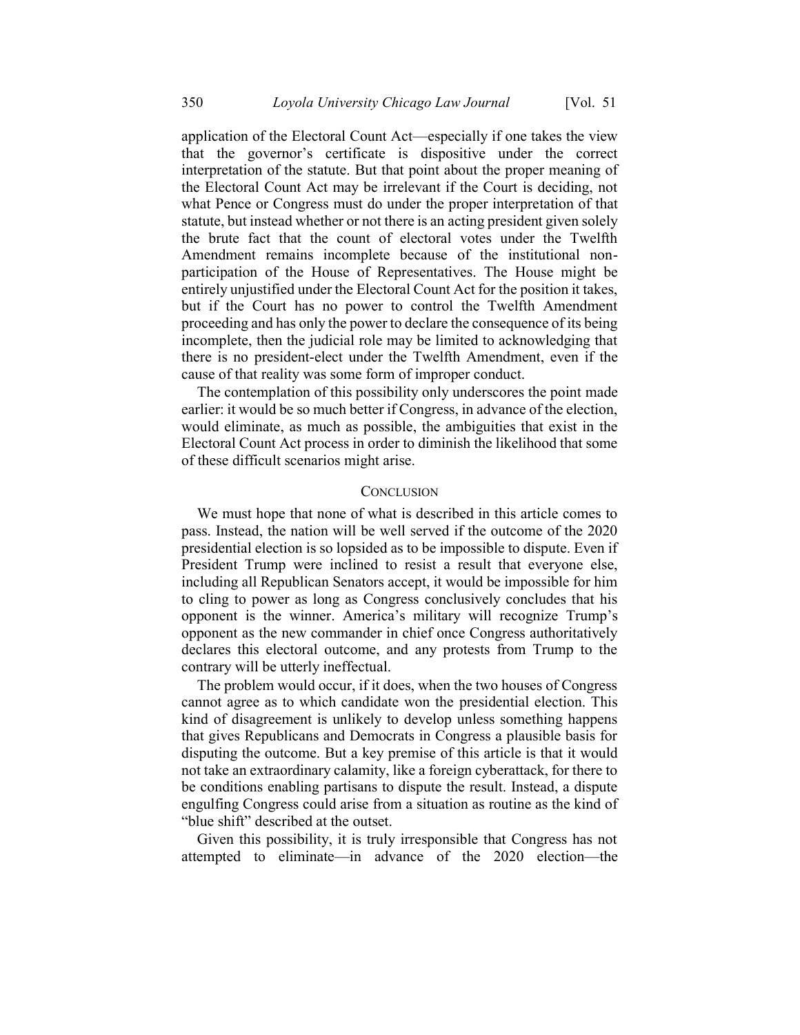application of the Electoral Count Act—especially if one takes the view that the governor's certificate is dispositive under the correct interpretation of the statute. But that point about the proper meaning of the Electoral Count Act may be irrelevant if the Court is deciding, not what Pence or Congress must do under the proper interpretation of that statute, but instead whether or not there is an acting president given solely the brute fact that the count of electoral votes under the Twelfth Amendment remains incomplete because of the institutional non-participation of the House of Representatives. The House might be entirely unjustified under the Electoral Count Act for the position it takes, but if the Court has no power to control the Twelfth Amendment proceeding and has only the power to declare the consequence of its being incomplete, then the judicial role may be limited to acknowledging that there is no president-elect under the Twelfth Amendment, even if the cause of that reality was some form of improper conduct.

The contemplation of this possibility only underscores the point made earlier: it would be so much better if Congress, in advance of the election, would eliminate, as much as possible, the ambiguities that exist in the Electoral Count Act process in order to diminish the likelihood that some of these difficult scenarios might arise.

## CONCLUSION

We must hope that none of what is described in this article comes to pass. Instead, the nation will be well served if the outcome of the 2020 presidential election is so lopsided as to be impossible to dispute. Even if President Trump were inclined to resist a result that everyone else, including all Republican Senators accept, it would be impossible for him to cling to power as long as Congress conclusively concludes that his opponent is the winner. America's military will recognize Trump's opponent as the new commander in chief once Congress authoritatively declares this electoral outcome, and any protests from Trump to the contrary will be utterly ineffectual.

The problem would occur, if it does, when the two houses of Congress cannot agree as to which candidate won the presidential election. This kind of disagreement is unlikely to develop unless something happens that gives Republicans and Democrats in Congress a plausible basis for disputing the outcome. But a key premise of this article is that it would not take an extraordinary calamity, like a foreign cyberattack, for there to be conditions enabling partisans to dispute the result. Instead, a dispute engulfing Congress could arise from a situation as routine as the kind of "blue shift" described at the outset.

Given this possibility, it is truly irresponsible that Congress has not attempted to eliminate—in advance of the 2020 election—the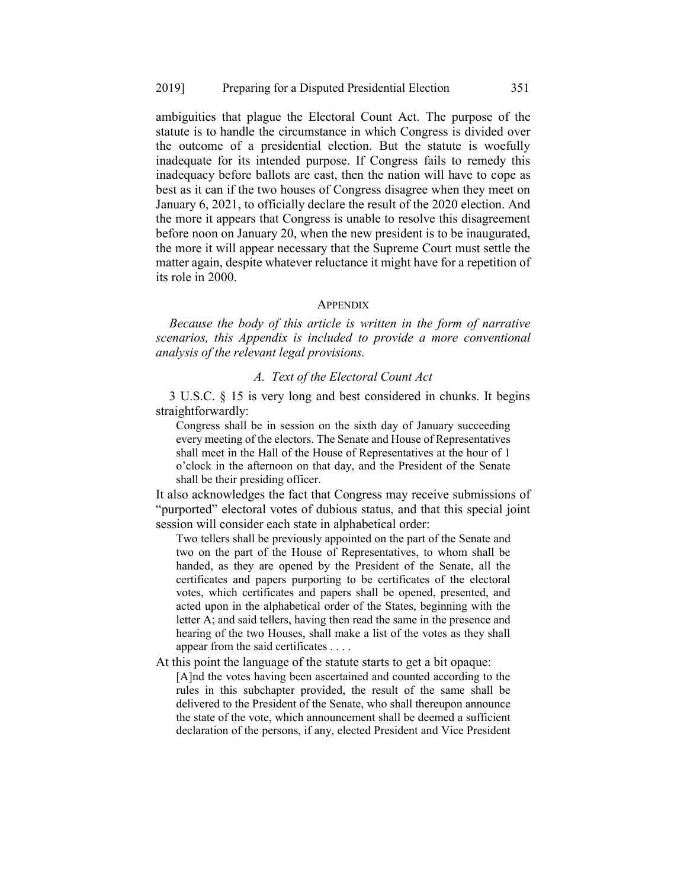ambiguities that plague the Electoral Count Act. The purpose of the statute is to handle the circumstance in which Congress is divided over the outcome of a presidential election. But the statute is woefully inadequate for its intended purpose. If Congress fails to remedy this inadequacy before ballots are cast, then the nation will have to cope as best as it can if the two houses of Congress disagree when they meet on January 6, 2021, to officially declare the result of the 2020 election. And the more it appears that Congress is unable to resolve this disagreement before noon on January 20, when the new president is to be inaugurated, the more it will appear necessary that the Supreme Court must settle the matter again, despite whatever reluctance it might have for a repetition of its role in 2000.

## APPENDIX

*Because the body of this article is written in the form of narrative scenarios, this Appendix is included to provide a more conventional analysis of the relevant legal provisions.*

### *A. Text of the Electoral Count Act*

3 U.S.C. § 15 is very long and best considered in chunks. It begins straightforwardly:

> Congress shall be in session on the sixth day of January succeeding every meeting of the electors. The Senate and House of Representatives shall meet in the Hall of the House of Representatives at the hour of 1 o'clock in the afternoon on that day, and the President of the Senate shall be their presiding officer.

It also acknowledges the fact that Congress may receive submissions of "purported" electoral votes of dubious status, and that this special joint session will consider each state in alphabetical order:

> Two tellers shall be previously appointed on the part of the Senate and two on the part of the House of Representatives, to whom shall be handed, as they are opened by the President of the Senate, all the certificates and papers purporting to be certificates of the electoral votes, which certificates and papers shall be opened, presented, and acted upon in the alphabetical order of the States, beginning with the letter A; and said tellers, having then read the same in the presence and hearing of the two Houses, shall make a list of the votes as they shall appear from the said certificates . . . .

At this point the language of the statute starts to get a bit opaque:

> [A]nd the votes having been ascertained and counted according to the rules in this subchapter provided, the result of the same shall be delivered to the President of the Senate, who shall thereupon announce the state of the vote, which announcement shall be deemed a sufficient declaration of the persons, if any, elected President and Vice President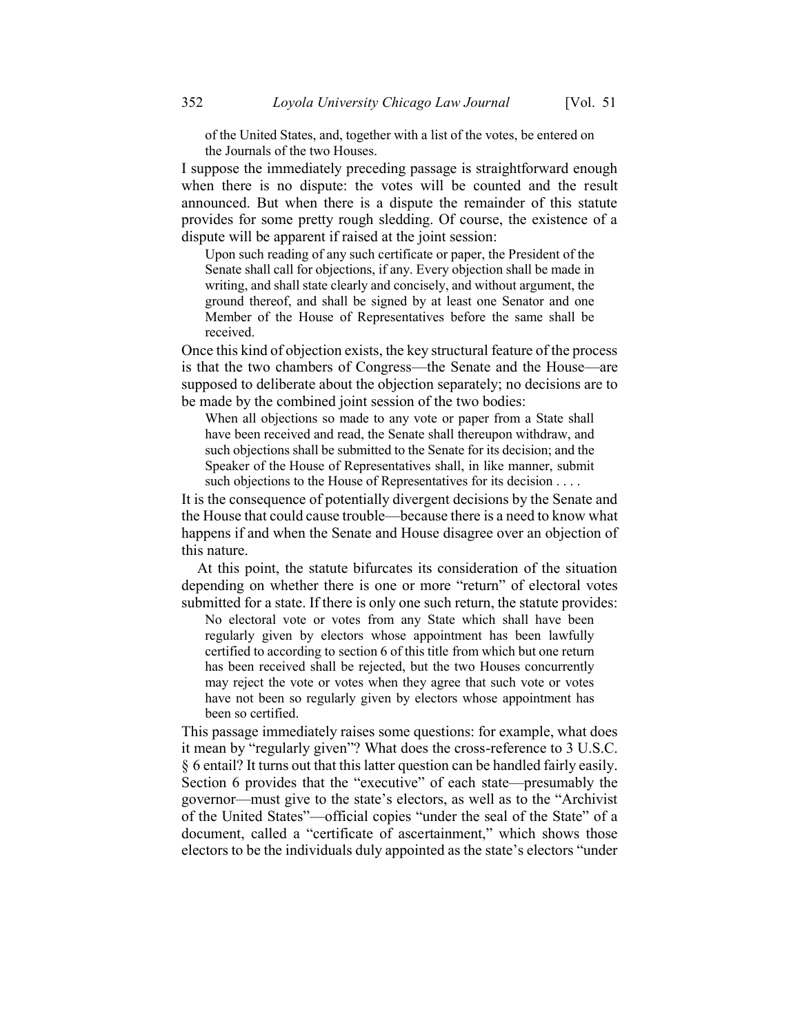> of the United States, and, together with a list of the votes, be entered on the Journals of the two Houses.

I suppose the immediately preceding passage is straightforward enough when there is no dispute: the votes will be counted and the result announced. But when there is a dispute the remainder of this statute provides for some pretty rough sledding. Of course, the existence of a dispute will be apparent if raised at the joint session:

> Upon such reading of any such certificate or paper, the President of the Senate shall call for objections, if any. Every objection shall be made in writing, and shall state clearly and concisely, and without argument, the ground thereof, and shall be signed by at least one Senator and one Member of the House of Representatives before the same shall be received.

Once this kind of objection exists, the key structural feature of the process is that the two chambers of Congress—the Senate and the House—are supposed to deliberate about the objection separately; no decisions are to be made by the combined joint session of the two bodies:

> When all objections so made to any vote or paper from a State shall have been received and read, the Senate shall thereupon withdraw, and such objections shall be submitted to the Senate for its decision; and the Speaker of the House of Representatives shall, in like manner, submit such objections to the House of Representatives for its decision . . . .

It is the consequence of potentially divergent decisions by the Senate and the House that could cause trouble—because there is a need to know what happens if and when the Senate and House disagree over an objection of this nature.

At this point, the statute bifurcates its consideration of the situation depending on whether there is one or more "return" of electoral votes submitted for a state. If there is only one such return, the statute provides:

> No electoral vote or votes from any State which shall have been regularly given by electors whose appointment has been lawfully certified to according to section 6 of this title from which but one return has been received shall be rejected, but the two Houses concurrently may reject the vote or votes when they agree that such vote or votes have not been so regularly given by electors whose appointment has been so certified.

This passage immediately raises some questions: for example, what does it mean by "regularly given"? What does the cross-reference to 3 U.S.C. § 6 entail? It turns out that this latter question can be handled fairly easily. Section 6 provides that the "executive" of each state—presumably the governor—must give to the state's electors, as well as to the "Archivist of the United States"—official copies "under the seal of the State" of a document, called a "certificate of ascertainment," which shows those electors to be the individuals duly appointed as the state's electors "under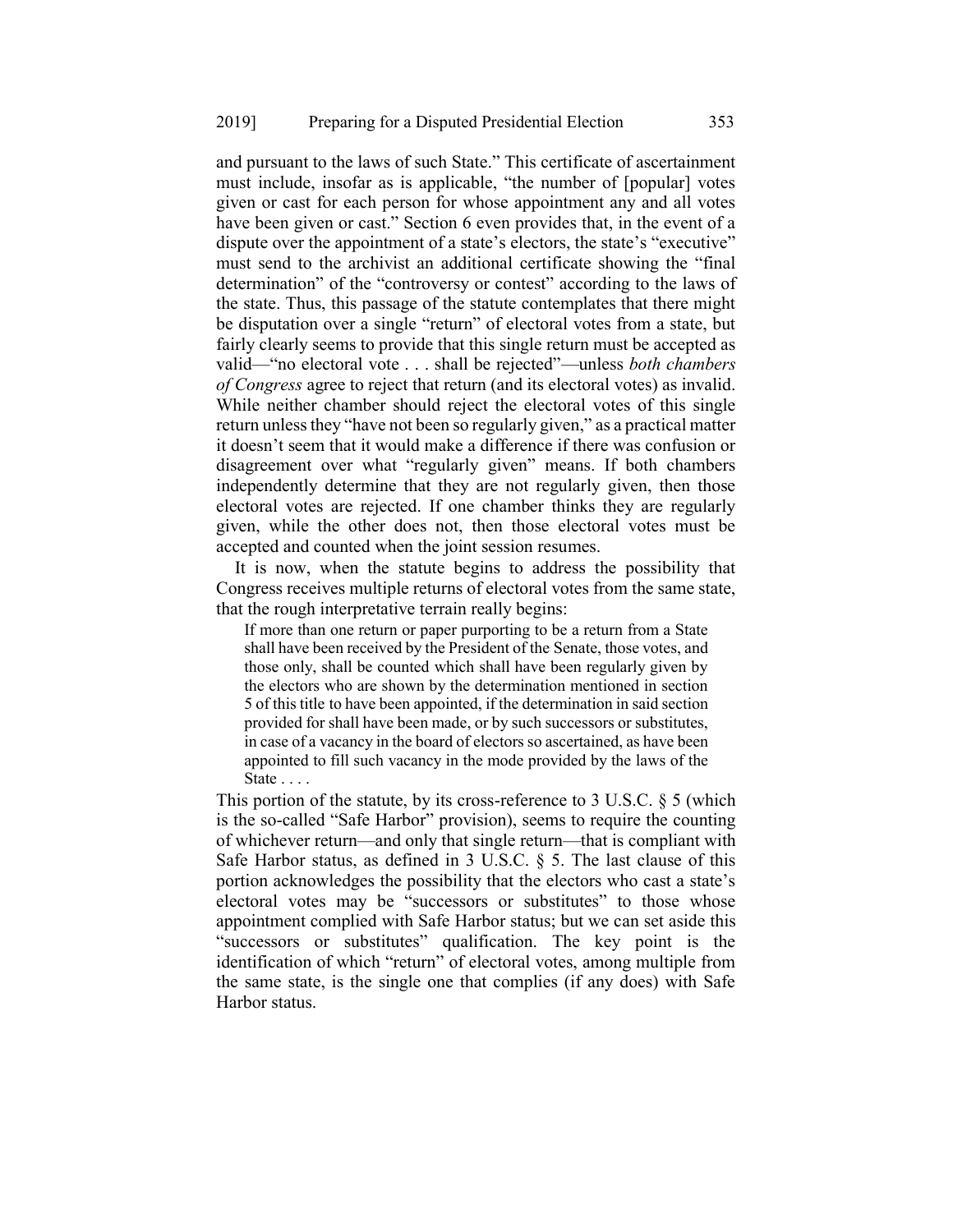and pursuant to the laws of such State." This certificate of ascertainment must include, insofar as is applicable, "the number of [popular] votes given or cast for each person for whose appointment any and all votes have been given or cast." Section 6 even provides that, in the event of a dispute over the appointment of a state's electors, the state's "executive" must send to the archivist an additional certificate showing the "final determination" of the "controversy or contest" according to the laws of the state. Thus, this passage of the statute contemplates that there might be disputation over a single "return" of electoral votes from a state, but fairly clearly seems to provide that this single return must be accepted as valid—"no electoral vote . . . shall be rejected"—unless *both chambers of Congress* agree to reject that return (and its electoral votes) as invalid. While neither chamber should reject the electoral votes of this single return unless they "have not been so regularly given," as a practical matter it doesn't seem that it would make a difference if there was confusion or disagreement over what "regularly given" means. If both chambers independently determine that they are not regularly given, then those electoral votes are rejected. If one chamber thinks they are regularly given, while the other does not, then those electoral votes must be accepted and counted when the joint session resumes.

It is now, when the statute begins to address the possibility that Congress receives multiple returns of electoral votes from the same state, that the rough interpretative terrain really begins:

> If more than one return or paper purporting to be a return from a State shall have been received by the President of the Senate, those votes, and those only, shall be counted which shall have been regularly given by the electors who are shown by the determination mentioned in section 5 of this title to have been appointed, if the determination in said section provided for shall have been made, or by such successors or substitutes, in case of a vacancy in the board of electors so ascertained, as have been appointed to fill such vacancy in the mode provided by the laws of the State . . . .

This portion of the statute, by its cross-reference to 3 U.S.C. § 5 (which is the so-called "Safe Harbor" provision), seems to require the counting of whichever return—and only that single return—that is compliant with Safe Harbor status, as defined in 3 U.S.C. § 5. The last clause of this portion acknowledges the possibility that the electors who cast a state's electoral votes may be "successors or substitutes" to those whose appointment complied with Safe Harbor status; but we can set aside this "successors or substitutes" qualification. The key point is the identification of which "return" of electoral votes, among multiple from the same state, is the single one that complies (if any does) with Safe Harbor status.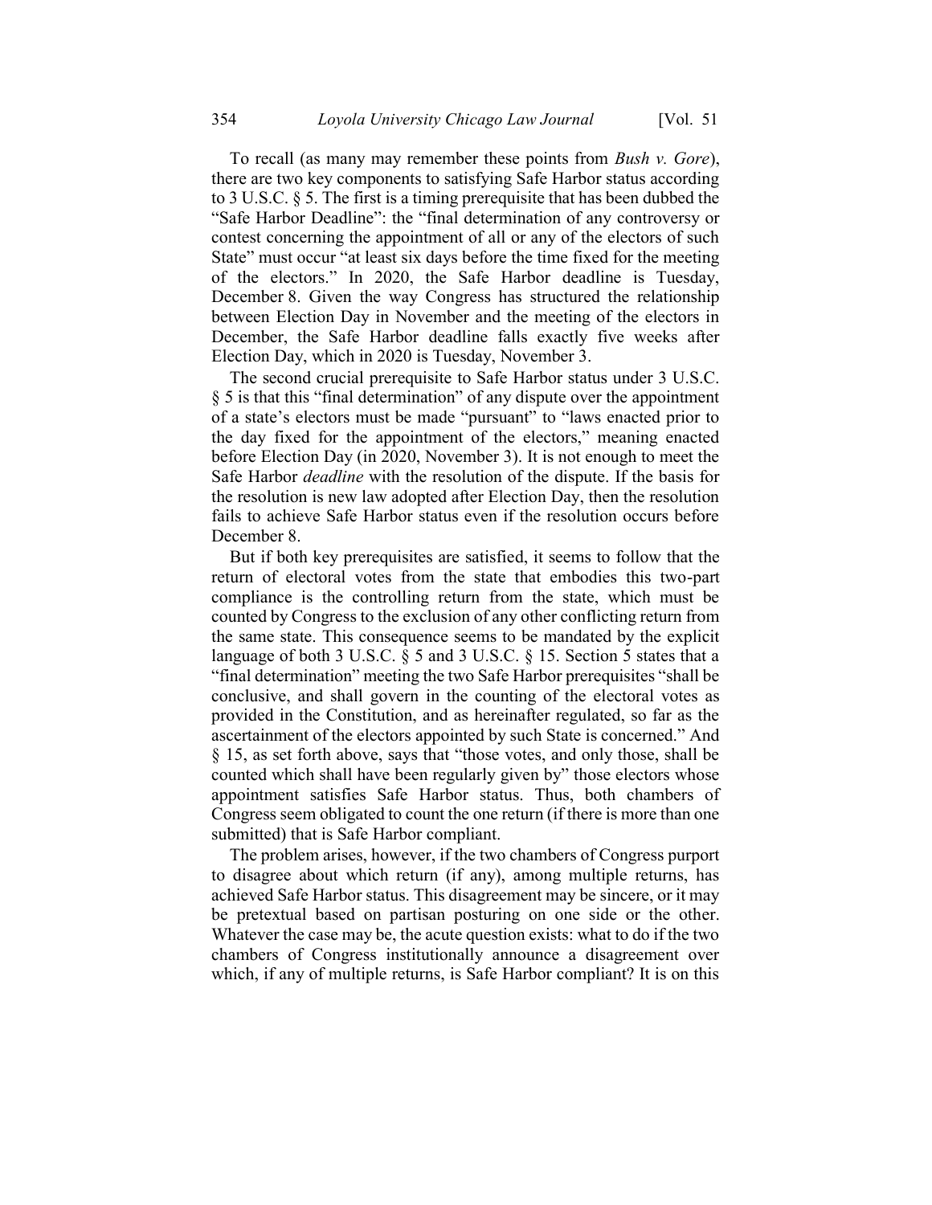To recall (as many may remember these points from *Bush v. Gore*), there are two key components to satisfying Safe Harbor status according to 3 U.S.C. § 5. The first is a timing prerequisite that has been dubbed the "Safe Harbor Deadline": the "final determination of any controversy or contest concerning the appointment of all or any of the electors of such State" must occur "at least six days before the time fixed for the meeting of the electors." In 2020, the Safe Harbor deadline is Tuesday, December 8. Given the way Congress has structured the relationship between Election Day in November and the meeting of the electors in December, the Safe Harbor deadline falls exactly five weeks after Election Day, which in 2020 is Tuesday, November 3.

The second crucial prerequisite to Safe Harbor status under 3 U.S.C. § 5 is that this "final determination" of any dispute over the appointment of a state's electors must be made "pursuant" to "laws enacted prior to the day fixed for the appointment of the electors," meaning enacted before Election Day (in 2020, November 3). It is not enough to meet the Safe Harbor *deadline* with the resolution of the dispute. If the basis for the resolution is new law adopted after Election Day, then the resolution fails to achieve Safe Harbor status even if the resolution occurs before December 8.

But if both key prerequisites are satisfied, it seems to follow that the return of electoral votes from the state that embodies this two-part compliance is the controlling return from the state, which must be counted by Congress to the exclusion of any other conflicting return from the same state. This consequence seems to be mandated by the explicit language of both 3 U.S.C. § 5 and 3 U.S.C. § 15. Section 5 states that a "final determination" meeting the two Safe Harbor prerequisites "shall be conclusive, and shall govern in the counting of the electoral votes as provided in the Constitution, and as hereinafter regulated, so far as the ascertainment of the electors appointed by such State is concerned." And § 15, as set forth above, says that "those votes, and only those, shall be counted which shall have been regularly given by" those electors whose appointment satisfies Safe Harbor status. Thus, both chambers of Congress seem obligated to count the one return (if there is more than one submitted) that is Safe Harbor compliant.

The problem arises, however, if the two chambers of Congress purport to disagree about which return (if any), among multiple returns, has achieved Safe Harbor status. This disagreement may be sincere, or it may be pretextual based on partisan posturing on one side or the other. Whatever the case may be, the acute question exists: what to do if the two chambers of Congress institutionally announce a disagreement over which, if any of multiple returns, is Safe Harbor compliant? It is on this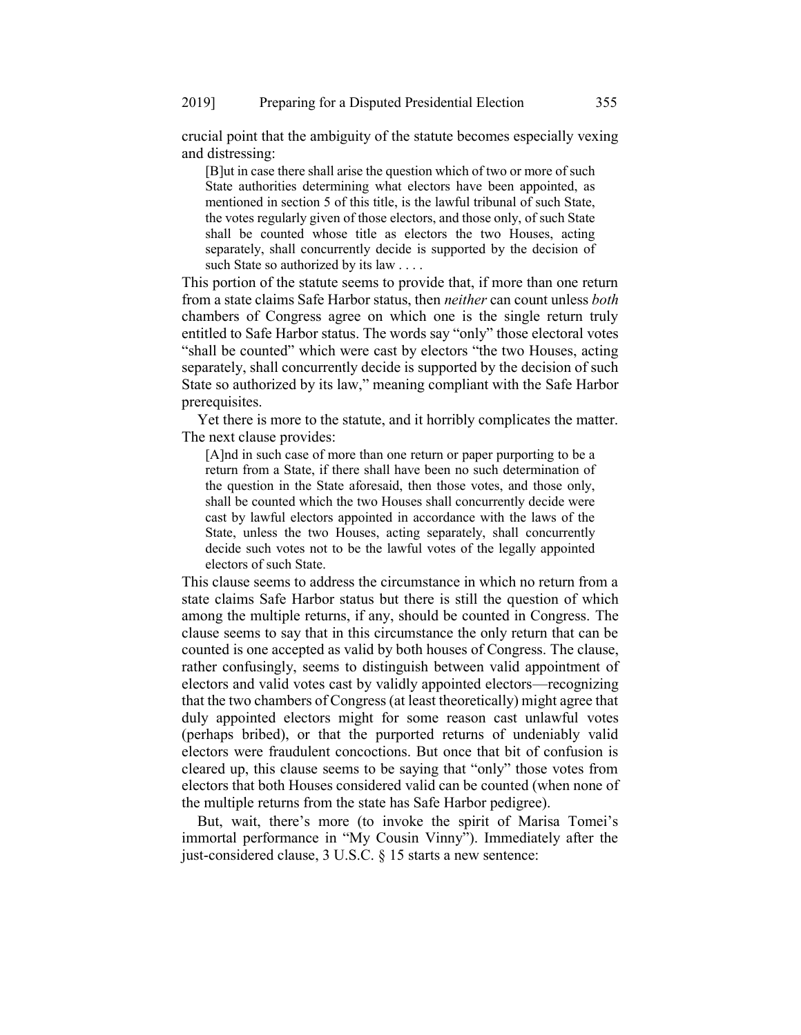crucial point that the ambiguity of the statute becomes especially vexing and distressing:

> [B]ut in case there shall arise the question which of two or more of such State authorities determining what electors have been appointed, as mentioned in section 5 of this title, is the lawful tribunal of such State, the votes regularly given of those electors, and those only, of such State shall be counted whose title as electors the two Houses, acting separately, shall concurrently decide is supported by the decision of such State so authorized by its law . . . .

This portion of the statute seems to provide that, if more than one return from a state claims Safe Harbor status, then *neither* can count unless *both* chambers of Congress agree on which one is the single return truly entitled to Safe Harbor status. The words say "only" those electoral votes "shall be counted" which were cast by electors "the two Houses, acting separately, shall concurrently decide is supported by the decision of such State so authorized by its law," meaning compliant with the Safe Harbor prerequisites.

Yet there is more to the statute, and it horribly complicates the matter. The next clause provides:

> [A]nd in such case of more than one return or paper purporting to be a return from a State, if there shall have been no such determination of the question in the State aforesaid, then those votes, and those only, shall be counted which the two Houses shall concurrently decide were cast by lawful electors appointed in accordance with the laws of the State, unless the two Houses, acting separately, shall concurrently decide such votes not to be the lawful votes of the legally appointed electors of such State.

This clause seems to address the circumstance in which no return from a state claims Safe Harbor status but there is still the question of which among the multiple returns, if any, should be counted in Congress. The clause seems to say that in this circumstance the only return that can be counted is one accepted as valid by both houses of Congress. The clause, rather confusingly, seems to distinguish between valid appointment of electors and valid votes cast by validly appointed electors—recognizing that the two chambers of Congress (at least theoretically) might agree that duly appointed electors might for some reason cast unlawful votes (perhaps bribed), or that the purported returns of undeniably valid electors were fraudulent concoctions. But once that bit of confusion is cleared up, this clause seems to be saying that "only" those votes from electors that both Houses considered valid can be counted (when none of the multiple returns from the state has Safe Harbor pedigree).

But, wait, there's more (to invoke the spirit of Marisa Tomei's immortal performance in "My Cousin Vinny"). Immediately after the just-considered clause, 3 U.S.C. § 15 starts a new sentence: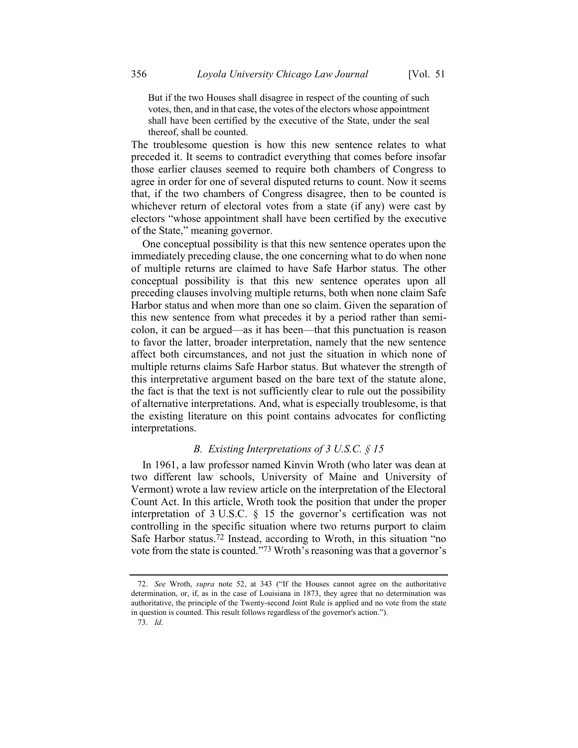> But if the two Houses shall disagree in respect of the counting of such votes, then, and in that case, the votes of the electors whose appointment shall have been certified by the executive of the State, under the seal thereof, shall be counted.

The troublesome question is how this new sentence relates to what preceded it. It seems to contradict everything that comes before insofar those earlier clauses seemed to require both chambers of Congress to agree in order for one of several disputed returns to count. Now it seems that, if the two chambers of Congress disagree, then to be counted is whichever return of electoral votes from a state (if any) were cast by electors "whose appointment shall have been certified by the executive of the State," meaning governor.

One conceptual possibility is that this new sentence operates upon the immediately preceding clause, the one concerning what to do when none of multiple returns are claimed to have Safe Harbor status. The other conceptual possibility is that this new sentence operates upon all preceding clauses involving multiple returns, both when none claim Safe Harbor status and when more than one so claim. Given the separation of this new sentence from what precedes it by a period rather than semi-colon, it can be argued—as it has been—that this punctuation is reason to favor the latter, broader interpretation, namely that the new sentence affect both circumstances, and not just the situation in which none of multiple returns claims Safe Harbor status. But whatever the strength of this interpretative argument based on the bare text of the statute alone, the fact is that the text is not sufficiently clear to rule out the possibility of alternative interpretations. And, what is especially troublesome, is that the existing literature on this point contains advocates for conflicting interpretations.

### *B. Existing Interpretations of 3 U.S.C. § 15*

In 1961, a law professor named Kinvin Wroth (who later was dean at two different law schools, University of Maine and University of Vermont) wrote a law review article on the interpretation of the Electoral Count Act. In this article, Wroth took the position that under the proper interpretation of 3 U.S.C. § 15 the governor's certification was not controlling in the specific situation where two returns purport to claim Safe Harbor status.[72] Instead, according to Wroth, in this situation "no vote from the state is counted."[73] Wroth's reasoning was that a governor's

---

72. *See* Wroth, *supra* note 52, at 343 ("If the Houses cannot agree on the authoritative determination, or, if, as in the case of Louisiana in 1873, they agree that no determination was authoritative, the principle of the Twenty-second Joint Rule is applied and no vote from the state in question is counted. This result follows regardless of the governor's action.").

73. *Id*.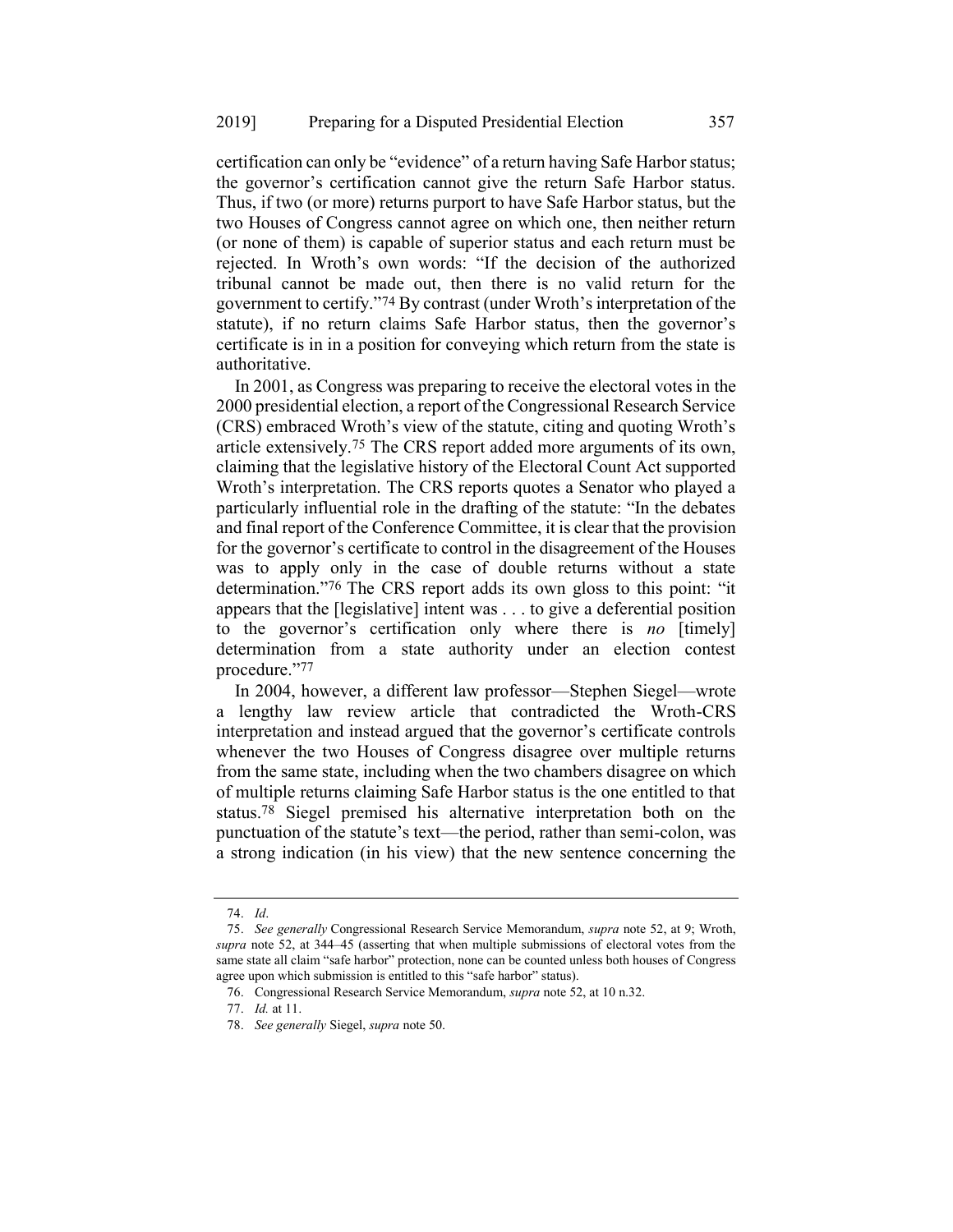certification can only be "evidence" of a return having Safe Harbor status; the governor's certification cannot give the return Safe Harbor status. Thus, if two (or more) returns purport to have Safe Harbor status, but the two Houses of Congress cannot agree on which one, then neither return (or none of them) is capable of superior status and each return must be rejected. In Wroth's own words: "If the decision of the authorized tribunal cannot be made out, then there is no valid return for the government to certify."[74] By contrast (under Wroth's interpretation of the statute), if no return claims Safe Harbor status, then the governor's certificate is in in a position for conveying which return from the state is authoritative.

In 2001, as Congress was preparing to receive the electoral votes in the 2000 presidential election, a report of the Congressional Research Service (CRS) embraced Wroth's view of the statute, citing and quoting Wroth's article extensively.[75] The CRS report added more arguments of its own, claiming that the legislative history of the Electoral Count Act supported Wroth's interpretation. The CRS reports quotes a Senator who played a particularly influential role in the drafting of the statute: "In the debates and final report of the Conference Committee, it is clear that the provision for the governor's certificate to control in the disagreement of the Houses was to apply only in the case of double returns without a state determination."[76] The CRS report adds its own gloss to this point: "it appears that the [legislative] intent was . . . to give a deferential position to the governor's certification only where there is *no* [timely] determination from a state authority under an election contest procedure."[77]

In 2004, however, a different law professor—Stephen Siegel—wrote a lengthy law review article that contradicted the Wroth-CRS interpretation and instead argued that the governor's certificate controls whenever the two Houses of Congress disagree over multiple returns from the same state, including when the two chambers disagree on which of multiple returns claiming Safe Harbor status is the one entitled to that status.[78] Siegel premised his alternative interpretation both on the punctuation of the statute's text—the period, rather than semi-colon, was a strong indication (in his view) that the new sentence concerning the

---

74. *Id*.

75. *See generally* Congressional Research Service Memorandum, *supra* note 52, at 9; Wroth, *supra* note 52, at 344–45 (asserting that when multiple submissions of electoral votes from the same state all claim "safe harbor" protection, none can be counted unless both houses of Congress agree upon which submission is entitled to this "safe harbor" status).

76. Congressional Research Service Memorandum, *supra* note 52, at 10 n.32.

77. *Id.* at 11.

78. *See generally* Siegel, *supra* note 50.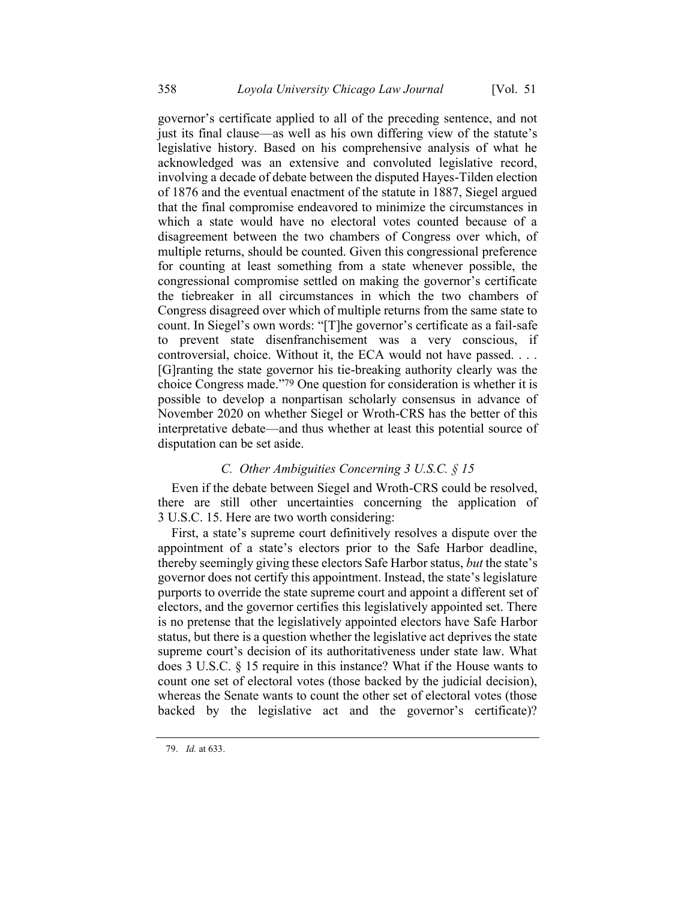governor's certificate applied to all of the preceding sentence, and not just its final clause—as well as his own differing view of the statute's legislative history. Based on his comprehensive analysis of what he acknowledged was an extensive and convoluted legislative record, involving a decade of debate between the disputed Hayes-Tilden election of 1876 and the eventual enactment of the statute in 1887, Siegel argued that the final compromise endeavored to minimize the circumstances in which a state would have no electoral votes counted because of a disagreement between the two chambers of Congress over which, of multiple returns, should be counted. Given this congressional preference for counting at least something from a state whenever possible, the congressional compromise settled on making the governor's certificate the tiebreaker in all circumstances in which the two chambers of Congress disagreed over which of multiple returns from the same state to count. In Siegel's own words: "[T]he governor's certificate as a fail-safe to prevent state disenfranchisement was a very conscious, if controversial, choice. Without it, the ECA would not have passed. . . . [G]ranting the state governor his tie-breaking authority clearly was the choice Congress made."[79] One question for consideration is whether it is possible to develop a nonpartisan scholarly consensus in advance of November 2020 on whether Siegel or Wroth-CRS has the better of this interpretative debate—and thus whether at least this potential source of disputation can be set aside.

### *C. Other Ambiguities Concerning 3 U.S.C. § 15*

Even if the debate between Siegel and Wroth-CRS could be resolved, there are still other uncertainties concerning the application of 3 U.S.C. 15. Here are two worth considering:

First, a state's supreme court definitively resolves a dispute over the appointment of a state's electors prior to the Safe Harbor deadline, thereby seemingly giving these electors Safe Harbor status, *but* the state's governor does not certify this appointment. Instead, the state's legislature purports to override the state supreme court and appoint a different set of electors, and the governor certifies this legislatively appointed set. There is no pretense that the legislatively appointed electors have Safe Harbor status, but there is a question whether the legislative act deprives the state supreme court's decision of its authoritativeness under state law. What does 3 U.S.C. § 15 require in this instance? What if the House wants to count one set of electoral votes (those backed by the judicial decision), whereas the Senate wants to count the other set of electoral votes (those backed by the legislative act and the governor's certificate)?

79. *Id.* at 633.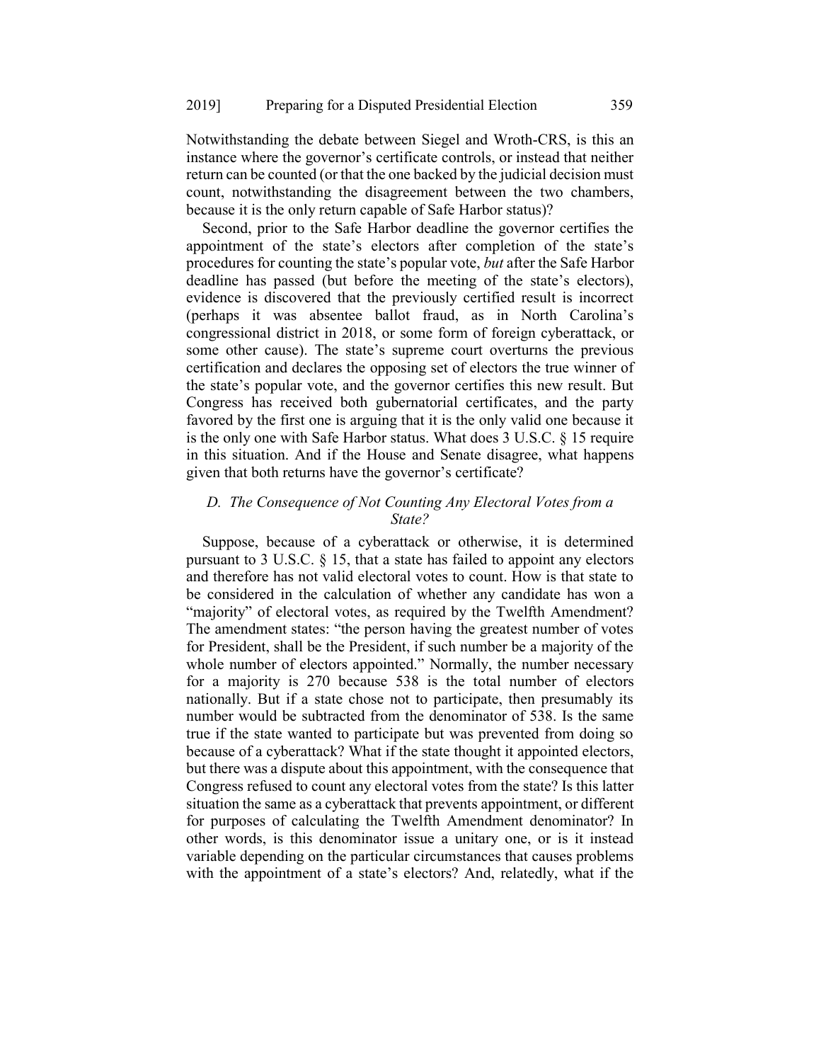Notwithstanding the debate between Siegel and Wroth-CRS, is this an instance where the governor's certificate controls, or instead that neither return can be counted (or that the one backed by the judicial decision must count, notwithstanding the disagreement between the two chambers, because it is the only return capable of Safe Harbor status)?

Second, prior to the Safe Harbor deadline the governor certifies the appointment of the state's electors after completion of the state's procedures for counting the state's popular vote, *but* after the Safe Harbor deadline has passed (but before the meeting of the state's electors), evidence is discovered that the previously certified result is incorrect (perhaps it was absentee ballot fraud, as in North Carolina's congressional district in 2018, or some form of foreign cyberattack, or some other cause). The state's supreme court overturns the previous certification and declares the opposing set of electors the true winner of the state's popular vote, and the governor certifies this new result. But Congress has received both gubernatorial certificates, and the party favored by the first one is arguing that it is the only valid one because it is the only one with Safe Harbor status. What does 3 U.S.C. § 15 require in this situation. And if the House and Senate disagree, what happens given that both returns have the governor's certificate?

### *D. The Consequence of Not Counting Any Electoral Votes from a State?*

Suppose, because of a cyberattack or otherwise, it is determined pursuant to 3 U.S.C. § 15, that a state has failed to appoint any electors and therefore has not valid electoral votes to count. How is that state to be considered in the calculation of whether any candidate has won a "majority" of electoral votes, as required by the Twelfth Amendment? The amendment states: "the person having the greatest number of votes for President, shall be the President, if such number be a majority of the whole number of electors appointed." Normally, the number necessary for a majority is 270 because 538 is the total number of electors nationally. But if a state chose not to participate, then presumably its number would be subtracted from the denominator of 538. Is the same true if the state wanted to participate but was prevented from doing so because of a cyberattack? What if the state thought it appointed electors, but there was a dispute about this appointment, with the consequence that Congress refused to count any electoral votes from the state? Is this latter situation the same as a cyberattack that prevents appointment, or different for purposes of calculating the Twelfth Amendment denominator? In other words, is this denominator issue a unitary one, or is it instead variable depending on the particular circumstances that causes problems with the appointment of a state's electors? And, relatedly, what if the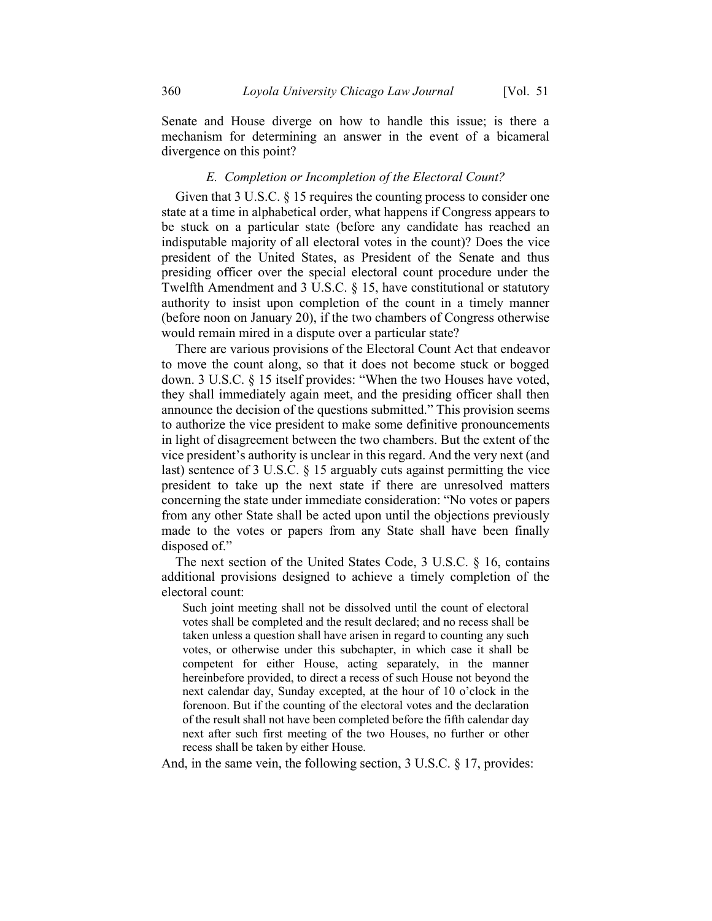Senate and House diverge on how to handle this issue; is there a mechanism for determining an answer in the event of a bicameral divergence on this point?

### *E. Completion or Incompletion of the Electoral Count?*

Given that 3 U.S.C. § 15 requires the counting process to consider one state at a time in alphabetical order, what happens if Congress appears to be stuck on a particular state (before any candidate has reached an indisputable majority of all electoral votes in the count)? Does the vice president of the United States, as President of the Senate and thus presiding officer over the special electoral count procedure under the Twelfth Amendment and 3 U.S.C. § 15, have constitutional or statutory authority to insist upon completion of the count in a timely manner (before noon on January 20), if the two chambers of Congress otherwise would remain mired in a dispute over a particular state?

There are various provisions of the Electoral Count Act that endeavor to move the count along, so that it does not become stuck or bogged down. 3 U.S.C. § 15 itself provides: "When the two Houses have voted, they shall immediately again meet, and the presiding officer shall then announce the decision of the questions submitted." This provision seems to authorize the vice president to make some definitive pronouncements in light of disagreement between the two chambers. But the extent of the vice president's authority is unclear in this regard. And the very next (and last) sentence of 3 U.S.C. § 15 arguably cuts against permitting the vice president to take up the next state if there are unresolved matters concerning the state under immediate consideration: "No votes or papers from any other State shall be acted upon until the objections previously made to the votes or papers from any State shall have been finally disposed of."

The next section of the United States Code, 3 U.S.C. § 16, contains additional provisions designed to achieve a timely completion of the electoral count:

> Such joint meeting shall not be dissolved until the count of electoral votes shall be completed and the result declared; and no recess shall be taken unless a question shall have arisen in regard to counting any such votes, or otherwise under this subchapter, in which case it shall be competent for either House, acting separately, in the manner hereinbefore provided, to direct a recess of such House not beyond the next calendar day, Sunday excepted, at the hour of 10 o'clock in the forenoon. But if the counting of the electoral votes and the declaration of the result shall not have been completed before the fifth calendar day next after such first meeting of the two Houses, no further or other recess shall be taken by either House.

And, in the same vein, the following section, 3 U.S.C. § 17, provides: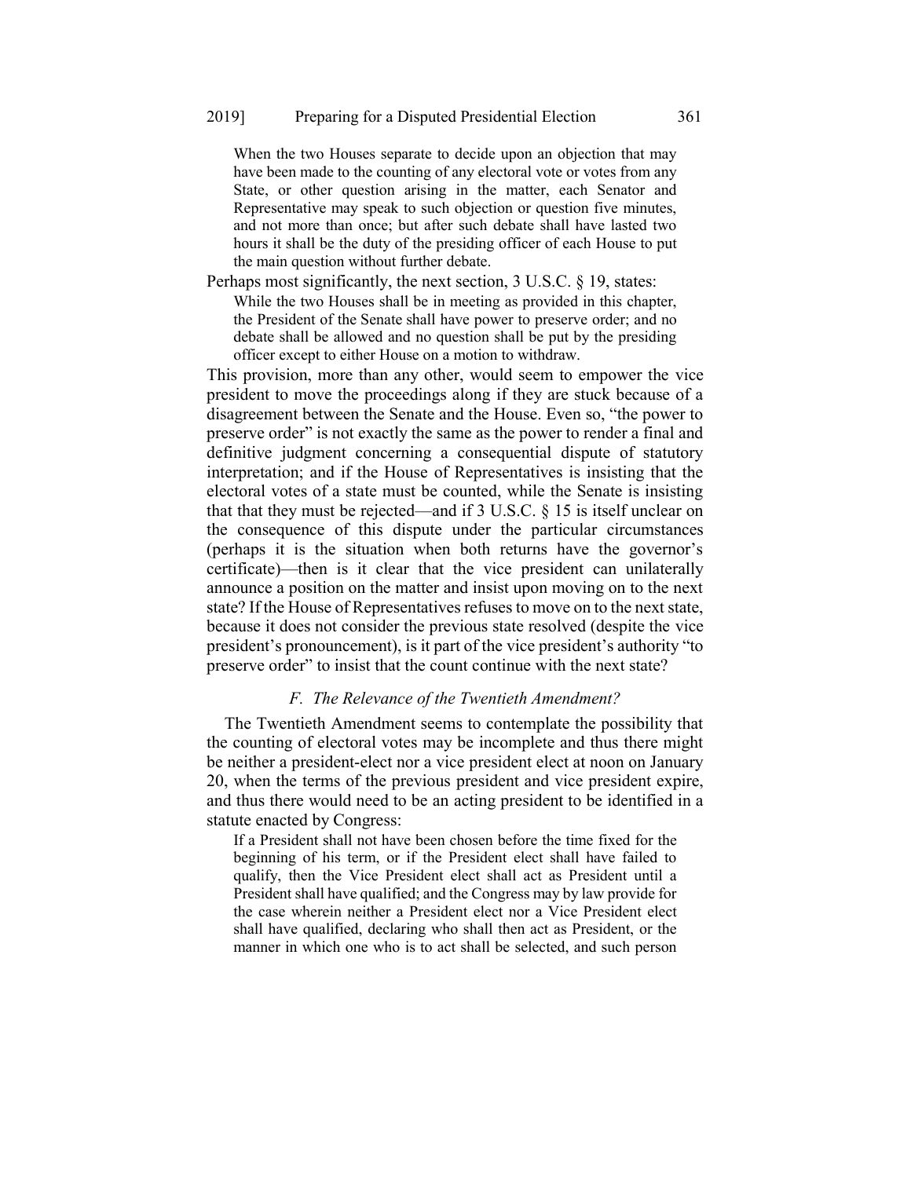> When the two Houses separate to decide upon an objection that may have been made to the counting of any electoral vote or votes from any State, or other question arising in the matter, each Senator and Representative may speak to such objection or question five minutes, and not more than once; but after such debate shall have lasted two hours it shall be the duty of the presiding officer of each House to put the main question without further debate.

Perhaps most significantly, the next section, 3 U.S.C. § 19, states:

> While the two Houses shall be in meeting as provided in this chapter, the President of the Senate shall have power to preserve order; and no debate shall be allowed and no question shall be put by the presiding officer except to either House on a motion to withdraw.

This provision, more than any other, would seem to empower the vice president to move the proceedings along if they are stuck because of a disagreement between the Senate and the House. Even so, "the power to preserve order" is not exactly the same as the power to render a final and definitive judgment concerning a consequential dispute of statutory interpretation; and if the House of Representatives is insisting that the electoral votes of a state must be counted, while the Senate is insisting that that they must be rejected—and if 3 U.S.C. § 15 is itself unclear on the consequence of this dispute under the particular circumstances (perhaps it is the situation when both returns have the governor's certificate)—then is it clear that the vice president can unilaterally announce a position on the matter and insist upon moving on to the next state? If the House of Representatives refuses to move on to the next state, because it does not consider the previous state resolved (despite the vice president's pronouncement), is it part of the vice president's authority "to preserve order" to insist that the count continue with the next state?

### *F. The Relevance of the Twentieth Amendment?*

The Twentieth Amendment seems to contemplate the possibility that the counting of electoral votes may be incomplete and thus there might be neither a president-elect nor a vice president elect at noon on January 20, when the terms of the previous president and vice president expire, and thus there would need to be an acting president to be identified in a statute enacted by Congress:

> If a President shall not have been chosen before the time fixed for the beginning of his term, or if the President elect shall have failed to qualify, then the Vice President elect shall act as President until a President shall have qualified; and the Congress may by law provide for the case wherein neither a President elect nor a Vice President elect shall have qualified, declaring who shall then act as President, or the manner in which one who is to act shall be selected, and such person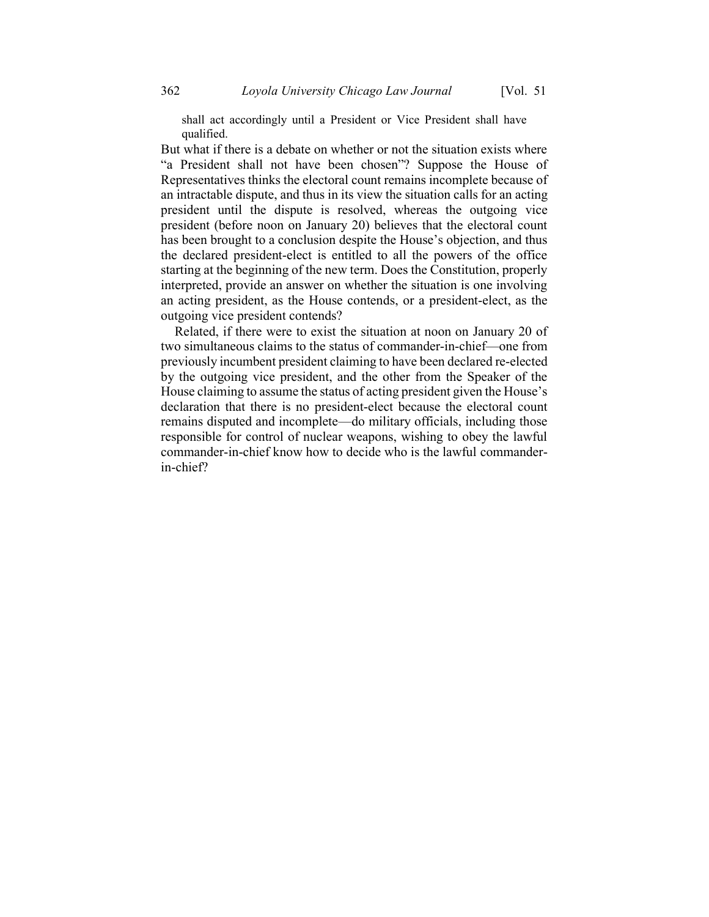> shall act accordingly until a President or Vice President shall have qualified.

But what if there is a debate on whether or not the situation exists where "a President shall not have been chosen"? Suppose the House of Representatives thinks the electoral count remains incomplete because of an intractable dispute, and thus in its view the situation calls for an acting president until the dispute is resolved, whereas the outgoing vice president (before noon on January 20) believes that the electoral count has been brought to a conclusion despite the House's objection, and thus the declared president-elect is entitled to all the powers of the office starting at the beginning of the new term. Does the Constitution, properly interpreted, provide an answer on whether the situation is one involving an acting president, as the House contends, or a president-elect, as the outgoing vice president contends?

Related, if there were to exist the situation at noon on January 20 of two simultaneous claims to the status of commander-in-chief—one from previously incumbent president claiming to have been declared re-elected by the outgoing vice president, and the other from the Speaker of the House claiming to assume the status of acting president given the House's declaration that there is no president-elect because the electoral count remains disputed and incomplete—do military officials, including those responsible for control of nuclear weapons, wishing to obey the lawful commander-in-chief know how to decide who is the lawful commander-in-chief?